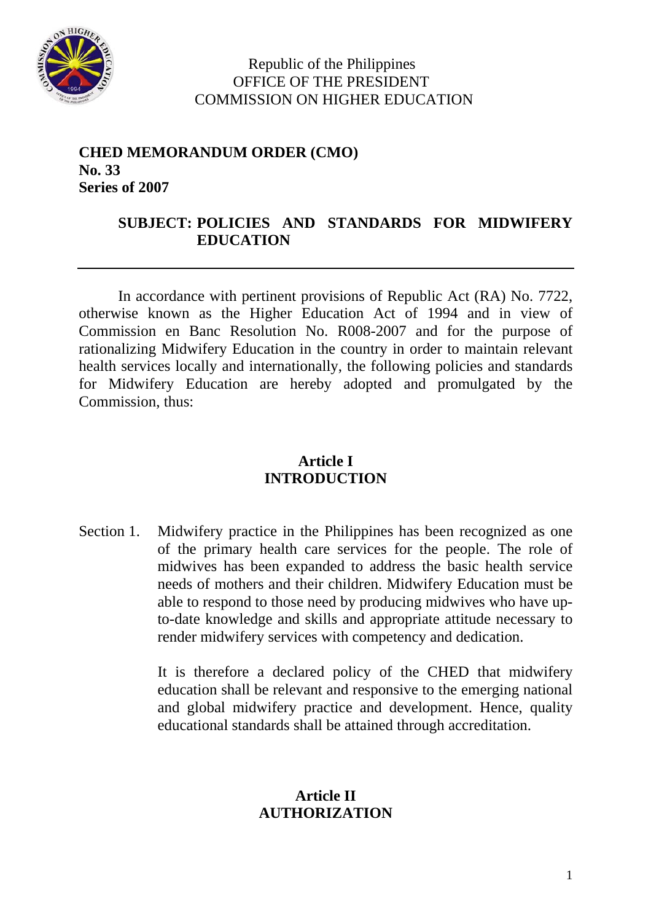Republic of the Philippines
OFFICE OF THE PRESIDENT
COMMISSION ON HIGHER EDUCATION

**CHED MEMORANDUM ORDER (CMO)**
**No. 33**
**Series of 2007**

**SUBJECT: POLICIES AND STANDARDS FOR MIDWIFERY EDUCATION**

---

In accordance with pertinent provisions of Republic Act (RA) No. 7722, otherwise known as the Higher Education Act of 1994 and in view of Commission en Banc Resolution No. R008-2007 and for the purpose of rationalizing Midwifery Education in the country in order to maintain relevant health services locally and internationally, the following policies and standards for Midwifery Education are hereby adopted and promulgated by the Commission, thus:

## Article I
## INTRODUCTION

Section 1. Midwifery practice in the Philippines has been recognized as one of the primary health care services for the people. The role of midwives has been expanded to address the basic health service needs of mothers and their children. Midwifery Education must be able to respond to those need by producing midwives who have up-to-date knowledge and skills and appropriate attitude necessary to render midwifery services with competency and dedication.

It is therefore a declared policy of the CHED that midwifery education shall be relevant and responsive to the emerging national and global midwifery practice and development. Hence, quality educational standards shall be attained through accreditation.

## Article II
## AUTHORIZATION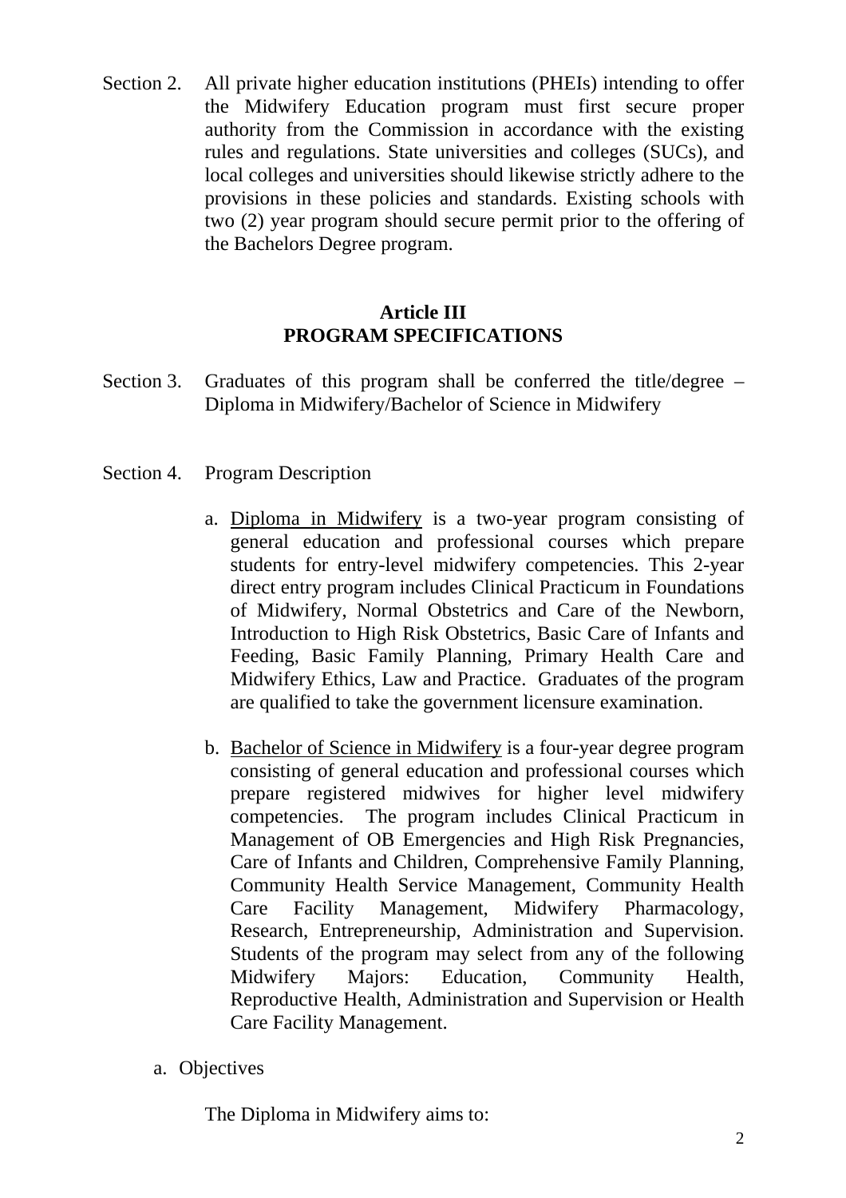Section 2. All private higher education institutions (PHEIs) intending to offer the Midwifery Education program must first secure proper authority from the Commission in accordance with the existing rules and regulations. State universities and colleges (SUCs), and local colleges and universities should likewise strictly adhere to the provisions in these policies and standards. Existing schools with two (2) year program should secure permit prior to the offering of the Bachelors Degree program.

## Article III
## PROGRAM SPECIFICATIONS

Section 3. Graduates of this program shall be conferred the title/degree – Diploma in Midwifery/Bachelor of Science in Midwifery

Section 4. Program Description

a. Diploma in Midwifery is a two-year program consisting of general education and professional courses which prepare students for entry-level midwifery competencies. This 2-year direct entry program includes Clinical Practicum in Foundations of Midwifery, Normal Obstetrics and Care of the Newborn, Introduction to High Risk Obstetrics, Basic Care of Infants and Feeding, Basic Family Planning, Primary Health Care and Midwifery Ethics, Law and Practice. Graduates of the program are qualified to take the government licensure examination.

b. Bachelor of Science in Midwifery is a four-year degree program consisting of general education and professional courses which prepare registered midwives for higher level midwifery competencies. The program includes Clinical Practicum in Management of OB Emergencies and High Risk Pregnancies, Care of Infants and Children, Comprehensive Family Planning, Community Health Service Management, Community Health Care Facility Management, Midwifery Pharmacology, Research, Entrepreneurship, Administration and Supervision. Students of the program may select from any of the following Midwifery Majors: Education, Community Health, Reproductive Health, Administration and Supervision or Health Care Facility Management.

a. Objectives

The Diploma in Midwifery aims to: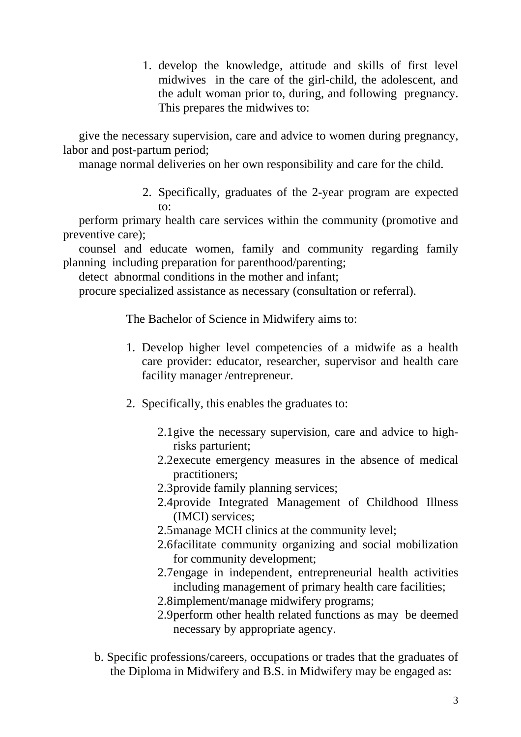1. develop the knowledge, attitude and skills of first level midwives in the care of the girl-child, the adolescent, and the adult woman prior to, during, and following pregnancy. This prepares the midwives to:

give the necessary supervision, care and advice to women during pregnancy, labor and post-partum period;

manage normal deliveries on her own responsibility and care for the child.

2. Specifically, graduates of the 2-year program are expected to:

perform primary health care services within the community (promotive and preventive care);

counsel and educate women, family and community regarding family planning including preparation for parenthood/parenting;

detect abnormal conditions in the mother and infant;

procure specialized assistance as necessary (consultation or referral).

The Bachelor of Science in Midwifery aims to:

1. Develop higher level competencies of a midwife as a health care provider: educator, researcher, supervisor and health care facility manager /entrepreneur.

2. Specifically, this enables the graduates to:

   2.1 give the necessary supervision, care and advice to high-risks parturient;
   2.2 execute emergency measures in the absence of medical practitioners;
   2.3 provide family planning services;
   2.4 provide Integrated Management of Childhood Illness (IMCI) services;
   2.5 manage MCH clinics at the community level;
   2.6 facilitate community organizing and social mobilization for community development;
   2.7 engage in independent, entrepreneurial health activities including management of primary health care facilities;
   2.8 implement/manage midwifery programs;
   2.9 perform other health related functions as may be deemed necessary by appropriate agency.

b. Specific professions/careers, occupations or trades that the graduates of the Diploma in Midwifery and B.S. in Midwifery may be engaged as: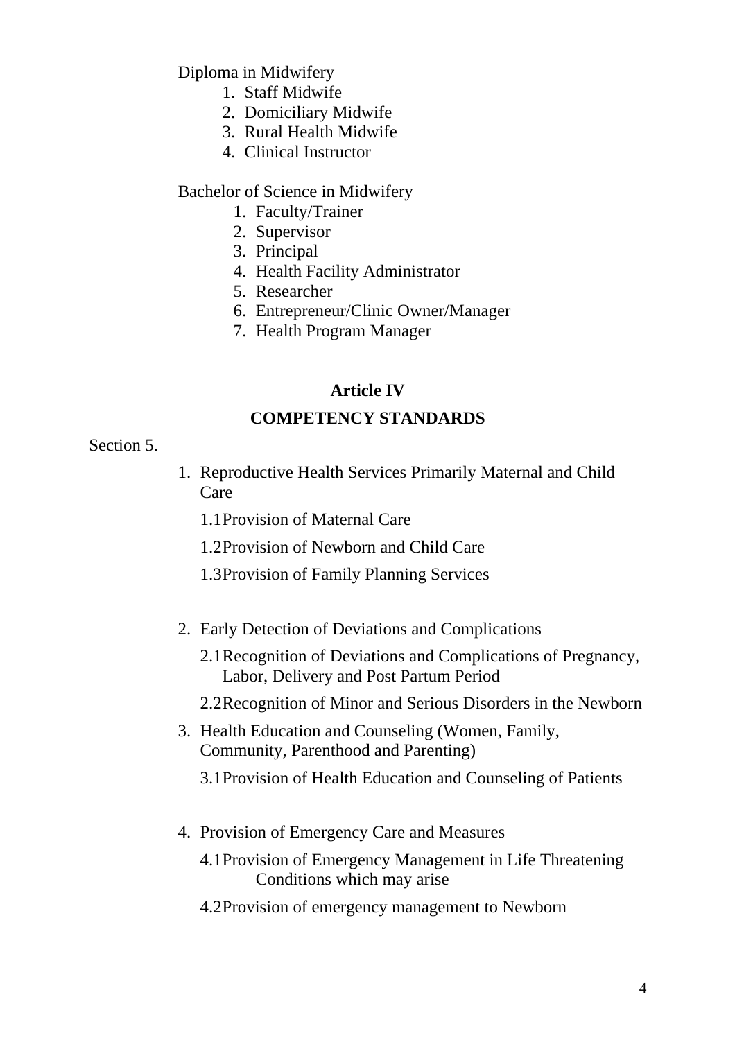Diploma in Midwifery

1. Staff Midwife
2. Domiciliary Midwife
3. Rural Health Midwife
4. Clinical Instructor

Bachelor of Science in Midwifery

1. Faculty/Trainer
2. Supervisor
3. Principal
4. Health Facility Administrator
5. Researcher
6. Entrepreneur/Clinic Owner/Manager
7. Health Program Manager

## Article IV

## COMPETENCY STANDARDS

Section 5.

1. Reproductive Health Services Primarily Maternal and Child Care

   1.1 Provision of Maternal Care

   1.2 Provision of Newborn and Child Care

   1.3 Provision of Family Planning Services

2. Early Detection of Deviations and Complications

   2.1 Recognition of Deviations and Complications of Pregnancy, Labor, Delivery and Post Partum Period

   2.2 Recognition of Minor and Serious Disorders in the Newborn

3. Health Education and Counseling (Women, Family, Community, Parenthood and Parenting)

   3.1 Provision of Health Education and Counseling of Patients

4. Provision of Emergency Care and Measures

   4.1 Provision of Emergency Management in Life Threatening Conditions which may arise

   4.2 Provision of emergency management to Newborn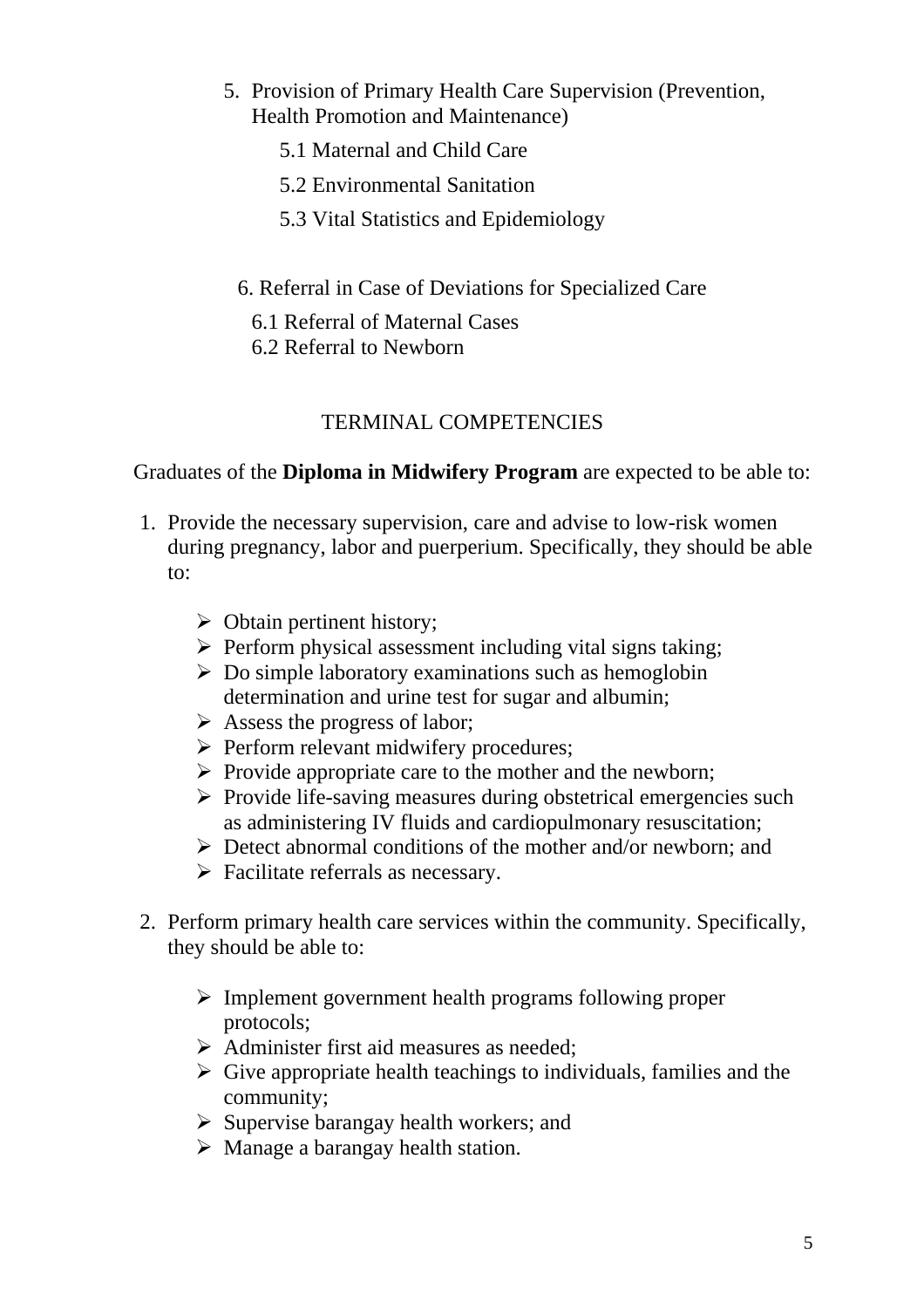5. Provision of Primary Health Care Supervision (Prevention, Health Promotion and Maintenance)
    - 5.1 Maternal and Child Care
    - 5.2 Environmental Sanitation
    - 5.3 Vital Statistics and Epidemiology

6. Referral in Case of Deviations for Specialized Care
    - 6.1 Referral of Maternal Cases
    - 6.2 Referral to Newborn

## TERMINAL COMPETENCIES

Graduates of the **Diploma in Midwifery Program** are expected to be able to:

1. Provide the necessary supervision, care and advise to low-risk women during pregnancy, labor and puerperium. Specifically, they should be able to:

    - Obtain pertinent history;
    - Perform physical assessment including vital signs taking;
    - Do simple laboratory examinations such as hemoglobin determination and urine test for sugar and albumin;
    - Assess the progress of labor;
    - Perform relevant midwifery procedures;
    - Provide appropriate care to the mother and the newborn;
    - Provide life-saving measures during obstetrical emergencies such as administering IV fluids and cardiopulmonary resuscitation;
    - Detect abnormal conditions of the mother and/or newborn; and
    - Facilitate referrals as necessary.

2. Perform primary health care services within the community. Specifically, they should be able to:

    - Implement government health programs following proper protocols;
    - Administer first aid measures as needed;
    - Give appropriate health teachings to individuals, families and the community;
    - Supervise barangay health workers; and
    - Manage a barangay health station.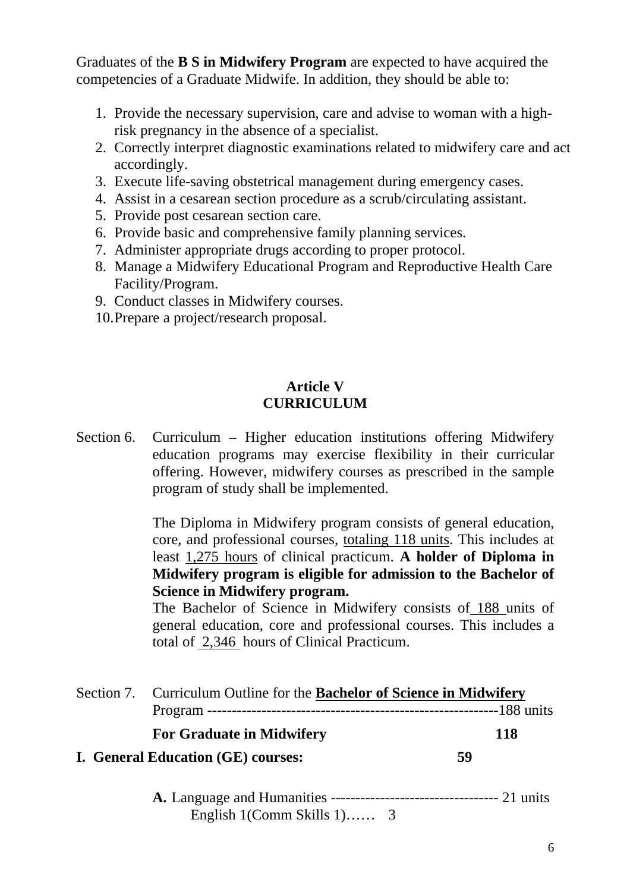Graduates of the **B S in Midwifery Program** are expected to have acquired the competencies of a Graduate Midwife. In addition, they should be able to:

1. Provide the necessary supervision, care and advise to woman with a high-risk pregnancy in the absence of a specialist.
2. Correctly interpret diagnostic examinations related to midwifery care and act accordingly.
3. Execute life-saving obstetrical management during emergency cases.
4. Assist in a cesarean section procedure as a scrub/circulating assistant.
5. Provide post cesarean section care.
6. Provide basic and comprehensive family planning services.
7. Administer appropriate drugs according to proper protocol.
8. Manage a Midwifery Educational Program and Reproductive Health Care Facility/Program.
9. Conduct classes in Midwifery courses.
10. Prepare a project/research proposal.

## Article V
## CURRICULUM

Section 6. Curriculum – Higher education institutions offering Midwifery education programs may exercise flexibility in their curricular offering. However, midwifery courses as prescribed in the sample program of study shall be implemented.

The Diploma in Midwifery program consists of general education, core, and professional courses, totaling 118 units. This includes at least 1,275 hours of clinical practicum. **A holder of Diploma in Midwifery program is eligible for admission to the Bachelor of Science in Midwifery program.**

The Bachelor of Science in Midwifery consists of 188 units of general education, core and professional courses. This includes a total of 2,346 hours of Clinical Practicum.

Section 7. Curriculum Outline for the **Bachelor of Science in Midwifery** Program ---------------------------------------------------------188 units

**For Graduate in Midwifery** **118**

**I. General Education (GE) courses:** **59**

**A.** Language and Humanities ---------------------------------- 21 units

English 1(Comm Skills 1)…… 3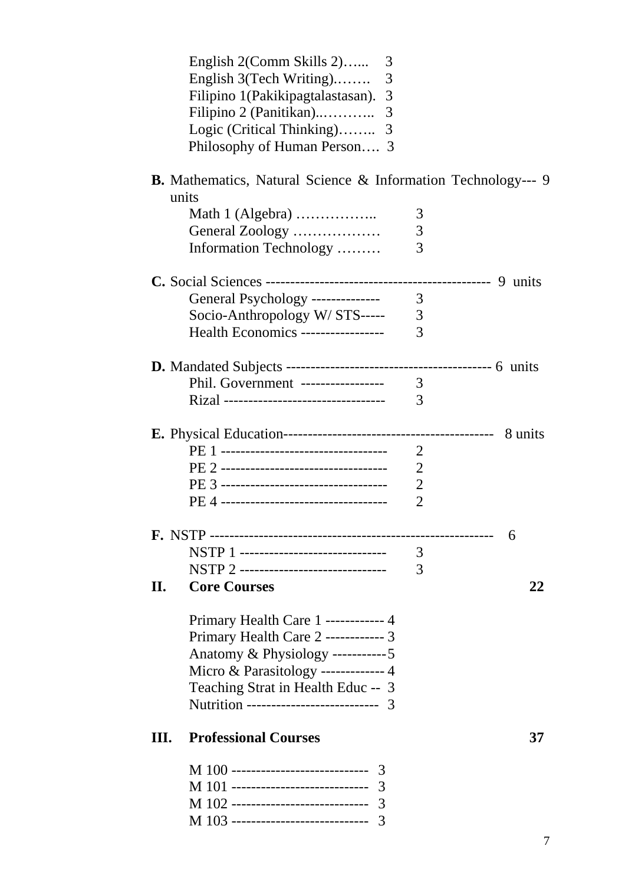English 2(Comm Skills 2)…... 3
English 3(Tech Writing).……. 3
Filipino 1(Pakikipagtalastasan). 3
Filipino 2 (Panitikan)..……….. 3
Logic (Critical Thinking)…….. 3
Philosophy of Human Person…. 3

**B.** Mathematics, Natural Science & Information Technology--- 9 units

Math 1 (Algebra) …………….. 3
General Zoology ……………… 3
Information Technology ……… 3

**C.** Social Sciences --------------------------------------------- 9 units

General Psychology -------------- 3
Socio-Anthropology W/ STS----- 3
Health Economics ----------------- 3

**D.** Mandated Subjects ----------------------------------------- 6 units

Phil. Government ----------------- 3
Rizal --------------------------------- 3

**E.** Physical Education------------------------------------------- 8 units

PE 1 ---------------------------------- 2
PE 2 ---------------------------------- 2
PE 3 ---------------------------------- 2
PE 4 ---------------------------------- 2

**F.** NSTP -------------------------------------------------------- 6

NSTP 1 ------------------------------ 3
NSTP 2 ------------------------------ 3

## II. Core Courses 22

Primary Health Care 1 ------------ 4
Primary Health Care 2 ------------ 3
Anatomy & Physiology -----------5
Micro & Parasitology ------------- 4
Teaching Strat in Health Educ -- 3
Nutrition -------------------------- 3

## III. Professional Courses 37

M 100 ---------------------------- 3
M 101 ---------------------------- 3
M 102 ---------------------------- 3
M 103 ---------------------------- 3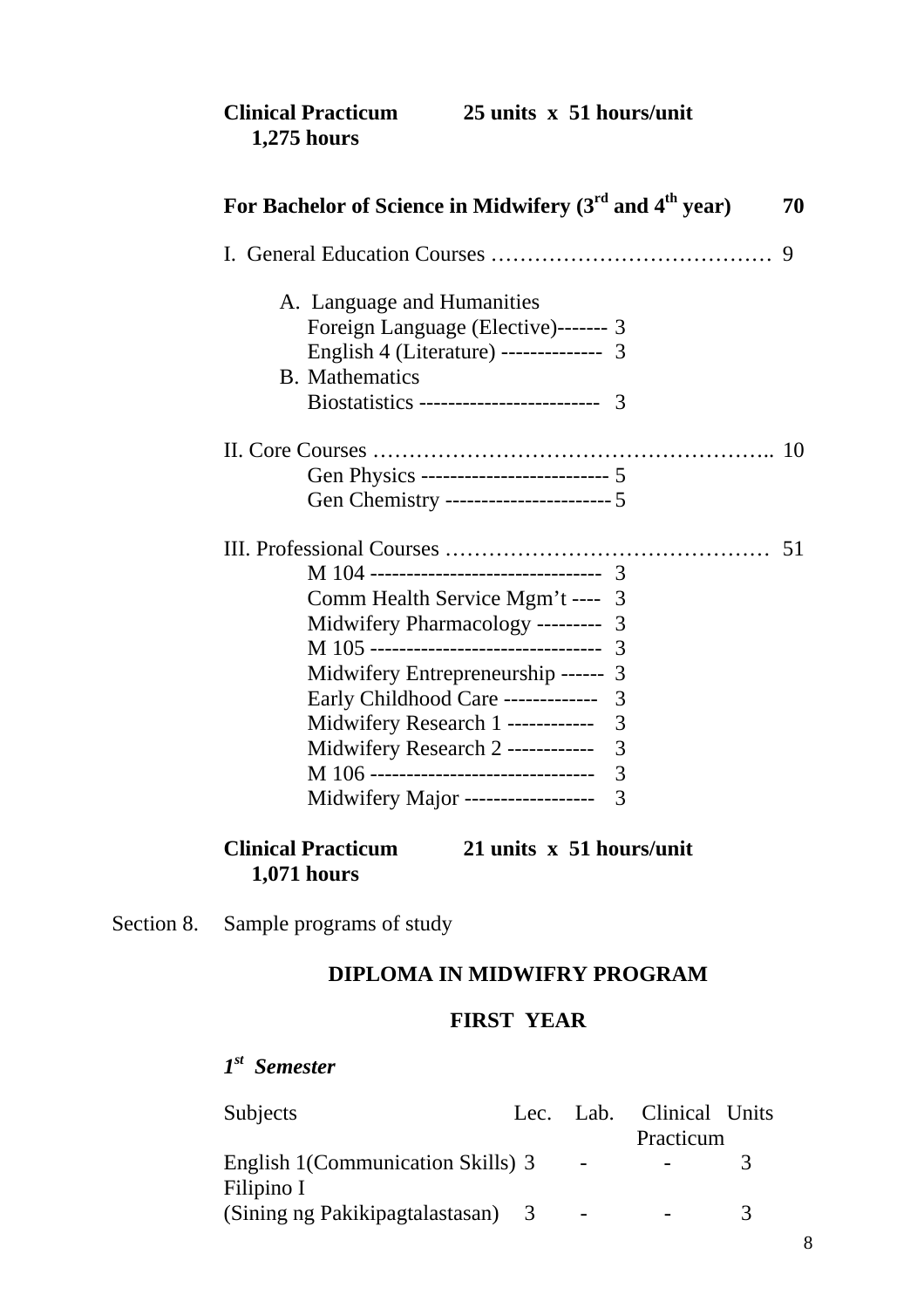**Clinical Practicum 25 units x 51 hours/unit 1,275 hours**

**For Bachelor of Science in Midwifery (3rd and 4th year) 70**

I. General Education Courses ………………………………… 9

A. Language and Humanities
- Foreign Language (Elective)------- 3
- English 4 (Literature) -------------- 3

B. Mathematics
- Biostatistics ------------------------ 3

II. Core Courses ……………………………………………….. 10
- Gen Physics -------------------------- 5
- Gen Chemistry ----------------------- 5

III. Professional Courses ……………………………………… 51
- M 104 -------------------------------- 3
- Comm Health Service Mgm't ---- 3
- Midwifery Pharmacology --------- 3
- M 105 -------------------------------- 3
- Midwifery Entrepreneurship ------ 3
- Early Childhood Care ------------- 3
- Midwifery Research 1 ------------ 3
- Midwifery Research 2 ------------ 3
- M 106 -------------------------------- 3
- Midwifery Major ------------------ 3

**Clinical Practicum 21 units x 51 hours/unit 1,071 hours**

Section 8. Sample programs of study

**DIPLOMA IN MIDWIFRY PROGRAM**

**FIRST YEAR**

***1st Semester***

| Subjects | Lec. | Lab. | Clinical Practicum | Units |
|---|---|---|---|---|
| English 1(Communication Skills) | 3 | - | - | 3 |
| Filipino I (Sining ng Pakikipagtalastasan) | 3 | - | - | 3 |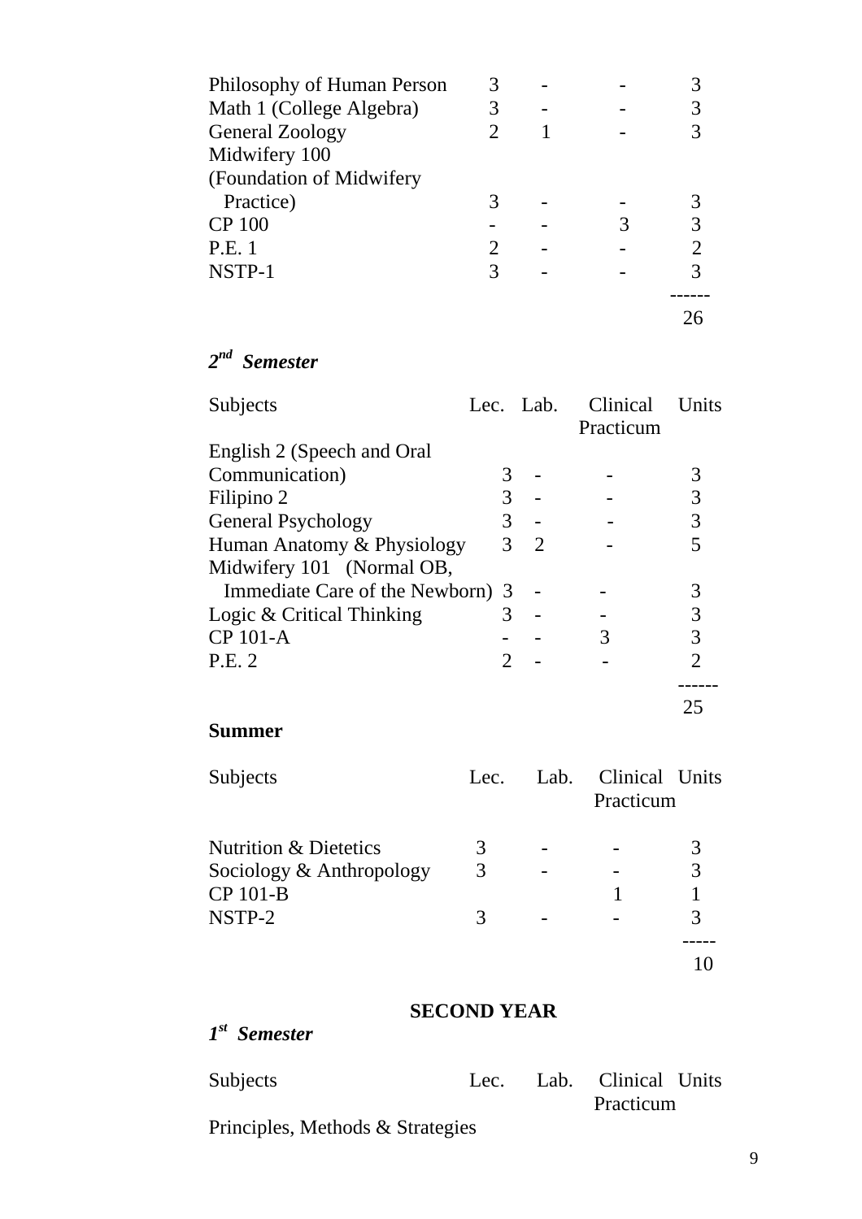| Subjects | Lec. | Lab. | Clinical Practicum | Units |
|---|---|---|---|---|
| Philosophy of Human Person | 3 | - | - | 3 |
| Math 1 (College Algebra) | 3 | - | - | 3 |
| General Zoology | 2 | 1 | - | 3 |
| Midwifery 100 (Foundation of Midwifery Practice) | 3 | - | - | 3 |
| CP 100 | - | - | 3 | 3 |
| P.E. 1 | 2 | - | - | 2 |
| NSTP-1 | 3 | - | - | 3 |
| | | | | 26 |

***2nd Semester***

| Subjects | Lec. | Lab. | Clinical Practicum | Units |
|---|---|---|---|---|
| English 2 (Speech and Oral Communication) | 3 | - | - | 3 |
| Filipino 2 | 3 | - | - | 3 |
| General Psychology | 3 | - | - | 3 |
| Human Anatomy & Physiology | 3 | 2 | - | 5 |
| Midwifery 101 (Normal OB, Immediate Care of the Newborn) | 3 | - | - | 3 |
| Logic & Critical Thinking | 3 | - | - | 3 |
| CP 101-A | - | - | 3 | 3 |
| P.E. 2 | 2 | - | - | 2 |
| | | | | 25 |

**Summer**

| Subjects | Lec. | Lab. | Clinical Practicum | Units |
|---|---|---|---|---|
| Nutrition & Dietetics | 3 | - | - | 3 |
| Sociology & Anthropology | 3 | - | - | 3 |
| CP 101-B | | | 1 | 1 |
| NSTP-2 | 3 | - | - | 3 |
| | | | | 10 |

**SECOND YEAR**

***1st Semester***

| Subjects | Lec. | Lab. | Clinical Practicum | Units |
|---|---|---|---|---|
| Principles, Methods & Strategies | | | | |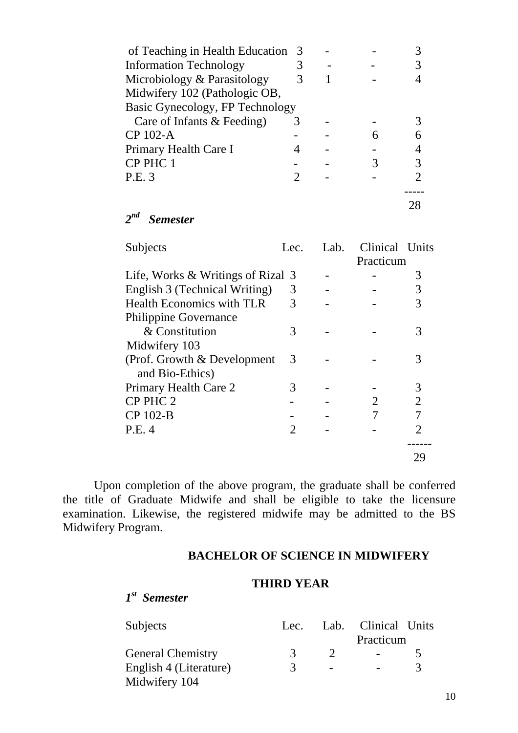| | | | | |
|---|---|---|---|---|
| of Teaching in Health Education | 3 | - | - | 3 |
| Information Technology | 3 | - | - | 3 |
| Microbiology & Parasitology | 3 | 1 | - | 4 |
| Midwifery 102 (Pathologic OB, Basic Gynecology, FP Technology Care of Infants & Feeding) | 3 | - | - | 3 |
| CP 102-A | - | - | 6 | 6 |
| Primary Health Care I | 4 | - | - | 4 |
| CP PHC 1 | - | - | 3 | 3 |
| P.E. 3 | 2 | - | - | 2 |
| | | | | ----- |
| | | | | 28 |

***2nd Semester***

| Subjects | Lec. | Lab. | Clinical Practicum | Units |
|---|---|---|---|---|
| Life, Works & Writings of Rizal | 3 | - | - | 3 |
| English 3 (Technical Writing) | 3 | - | - | 3 |
| Health Economics with TLR | 3 | - | - | 3 |
| Philippine Governance & Constitution | 3 | - | - | 3 |
| Midwifery 103 (Prof. Growth & Development and Bio-Ethics) | 3 | - | - | 3 |
| Primary Health Care 2 | 3 | - | - | 3 |
| CP PHC 2 | - | - | 2 | 2 |
| CP 102-B | - | - | 7 | 7 |
| P.E. 4 | 2 | - | - | 2 |
| | | | | ------ |
| | | | | 29 |

Upon completion of the above program, the graduate shall be conferred the title of Graduate Midwife and shall be eligible to take the licensure examination. Likewise, the registered midwife may be admitted to the BS Midwifery Program.

## BACHELOR OF SCIENCE IN MIDWIFERY

### THIRD YEAR

***1st Semester***

| Subjects | Lec. | Lab. | Clinical Practicum | Units |
|---|---|---|---|---|
| General Chemistry | 3 | 2 | - | 5 |
| English 4 (Literature) | 3 | - | - | 3 |
| Midwifery 104 | | | | |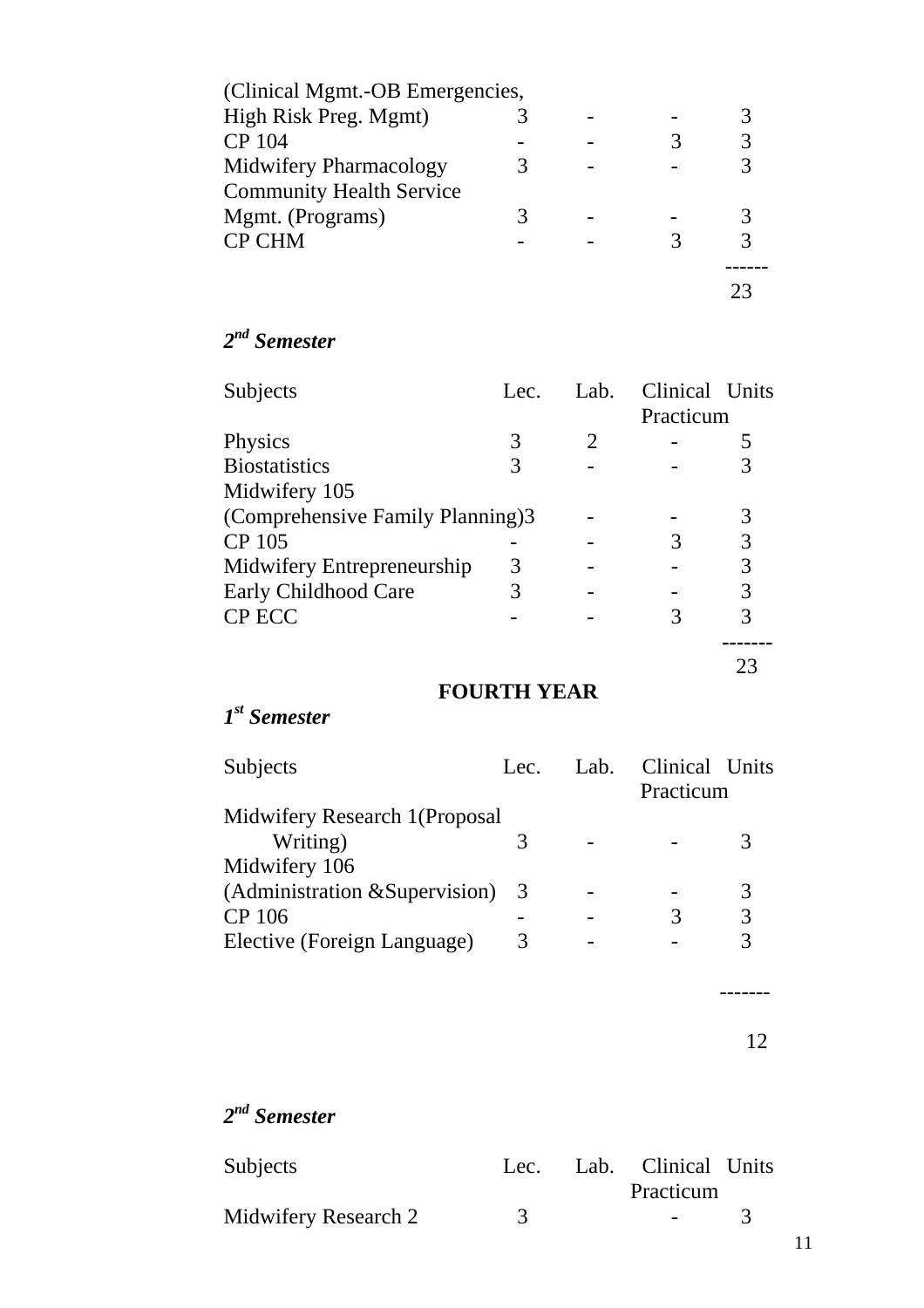| | | | | |
|---|---|---|---|---|
| (Clinical Mgmt.-OB Emergencies, High Risk Preg. Mgmt) | 3 | - | - | 3 |
| CP 104 | - | - | 3 | 3 |
| Midwifery Pharmacology | 3 | - | - | 3 |
| Community Health Service Mgmt. (Programs) | 3 | - | - | 3 |
| CP CHM | - | - | 3 | 3 |
| | | | | ------ |
| | | | | 23 |

### *2nd Semester*

| Subjects | Lec. | Lab. | Clinical Practicum | Units |
|---|---|---|---|---|
| Physics | 3 | 2 | - | 5 |
| Biostatistics | 3 | - | - | 3 |
| Midwifery 105 (Comprehensive Family Planning) | 3 | - | - | 3 |
| CP 105 | - | - | 3 | 3 |
| Midwifery Entrepreneurship | 3 | - | - | 3 |
| Early Childhood Care | 3 | - | - | 3 |
| CP ECC | - | - | 3 | 3 |
| | | | | ------- |
| | | | | 23 |

## FOURTH YEAR

### *1st Semester*

| Subjects | Lec. | Lab. | Clinical Practicum | Units |
|---|---|---|---|---|
| Midwifery Research 1(Proposal Writing) | 3 | - | - | 3 |
| Midwifery 106 (Administration &Supervision) | 3 | - | - | 3 |
| CP 106 | - | - | 3 | 3 |
| Elective (Foreign Language) | 3 | - | - | 3 |
| | | | | ------- |
| | | | | 12 |

### *2nd Semester*

| Subjects | Lec. | Lab. | Clinical Practicum | Units |
|---|---|---|---|---|
| Midwifery Research 2 | 3 | | - | 3 |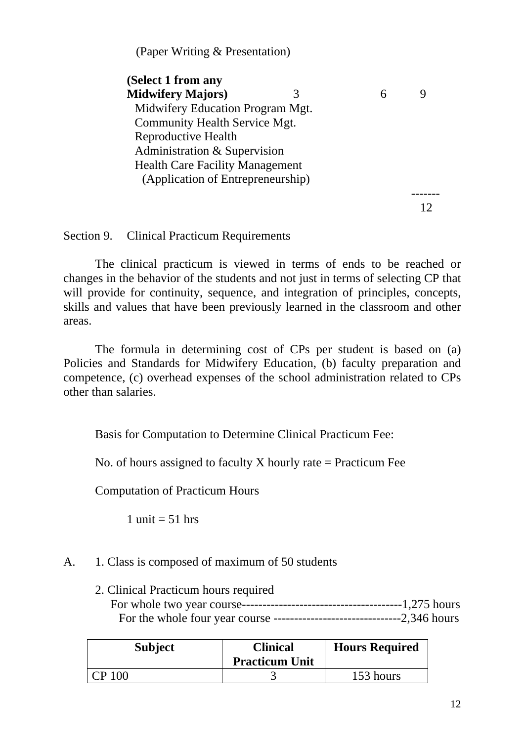(Paper Writing & Presentation)

| | | | |
|---|---|---|---|
| **(Select 1 from any Midwifery Majors)** | 3 | 6 | 9 |
| Midwifery Education Program Mgt. | | | |
| Community Health Service Mgt. | | | |
| Reproductive Health | | | |
| Administration & Supervision | | | |
| Health Care Facility Management (Application of Entrepreneurship) | | | |
| | | | ------- |
| | | | 12 |

Section 9. Clinical Practicum Requirements

The clinical practicum is viewed in terms of ends to be reached or changes in the behavior of the students and not just in terms of selecting CP that will provide for continuity, sequence, and integration of principles, concepts, skills and values that have been previously learned in the classroom and other areas.

The formula in determining cost of CPs per student is based on (a) Policies and Standards for Midwifery Education, (b) faculty preparation and competence, (c) overhead expenses of the school administration related to CPs other than salaries.

Basis for Computation to Determine Clinical Practicum Fee:

No. of hours assigned to faculty X hourly rate = Practicum Fee

Computation of Practicum Hours

1 unit = 51 hrs

A. 1. Class is composed of maximum of 50 students

2. Clinical Practicum hours required
For whole two year course---------------------------------------1,275 hours
For the whole four year course -------------------------------2,346 hours

| Subject | Clinical Practicum Unit | Hours Required |
|---|---|---|
| CP 100 | 3 | 153 hours |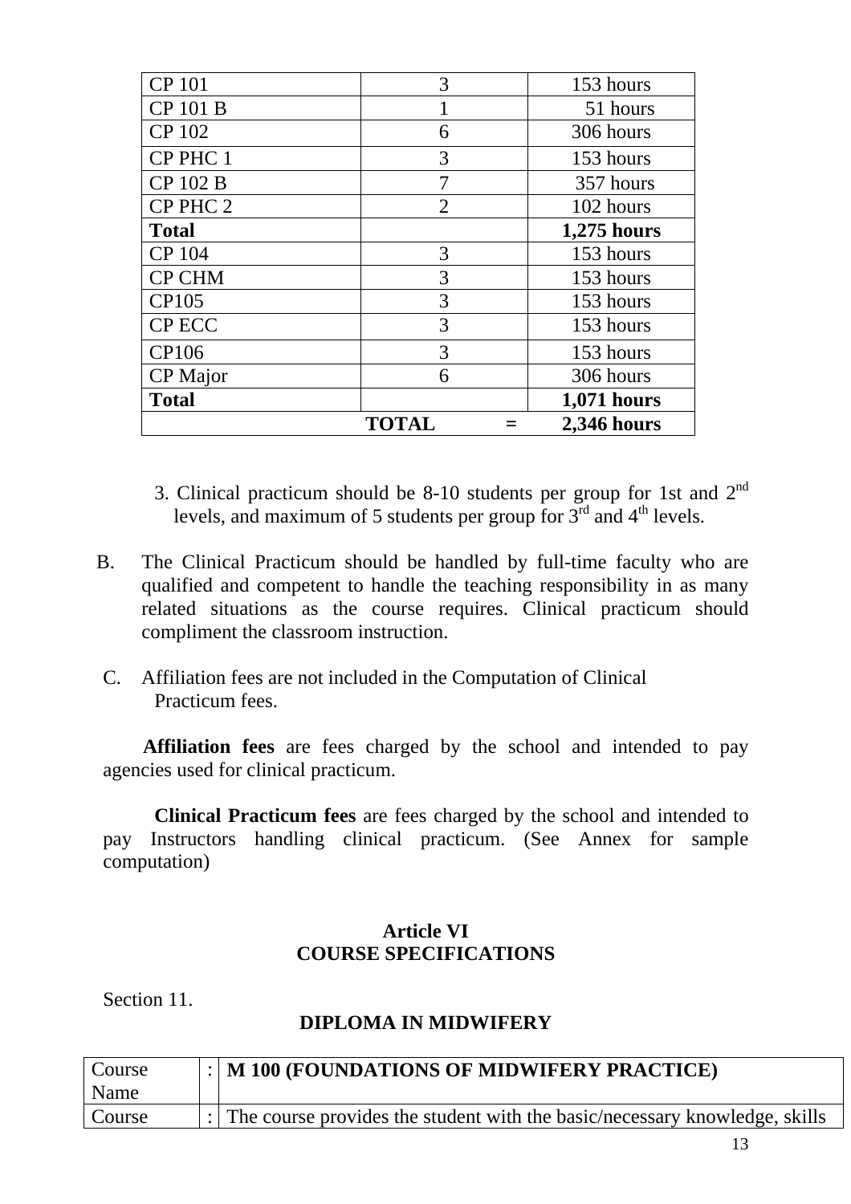| CP 101 | 3 | 153 hours |
|---|---|---|
| CP 101 B | 1 | 51 hours |
| CP 102 | 6 | 306 hours |
| CP PHC 1 | 3 | 153 hours |
| CP 102 B | 7 | 357 hours |
| CP PHC 2 | 2 | 102 hours |
| **Total** | | **1,275 hours** |
| CP 104 | 3 | 153 hours |
| CP CHM | 3 | 153 hours |
| CP105 | 3 | 153 hours |
| CP ECC | 3 | 153 hours |
| CP106 | 3 | 153 hours |
| CP Major | 6 | 306 hours |
| **Total** | | **1,071 hours** |
| | **TOTAL =** | **2,346 hours** |

3. Clinical practicum should be 8-10 students per group for 1st and 2nd levels, and maximum of 5 students per group for 3rd and 4th levels.

B. The Clinical Practicum should be handled by full-time faculty who are qualified and competent to handle the teaching responsibility in as many related situations as the course requires. Clinical practicum should compliment the classroom instruction.

C. Affiliation fees are not included in the Computation of Clinical Practicum fees.

**Affiliation fees** are fees charged by the school and intended to pay agencies used for clinical practicum.

**Clinical Practicum fees** are fees charged by the school and intended to pay Instructors handling clinical practicum. (See Annex for sample computation)

## Article VI
## COURSE SPECIFICATIONS

Section 11.

### DIPLOMA IN MIDWIFERY

| Course Name | : | **M 100 (FOUNDATIONS OF MIDWIFERY PRACTICE)** |
|---|---|---|
| Course | : | The course provides the student with the basic/necessary knowledge, skills |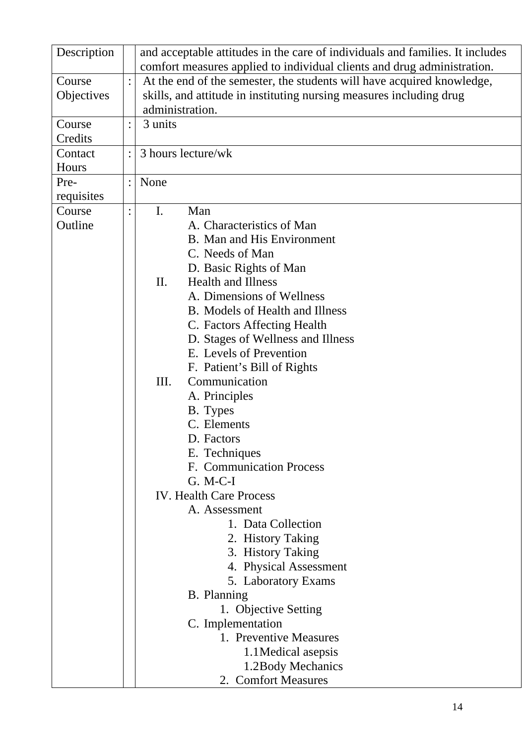| Description | | and acceptable attitudes in the care of individuals and families. It includes comfort measures applied to individual clients and drug administration. |
|---|---|---|
| Course Objectives | : | At the end of the semester, the students will have acquired knowledge, skills, and attitude in instituting nursing measures including drug administration. |
| Course Credits | : | 3 units |
| Contact Hours | : | 3 hours lecture/wk |
| Pre-requisites | : | None |
| Course Outline | : | I. Man<br>A. Characteristics of Man<br>B. Man and His Environment<br>C. Needs of Man<br>D. Basic Rights of Man<br>II. Health and Illness<br>A. Dimensions of Wellness<br>B. Models of Health and Illness<br>C. Factors Affecting Health<br>D. Stages of Wellness and Illness<br>E. Levels of Prevention<br>F. Patient's Bill of Rights<br>III. Communication<br>A. Principles<br>B. Types<br>C. Elements<br>D. Factors<br>E. Techniques<br>F. Communication Process<br>G. M-C-I<br>IV. Health Care Process<br>A. Assessment<br>1. Data Collection<br>2. History Taking<br>3. History Taking<br>4. Physical Assessment<br>5. Laboratory Exams<br>B. Planning<br>1. Objective Setting<br>C. Implementation<br>1. Preventive Measures<br>1.1Medical asepsis<br>1.2Body Mechanics<br>2. Comfort Measures |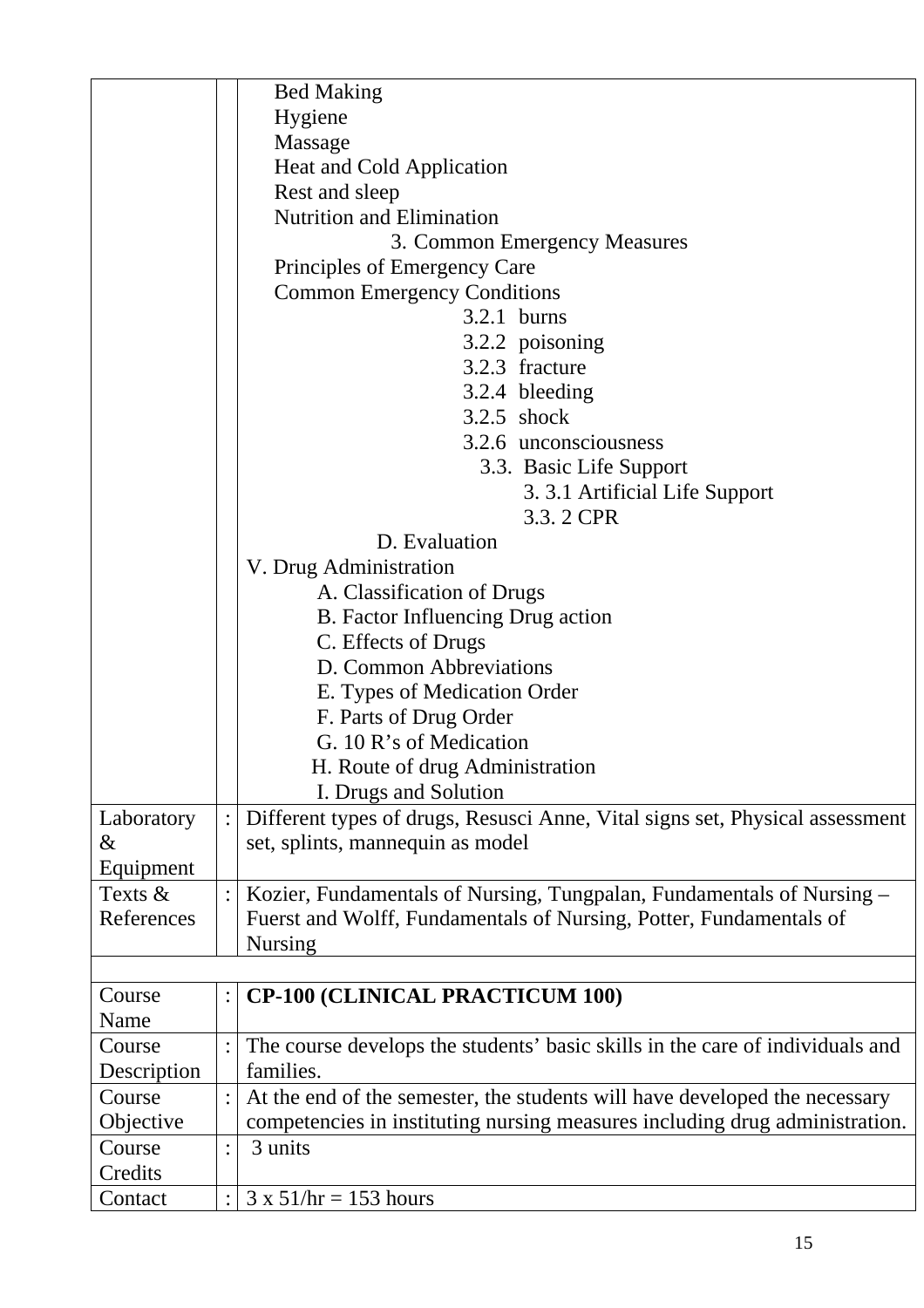|  |  |  |
|---|---|---|
|  |  | Bed Making<br>Hygiene<br>Massage<br>Heat and Cold Application<br>Rest and sleep<br>Nutrition and Elimination<br>3. Common Emergency Measures<br>Principles of Emergency Care<br>Common Emergency Conditions<br>3.2.1 burns<br>3.2.2 poisoning<br>3.2.3 fracture<br>3.2.4 bleeding<br>3.2.5 shock<br>3.2.6 unconsciousness<br>3.3. Basic Life Support<br>3. 3.1 Artificial Life Support<br>3.3. 2 CPR<br>D. Evaluation<br>V. Drug Administration<br>A. Classification of Drugs<br>B. Factor Influencing Drug action<br>C. Effects of Drugs<br>D. Common Abbreviations<br>E. Types of Medication Order<br>F. Parts of Drug Order<br>G. 10 R's of Medication<br>H. Route of drug Administration<br>I. Drugs and Solution |
| Laboratory & Equipment | : | Different types of drugs, Resusci Anne, Vital signs set, Physical assessment set, splints, mannequin as model |
| Texts & References | : | Kozier, Fundamentals of Nursing, Tungpalan, Fundamentals of Nursing – Fuerst and Wolff, Fundamentals of Nursing, Potter, Fundamentals of Nursing |
|  |  |  |
| Course Name | : | **CP-100 (CLINICAL PRACTICUM 100)** |
| Course Description | : | The course develops the students' basic skills in the care of individuals and families. |
| Course Objective | : | At the end of the semester, the students will have developed the necessary competencies in instituting nursing measures including drug administration. |
| Course Credits | : | 3 units |
| Contact | : | 3 x 51/hr = 153 hours |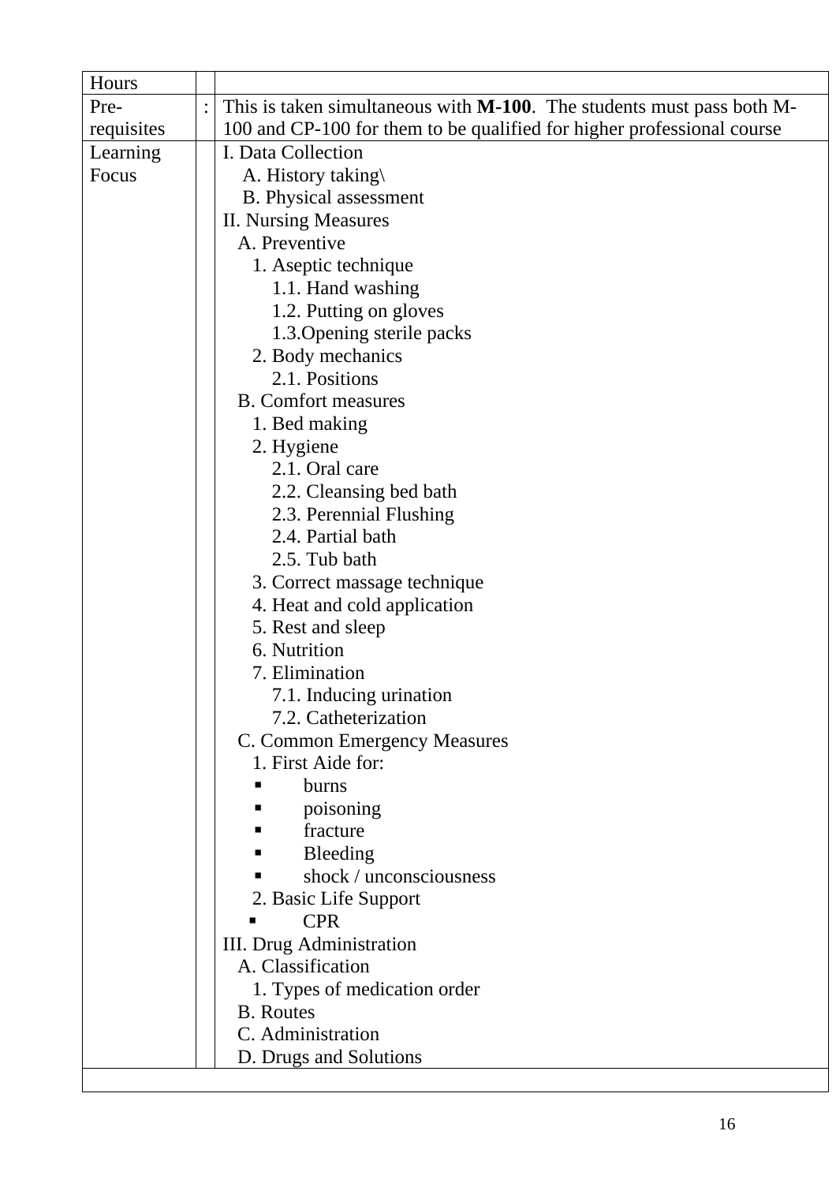| Hours | | |
|---|---|---|
| Pre-requisites | : | This is taken simultaneous with **M-100**. The students must pass both M-100 and CP-100 for them to be qualified for higher professional course |
| Learning Focus | | I. Data Collection<br>A. History taking\<br>B. Physical assessment<br>II. Nursing Measures<br>A. Preventive<br>1. Aseptic technique<br>1.1. Hand washing<br>1.2. Putting on gloves<br>1.3.Opening sterile packs<br>2. Body mechanics<br>2.1. Positions<br>B. Comfort measures<br>1. Bed making<br>2. Hygiene<br>2.1. Oral care<br>2.2. Cleansing bed bath<br>2.3. Perennial Flushing<br>2.4. Partial bath<br>2.5. Tub bath<br>3. Correct massage technique<br>4. Heat and cold application<br>5. Rest and sleep<br>6. Nutrition<br>7. Elimination<br>7.1. Inducing urination<br>7.2. Catheterization<br>C. Common Emergency Measures<br>1. First Aide for:<br>▪ burns<br>▪ poisoning<br>▪ fracture<br>▪ Bleeding<br>▪ shock / unconsciousness<br>2. Basic Life Support<br>▪ CPR<br>III. Drug Administration<br>A. Classification<br>1. Types of medication order<br>B. Routes<br>C. Administration<br>D. Drugs and Solutions |
| | | |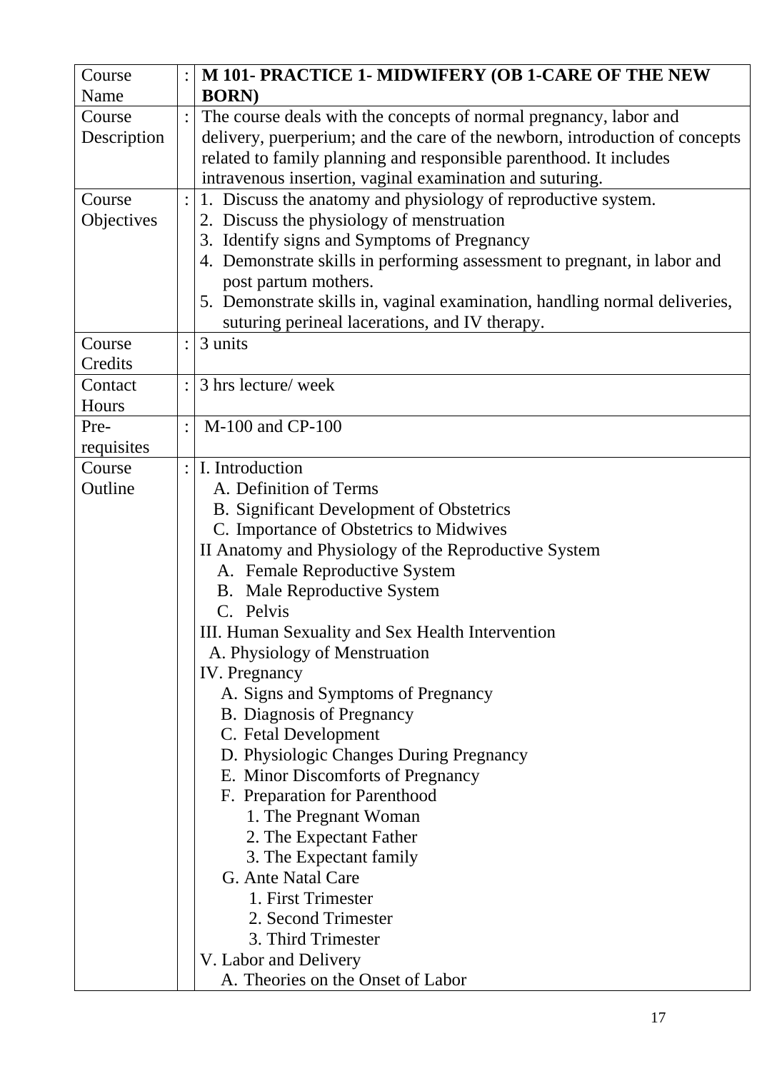| Course Name | : | **M 101- PRACTICE 1- MIDWIFERY (OB 1-CARE OF THE NEW BORN)** |
|---|---|---|
| Course Description | : | The course deals with the concepts of normal pregnancy, labor and delivery, puerperium; and the care of the newborn, introduction of concepts related to family planning and responsible parenthood. It includes intravenous insertion, vaginal examination and suturing. |
| Course Objectives | : | 1. Discuss the anatomy and physiology of reproductive system.<br>2. Discuss the physiology of menstruation<br>3. Identify signs and Symptoms of Pregnancy<br>4. Demonstrate skills in performing assessment to pregnant, in labor and post partum mothers.<br>5. Demonstrate skills in, vaginal examination, handling normal deliveries, suturing perineal lacerations, and IV therapy. |
| Course Credits | : | 3 units |
| Contact Hours | : | 3 hrs lecture/ week |
| Pre-requisites | : | M-100 and CP-100 |
| Course Outline | : | I. Introduction<br>A. Definition of Terms<br>B. Significant Development of Obstetrics<br>C. Importance of Obstetrics to Midwives<br>II Anatomy and Physiology of the Reproductive System<br>A. Female Reproductive System<br>B. Male Reproductive System<br>C. Pelvis<br>III. Human Sexuality and Sex Health Intervention<br>A. Physiology of Menstruation<br>IV. Pregnancy<br>A. Signs and Symptoms of Pregnancy<br>B. Diagnosis of Pregnancy<br>C. Fetal Development<br>D. Physiologic Changes During Pregnancy<br>E. Minor Discomforts of Pregnancy<br>F. Preparation for Parenthood<br>1. The Pregnant Woman<br>2. The Expectant Father<br>3. The Expectant family<br>G. Ante Natal Care<br>1. First Trimester<br>2. Second Trimester<br>3. Third Trimester<br>V. Labor and Delivery<br>A. Theories on the Onset of Labor |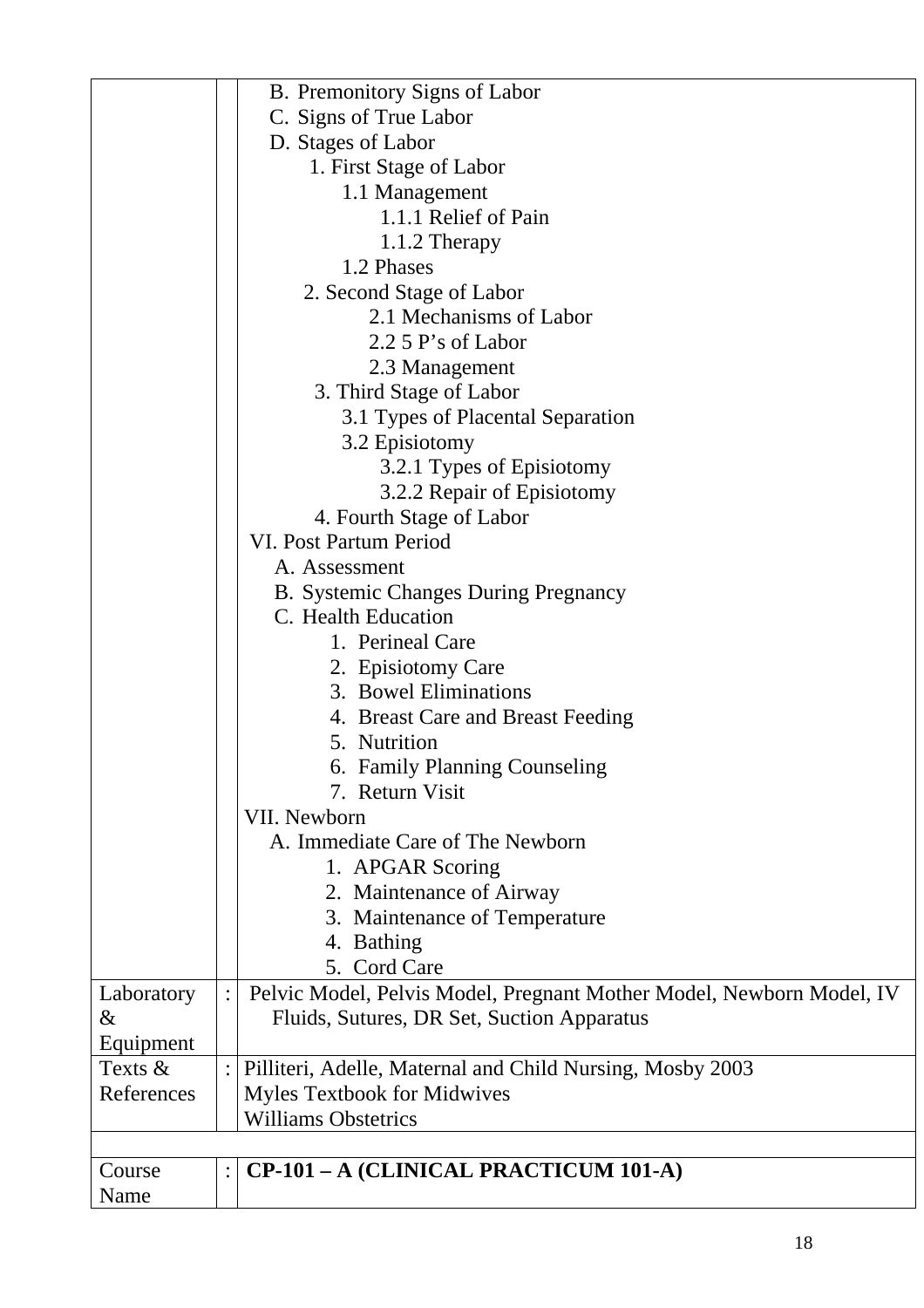| | | |
|---|---|---|
| | | B. Premonitory Signs of Labor<br>C. Signs of True Labor<br>D. Stages of Labor<br>1. First Stage of Labor<br>1.1 Management<br>1.1.1 Relief of Pain<br>1.1.2 Therapy<br>1.2 Phases<br>2. Second Stage of Labor<br>2.1 Mechanisms of Labor<br>2.2 5 P's of Labor<br>2.3 Management<br>3. Third Stage of Labor<br>3.1 Types of Placental Separation<br>3.2 Episiotomy<br>3.2.1 Types of Episiotomy<br>3.2.2 Repair of Episiotomy<br>4. Fourth Stage of Labor<br>VI. Post Partum Period<br>A. Assessment<br>B. Systemic Changes During Pregnancy<br>C. Health Education<br>1. Perineal Care<br>2. Episiotomy Care<br>3. Bowel Eliminations<br>4. Breast Care and Breast Feeding<br>5. Nutrition<br>6. Family Planning Counseling<br>7. Return Visit<br>VII. Newborn<br>A. Immediate Care of The Newborn<br>1. APGAR Scoring<br>2. Maintenance of Airway<br>3. Maintenance of Temperature<br>4. Bathing<br>5. Cord Care |
| Laboratory & Equipment | : | Pelvic Model, Pelvis Model, Pregnant Mother Model, Newborn Model, IV Fluids, Sutures, DR Set, Suction Apparatus |
| Texts & References | : | Pilliteri, Adelle, Maternal and Child Nursing, Mosby 2003<br>Myles Textbook for Midwives<br>Williams Obstetrics |
| | | |
| Course Name | : | **CP-101 – A (CLINICAL PRACTICUM 101-A)** |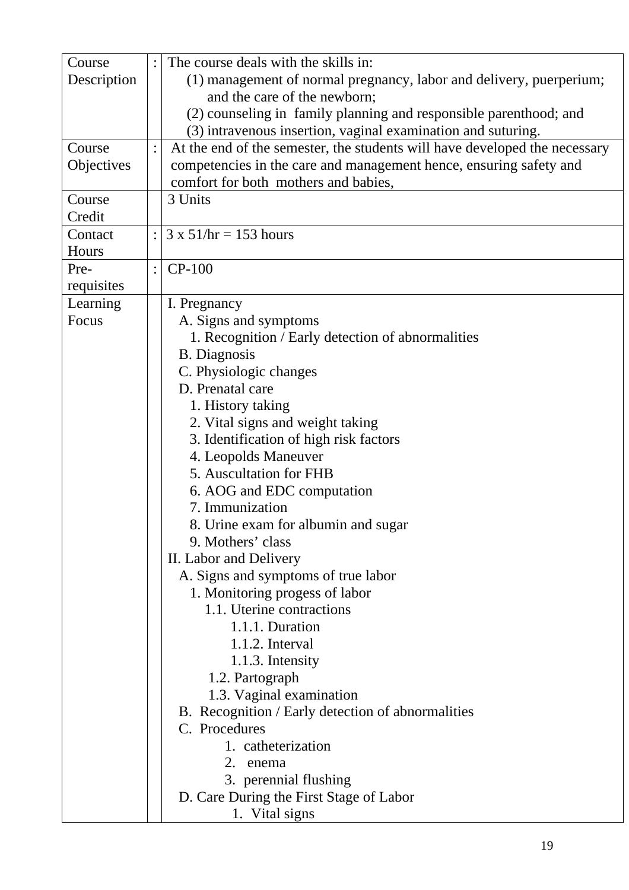| Course Description | : | The course deals with the skills in:<br>(1) management of normal pregnancy, labor and delivery, puerperium; and the care of the newborn;<br>(2) counseling in family planning and responsible parenthood; and<br>(3) intravenous insertion, vaginal examination and suturing. |
|---|---|---|
| Course Objectives | : | At the end of the semester, the students will have developed the necessary competencies in the care and management hence, ensuring safety and comfort for both mothers and babies, |
| Course Credit | | 3 Units |
| Contact Hours | : | 3 x 51/hr = 153 hours |
| Pre-requisites | : | CP-100 |
| Learning Focus | | I. Pregnancy<br>A. Signs and symptoms<br>1. Recognition / Early detection of abnormalities<br>B. Diagnosis<br>C. Physiologic changes<br>D. Prenatal care<br>1. History taking<br>2. Vital signs and weight taking<br>3. Identification of high risk factors<br>4. Leopolds Maneuver<br>5. Auscultation for FHB<br>6. AOG and EDC computation<br>7. Immunization<br>8. Urine exam for albumin and sugar<br>9. Mothers' class<br>II. Labor and Delivery<br>A. Signs and symptoms of true labor<br>1. Monitoring progess of labor<br>1.1. Uterine contractions<br>1.1.1. Duration<br>1.1.2. Interval<br>1.1.3. Intensity<br>1.2. Partograph<br>1.3. Vaginal examination<br>B. Recognition / Early detection of abnormalities<br>C. Procedures<br>1. catheterization<br>2. enema<br>3. perennial flushing<br>D. Care During the First Stage of Labor<br>1. Vital signs |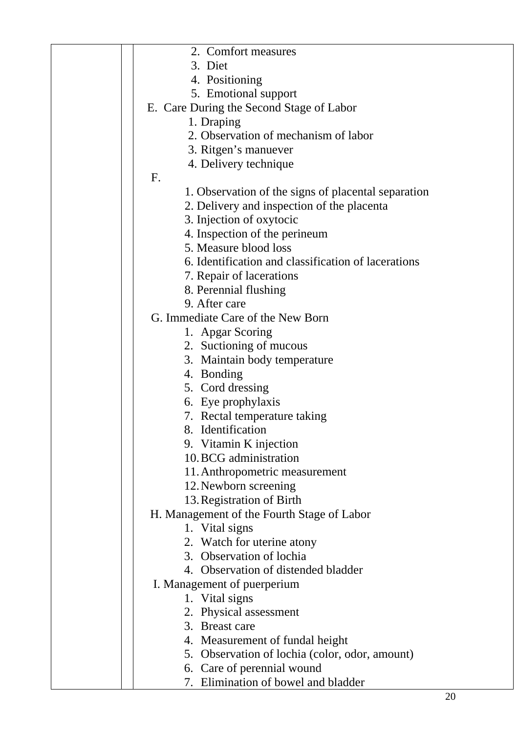| | | |
|---|---|---|
| | | 2. Comfort measures<br>3. Diet<br>4. Positioning<br>5. Emotional support<br>E. Care During the Second Stage of Labor<br>1. Draping<br>2. Observation of mechanism of labor<br>3. Ritgen's manuever<br>4. Delivery technique<br>F.<br>1. Observation of the signs of placental separation<br>2. Delivery and inspection of the placenta<br>3. Injection of oxytocic<br>4. Inspection of the perineum<br>5. Measure blood loss<br>6. Identification and classification of lacerations<br>7. Repair of lacerations<br>8. Perennial flushing<br>9. After care<br>G. Immediate Care of the New Born<br>1. Apgar Scoring<br>2. Suctioning of mucous<br>3. Maintain body temperature<br>4. Bonding<br>5. Cord dressing<br>6. Eye prophylaxis<br>7. Rectal temperature taking<br>8. Identification<br>9. Vitamin K injection<br>10. BCG administration<br>11. Anthropometric measurement<br>12. Newborn screening<br>13. Registration of Birth<br>H. Management of the Fourth Stage of Labor<br>1. Vital signs<br>2. Watch for uterine atony<br>3. Observation of lochia<br>4. Observation of distended bladder<br>I. Management of puerperium<br>1. Vital signs<br>2. Physical assessment<br>3. Breast care<br>4. Measurement of fundal height<br>5. Observation of lochia (color, odor, amount)<br>6. Care of perennial wound<br>7. Elimination of bowel and bladder |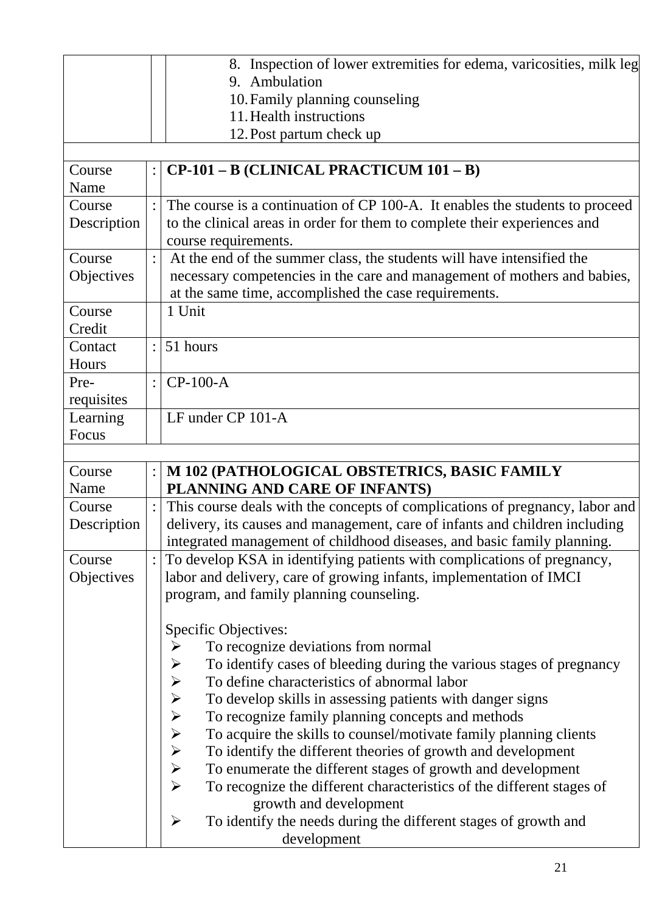| | | |
|---|---|---|
| | | 8. Inspection of lower extremities for edema, varicosities, milk leg<br>9. Ambulation<br>10. Family planning counseling<br>11. Health instructions<br>12. Post partum check up |

| | | |
|---|---|---|
| Course Name | : | **CP-101 – B (CLINICAL PRACTICUM 101 – B)** |
| Course Description | : | The course is a continuation of CP 100-A. It enables the students to proceed to the clinical areas in order for them to complete their experiences and course requirements. |
| Course Objectives | : | At the end of the summer class, the students will have intensified the necessary competencies in the care and management of mothers and babies, at the same time, accomplished the case requirements. |
| Course Credit | | 1 Unit |
| Contact Hours | : | 51 hours |
| Pre-requisites | : | CP-100-A |
| Learning Focus | | LF under CP 101-A |

| | | |
|---|---|---|
| Course Name | : | **M 102 (PATHOLOGICAL OBSTETRICS, BASIC FAMILY PLANNING AND CARE OF INFANTS)** |
| Course Description | : | This course deals with the concepts of complications of pregnancy, labor and delivery, its causes and management, care of infants and children including integrated management of childhood diseases, and basic family planning. |
| Course Objectives | : | To develop KSA in identifying patients with complications of pregnancy, labor and delivery, care of growing infants, implementation of IMCI program, and family planning counseling.<br><br>Specific Objectives:<br>➢ To recognize deviations from normal<br>➢ To identify cases of bleeding during the various stages of pregnancy<br>➢ To define characteristics of abnormal labor<br>➢ To develop skills in assessing patients with danger signs<br>➢ To recognize family planning concepts and methods<br>➢ To acquire the skills to counsel/motivate family planning clients<br>➢ To identify the different theories of growth and development<br>➢ To enumerate the different stages of growth and development<br>➢ To recognize the different characteristics of the different stages of growth and development<br>➢ To identify the needs during the different stages of growth and development |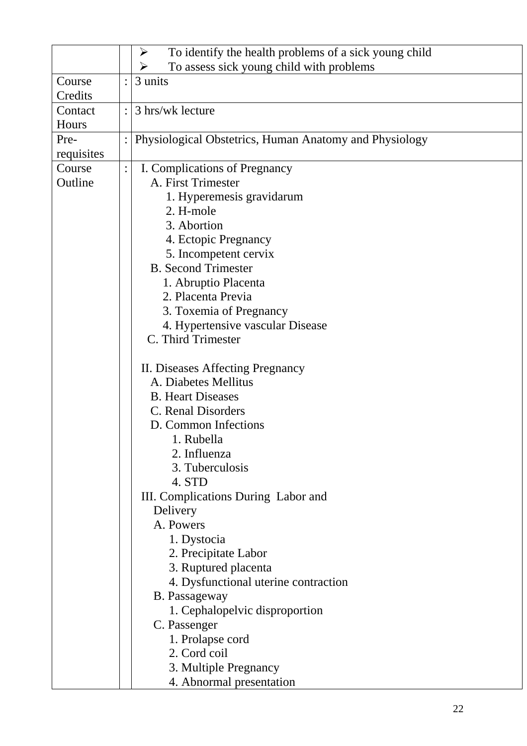| | | |
|---|---|---|
| | | ➢ To identify the health problems of a sick young child<br>➢ To assess sick young child with problems |
| Course Credits | : | 3 units |
| Contact Hours | : | 3 hrs/wk lecture |
| Pre-requisites | : | Physiological Obstetrics, Human Anatomy and Physiology |
| Course Outline | : | I. Complications of Pregnancy<br>A. First Trimester<br>1. Hyperemesis gravidarum<br>2. H-mole<br>3. Abortion<br>4. Ectopic Pregnancy<br>5. Incompetent cervix<br>B. Second Trimester<br>1. Abruptio Placenta<br>2. Placenta Previa<br>3. Toxemia of Pregnancy<br>4. Hypertensive vascular Disease<br>C. Third Trimester<br><br>II. Diseases Affecting Pregnancy<br>A. Diabetes Mellitus<br>B. Heart Diseases<br>C. Renal Disorders<br>D. Common Infections<br>1. Rubella<br>2. Influenza<br>3. Tuberculosis<br>4. STD<br>III. Complications During Labor and Delivery<br>A. Powers<br>1. Dystocia<br>2. Precipitate Labor<br>3. Ruptured placenta<br>4. Dysfunctional uterine contraction<br>B. Passageway<br>1. Cephalopelvic disproportion<br>C. Passenger<br>1. Prolapse cord<br>2. Cord coil<br>3. Multiple Pregnancy<br>4. Abnormal presentation |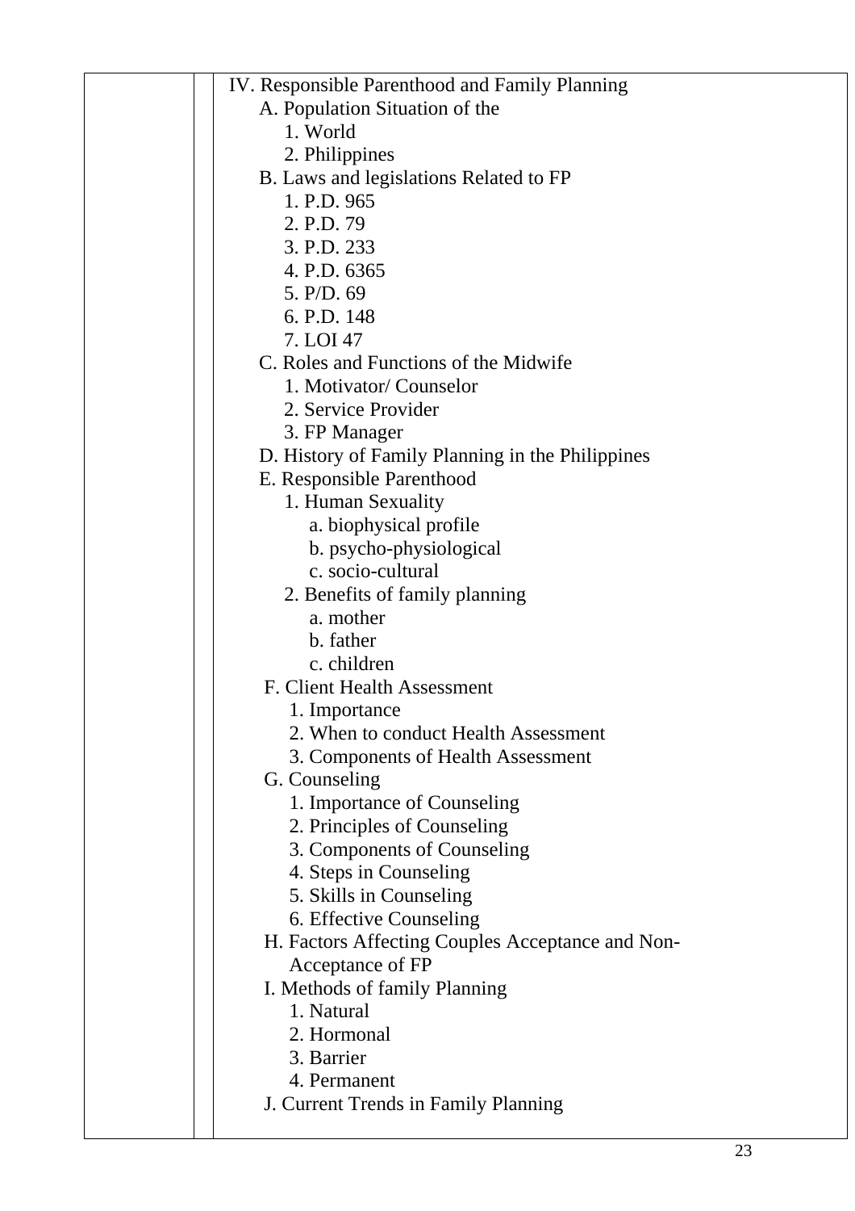| | | IV. Responsible Parenthood and Family Planning<br>A. Population Situation of the<br>1. World<br>2. Philippines<br>B. Laws and legislations Related to FP<br>1. P.D. 965<br>2. P.D. 79<br>3. P.D. 233<br>4. P.D. 6365<br>5. P/D. 69<br>6. P.D. 148<br>7. LOI 47<br>C. Roles and Functions of the Midwife<br>1. Motivator/ Counselor<br>2. Service Provider<br>3. FP Manager<br>D. History of Family Planning in the Philippines<br>E. Responsible Parenthood<br>1. Human Sexuality<br>a. biophysical profile<br>b. psycho-physiological<br>c. socio-cultural<br>2. Benefits of family planning<br>a. mother<br>b. father<br>c. children<br>F. Client Health Assessment<br>1. Importance<br>2. When to conduct Health Assessment<br>3. Components of Health Assessment<br>G. Counseling<br>1. Importance of Counseling<br>2. Principles of Counseling<br>3. Components of Counseling<br>4. Steps in Counseling<br>5. Skills in Counseling<br>6. Effective Counseling<br>H. Factors Affecting Couples Acceptance and Non-Acceptance of FP<br>I. Methods of family Planning<br>1. Natural<br>2. Hormonal<br>3. Barrier<br>4. Permanent<br>J. Current Trends in Family Planning |
|---|---|---|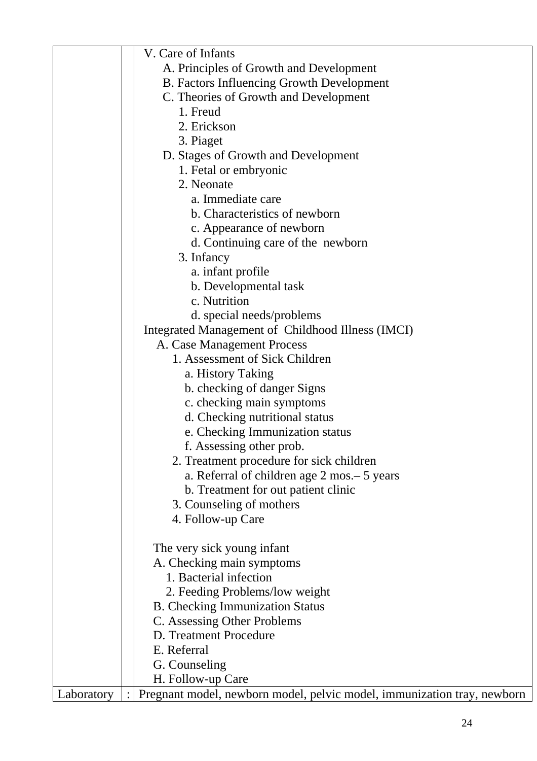| | | V. Care of Infants<br>A. Principles of Growth and Development<br>B. Factors Influencing Growth Development<br>C. Theories of Growth and Development<br>1. Freud<br>2. Erickson<br>3. Piaget<br>D. Stages of Growth and Development<br>1. Fetal or embryonic<br>2. Neonate<br>a. Immediate care<br>b. Characteristics of newborn<br>c. Appearance of newborn<br>d. Continuing care of the newborn<br>3. Infancy<br>a. infant profile<br>b. Developmental task<br>c. Nutrition<br>d. special needs/problems<br>Integrated Management of Childhood Illness (IMCI)<br>A. Case Management Process<br>1. Assessment of Sick Children<br>a. History Taking<br>b. checking of danger Signs<br>c. checking main symptoms<br>d. Checking nutritional status<br>e. Checking Immunization status<br>f. Assessing other prob.<br>2. Treatment procedure for sick children<br>a. Referral of children age 2 mos.– 5 years<br>b. Treatment for out patient clinic<br>3. Counseling of mothers<br>4. Follow-up Care<br><br>The very sick young infant<br>A. Checking main symptoms<br>1. Bacterial infection<br>2. Feeding Problems/low weight<br>B. Checking Immunization Status<br>C. Assessing Other Problems<br>D. Treatment Procedure<br>E. Referral<br>G. Counseling<br>H. Follow-up Care |
|---|---|---|
| Laboratory | : | Pregnant model, newborn model, pelvic model, immunization tray, newborn |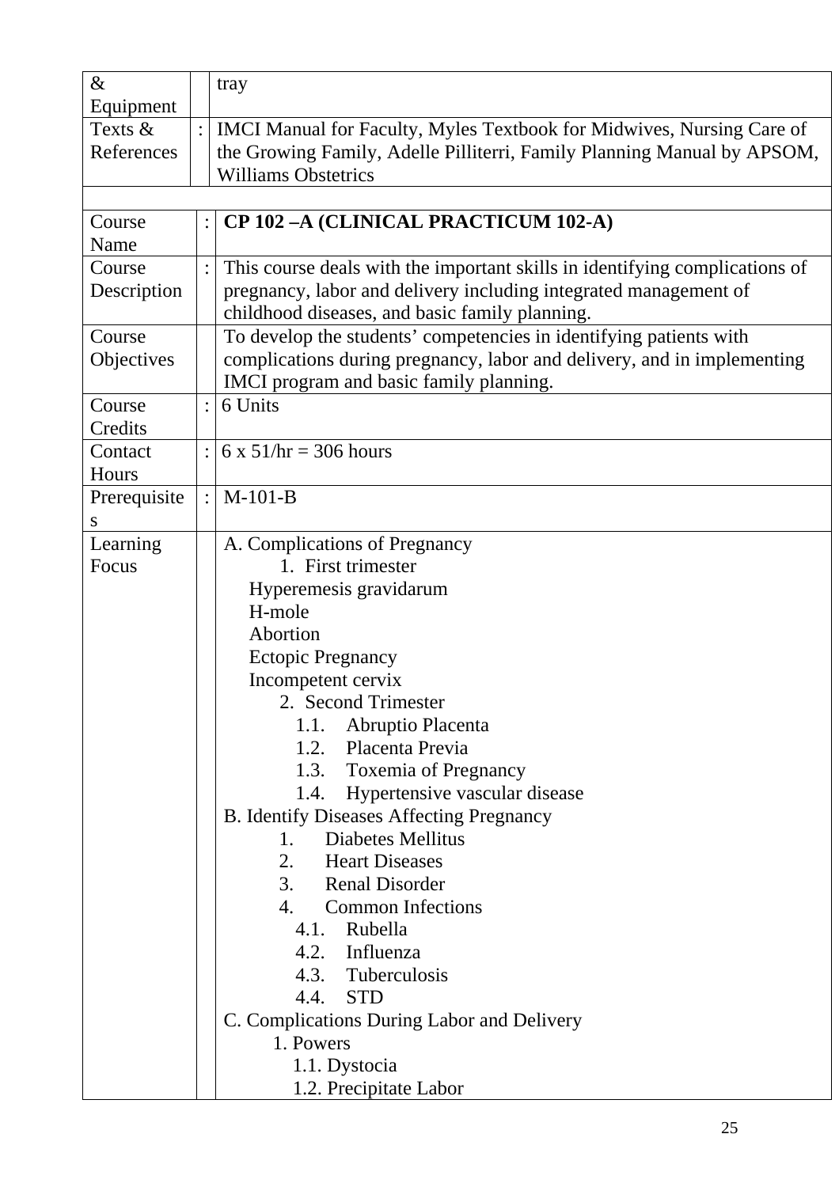| | | |
|---|---|---|
| & Equipment | | tray |
| Texts & References | : | IMCI Manual for Faculty, Myles Textbook for Midwives, Nursing Care of the Growing Family, Adelle Pilliterri, Family Planning Manual by APSOM, Williams Obstetrics |

| | | |
|---|---|---|
| Course Name | : | **CP 102 –A (CLINICAL PRACTICUM 102-A)** |
| Course Description | : | This course deals with the important skills in identifying complications of pregnancy, labor and delivery including integrated management of childhood diseases, and basic family planning. |
| Course Objectives | | To develop the students' competencies in identifying patients with complications during pregnancy, labor and delivery, and in implementing IMCI program and basic family planning. |
| Course Credits | : | 6 Units |
| Contact Hours | : | 6 x 51/hr = 306 hours |
| Prerequisites | : | M-101-B |
| Learning Focus | | A. Complications of Pregnancy<br>1. First trimester<br>Hyperemesis gravidarum<br>H-mole<br>Abortion<br>Ectopic Pregnancy<br>Incompetent cervix<br>2. Second Trimester<br>1.1. Abruptio Placenta<br>1.2. Placenta Previa<br>1.3. Toxemia of Pregnancy<br>1.4. Hypertensive vascular disease<br>B. Identify Diseases Affecting Pregnancy<br>1. Diabetes Mellitus<br>2. Heart Diseases<br>3. Renal Disorder<br>4. Common Infections<br>4.1. Rubella<br>4.2. Influenza<br>4.3. Tuberculosis<br>4.4. STD<br>C. Complications During Labor and Delivery<br>1. Powers<br>1.1. Dystocia<br>1.2. Precipitate Labor |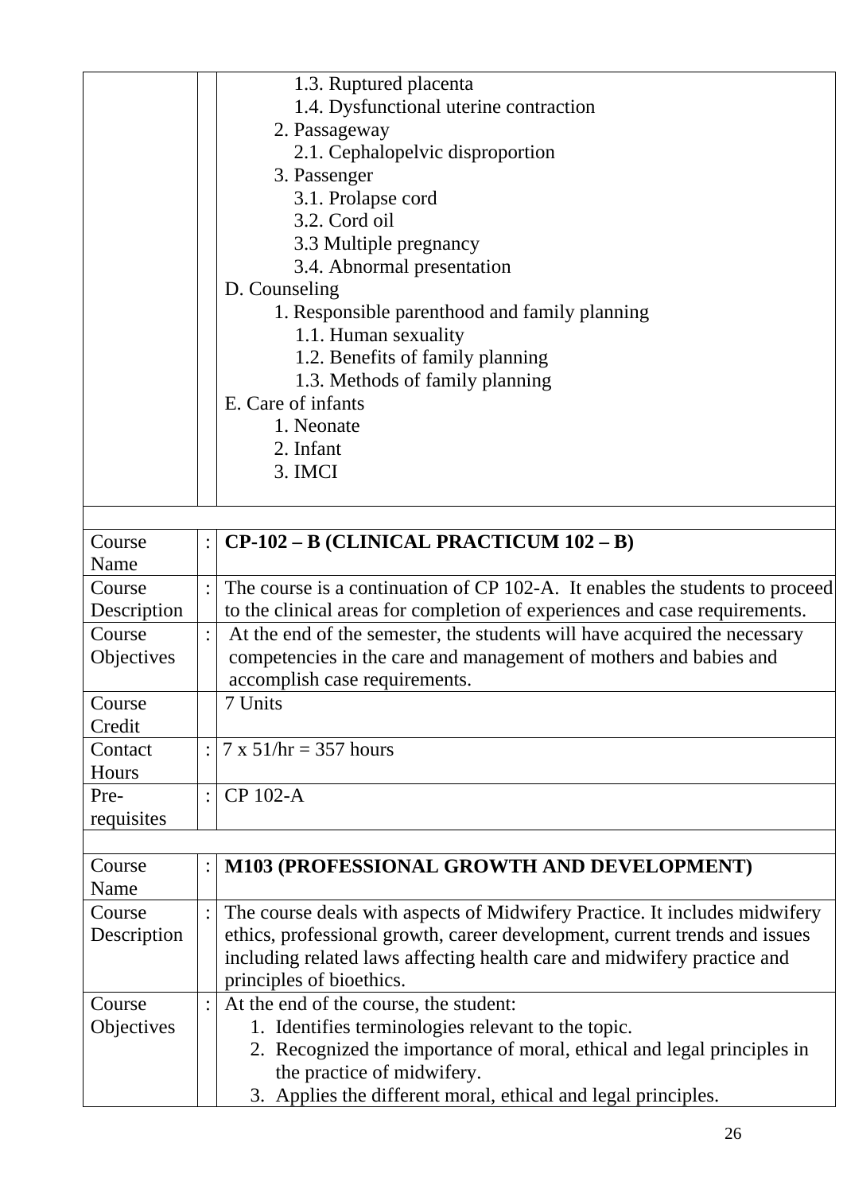| | | |
|---|---|---|
| | | 1.3. Ruptured placenta<br>1.4. Dysfunctional uterine contraction<br>2. Passageway<br>2.1. Cephalopelvic disproportion<br>3. Passenger<br>3.1. Prolapse cord<br>3.2. Cord oil<br>3.3 Multiple pregnancy<br>3.4. Abnormal presentation<br>D. Counseling<br>1. Responsible parenthood and family planning<br>1.1. Human sexuality<br>1.2. Benefits of family planning<br>1.3. Methods of family planning<br>E. Care of infants<br>1. Neonate<br>2. Infant<br>3. IMCI |
| | | |
| Course Name | : | **CP-102 – B (CLINICAL PRACTICUM 102 – B)** |
| Course Description | : | The course is a continuation of CP 102-A. It enables the students to proceed to the clinical areas for completion of experiences and case requirements. |
| Course Objectives | : | At the end of the semester, the students will have acquired the necessary competencies in the care and management of mothers and babies and accomplish case requirements. |
| Course Credit | | 7 Units |
| Contact Hours | : | 7 x 51/hr = 357 hours |
| Pre-requisites | : | CP 102-A |
| | | |
| Course Name | : | **M103 (PROFESSIONAL GROWTH AND DEVELOPMENT)** |
| Course Description | : | The course deals with aspects of Midwifery Practice. It includes midwifery ethics, professional growth, career development, current trends and issues including related laws affecting health care and midwifery practice and principles of bioethics. |
| Course Objectives | : | At the end of the course, the student:<br>1. Identifies terminologies relevant to the topic.<br>2. Recognized the importance of moral, ethical and legal principles in the practice of midwifery.<br>3. Applies the different moral, ethical and legal principles. |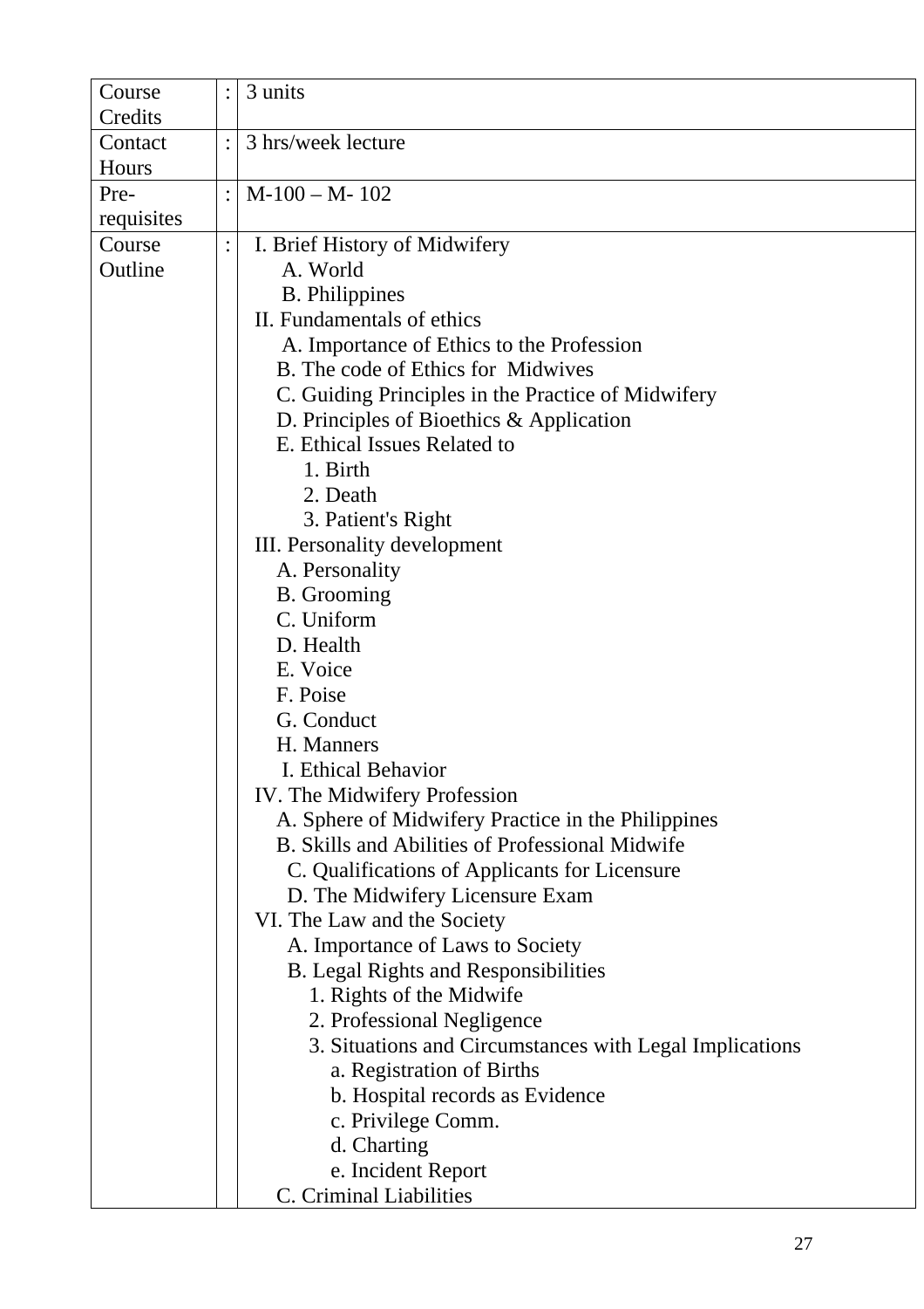| Course Credits | : | 3 units |
|---|---|---|
| Contact Hours | : | 3 hrs/week lecture |
| Pre-requisites | : | M-100 – M- 102 |
| Course Outline | : | I. Brief History of Midwifery<br>&nbsp;&nbsp;&nbsp;&nbsp;A. World<br>&nbsp;&nbsp;&nbsp;&nbsp;B. Philippines<br>II. Fundamentals of ethics<br>&nbsp;&nbsp;&nbsp;&nbsp;A. Importance of Ethics to the Profession<br>&nbsp;&nbsp;&nbsp;&nbsp;B. The code of Ethics for Midwives<br>&nbsp;&nbsp;&nbsp;&nbsp;C. Guiding Principles in the Practice of Midwifery<br>&nbsp;&nbsp;&nbsp;&nbsp;D. Principles of Bioethics & Application<br>&nbsp;&nbsp;&nbsp;&nbsp;E. Ethical Issues Related to<br>&nbsp;&nbsp;&nbsp;&nbsp;&nbsp;&nbsp;&nbsp;&nbsp;1. Birth<br>&nbsp;&nbsp;&nbsp;&nbsp;&nbsp;&nbsp;&nbsp;&nbsp;2. Death<br>&nbsp;&nbsp;&nbsp;&nbsp;&nbsp;&nbsp;&nbsp;&nbsp;3. Patient's Right<br>III. Personality development<br>&nbsp;&nbsp;&nbsp;&nbsp;A. Personality<br>&nbsp;&nbsp;&nbsp;&nbsp;B. Grooming<br>&nbsp;&nbsp;&nbsp;&nbsp;C. Uniform<br>&nbsp;&nbsp;&nbsp;&nbsp;D. Health<br>&nbsp;&nbsp;&nbsp;&nbsp;E. Voice<br>&nbsp;&nbsp;&nbsp;&nbsp;F. Poise<br>&nbsp;&nbsp;&nbsp;&nbsp;G. Conduct<br>&nbsp;&nbsp;&nbsp;&nbsp;H. Manners<br>&nbsp;&nbsp;&nbsp;&nbsp;I. Ethical Behavior<br>IV. The Midwifery Profession<br>&nbsp;&nbsp;&nbsp;&nbsp;A. Sphere of Midwifery Practice in the Philippines<br>&nbsp;&nbsp;&nbsp;&nbsp;B. Skills and Abilities of Professional Midwife<br>&nbsp;&nbsp;&nbsp;&nbsp;C. Qualifications of Applicants for Licensure<br>&nbsp;&nbsp;&nbsp;&nbsp;D. The Midwifery Licensure Exam<br>VI. The Law and the Society<br>&nbsp;&nbsp;&nbsp;&nbsp;A. Importance of Laws to Society<br>&nbsp;&nbsp;&nbsp;&nbsp;B. Legal Rights and Responsibilities<br>&nbsp;&nbsp;&nbsp;&nbsp;&nbsp;&nbsp;&nbsp;&nbsp;1. Rights of the Midwife<br>&nbsp;&nbsp;&nbsp;&nbsp;&nbsp;&nbsp;&nbsp;&nbsp;2. Professional Negligence<br>&nbsp;&nbsp;&nbsp;&nbsp;&nbsp;&nbsp;&nbsp;&nbsp;3. Situations and Circumstances with Legal Implications<br>&nbsp;&nbsp;&nbsp;&nbsp;&nbsp;&nbsp;&nbsp;&nbsp;&nbsp;&nbsp;&nbsp;&nbsp;a. Registration of Births<br>&nbsp;&nbsp;&nbsp;&nbsp;&nbsp;&nbsp;&nbsp;&nbsp;&nbsp;&nbsp;&nbsp;&nbsp;b. Hospital records as Evidence<br>&nbsp;&nbsp;&nbsp;&nbsp;&nbsp;&nbsp;&nbsp;&nbsp;&nbsp;&nbsp;&nbsp;&nbsp;c. Privilege Comm.<br>&nbsp;&nbsp;&nbsp;&nbsp;&nbsp;&nbsp;&nbsp;&nbsp;&nbsp;&nbsp;&nbsp;&nbsp;d. Charting<br>&nbsp;&nbsp;&nbsp;&nbsp;&nbsp;&nbsp;&nbsp;&nbsp;&nbsp;&nbsp;&nbsp;&nbsp;e. Incident Report<br>&nbsp;&nbsp;&nbsp;&nbsp;C. Criminal Liabilities |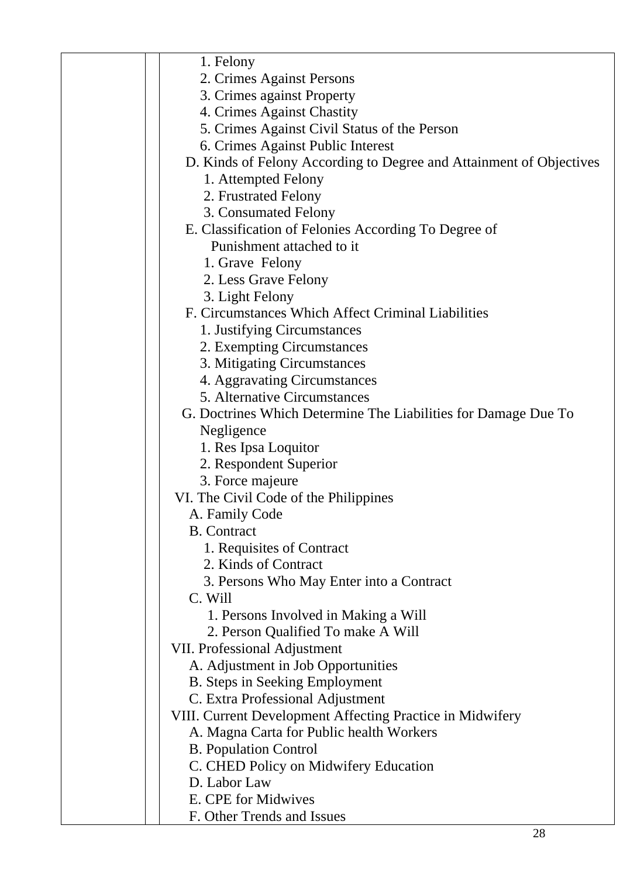| | | |
|---|---|---|
| | | 1. Felony<br>2. Crimes Against Persons<br>3. Crimes against Property<br>4. Crimes Against Chastity<br>5. Crimes Against Civil Status of the Person<br>6. Crimes Against Public Interest<br>D. Kinds of Felony According to Degree and Attainment of Objectives<br>1. Attempted Felony<br>2. Frustrated Felony<br>3. Consumated Felony<br>E. Classification of Felonies According To Degree of Punishment attached to it<br>1. Grave Felony<br>2. Less Grave Felony<br>3. Light Felony<br>F. Circumstances Which Affect Criminal Liabilities<br>1. Justifying Circumstances<br>2. Exempting Circumstances<br>3. Mitigating Circumstances<br>4. Aggravating Circumstances<br>5. Alternative Circumstances<br>G. Doctrines Which Determine The Liabilities for Damage Due To Negligence<br>1. Res Ipsa Loquitor<br>2. Respondent Superior<br>3. Force majeure<br>VI. The Civil Code of the Philippines<br>A. Family Code<br>B. Contract<br>1. Requisites of Contract<br>2. Kinds of Contract<br>3. Persons Who May Enter into a Contract<br>C. Will<br>1. Persons Involved in Making a Will<br>2. Person Qualified To make A Will<br>VII. Professional Adjustment<br>A. Adjustment in Job Opportunities<br>B. Steps in Seeking Employment<br>C. Extra Professional Adjustment<br>VIII. Current Development Affecting Practice in Midwifery<br>A. Magna Carta for Public health Workers<br>B. Population Control<br>C. CHED Policy on Midwifery Education<br>D. Labor Law<br>E. CPE for Midwives<br>F. Other Trends and Issues |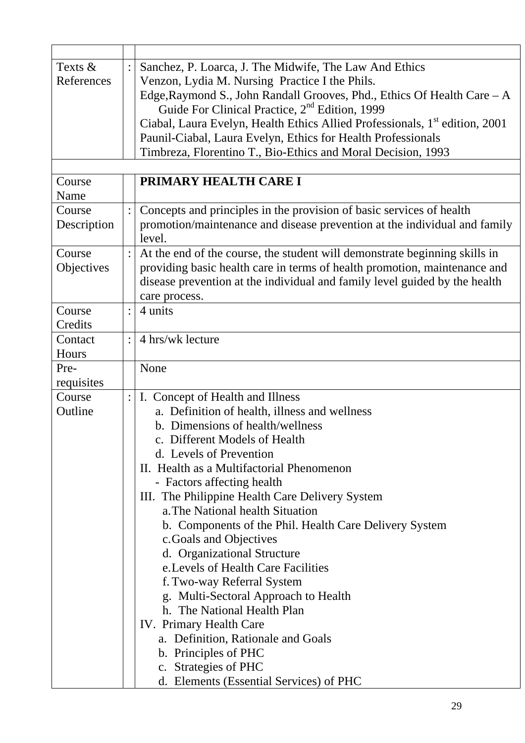| | | |
|---|---|---|
| Texts & References | : | Sanchez, P. Loarca, J. The Midwife, The Law And Ethics<br>Venzon, Lydia M. Nursing Practice I the Phils.<br>Edge,Raymond S., John Randall Grooves, Phd., Ethics Of Health Care – A Guide For Clinical Practice, 2nd Edition, 1999<br>Ciabal, Laura Evelyn, Health Ethics Allied Professionals, 1st edition, 2001<br>Paunil-Ciabal, Laura Evelyn, Ethics for Health Professionals<br>Timbreza, Florentino T., Bio-Ethics and Moral Decision, 1993 |
| | | |
| Course Name | | **PRIMARY HEALTH CARE I** |
| Course Description | : | Concepts and principles in the provision of basic services of health promotion/maintenance and disease prevention at the individual and family level. |
| Course Objectives | : | At the end of the course, the student will demonstrate beginning skills in providing basic health care in terms of health promotion, maintenance and disease prevention at the individual and family level guided by the health care process. |
| Course Credits | : | 4 units |
| Contact Hours | : | 4 hrs/wk lecture |
| Pre-requisites | | None |
| Course Outline | : | I. Concept of Health and Illness<br>a. Definition of health, illness and wellness<br>b. Dimensions of health/wellness<br>c. Different Models of Health<br>d. Levels of Prevention<br>II. Health as a Multifactorial Phenomenon<br>- Factors affecting health<br>III. The Philippine Health Care Delivery System<br>a. The National health Situation<br>b. Components of the Phil. Health Care Delivery System<br>c. Goals and Objectives<br>d. Organizational Structure<br>e. Levels of Health Care Facilities<br>f. Two-way Referral System<br>g. Multi-Sectoral Approach to Health<br>h. The National Health Plan<br>IV. Primary Health Care<br>a. Definition, Rationale and Goals<br>b. Principles of PHC<br>c. Strategies of PHC<br>d. Elements (Essential Services) of PHC |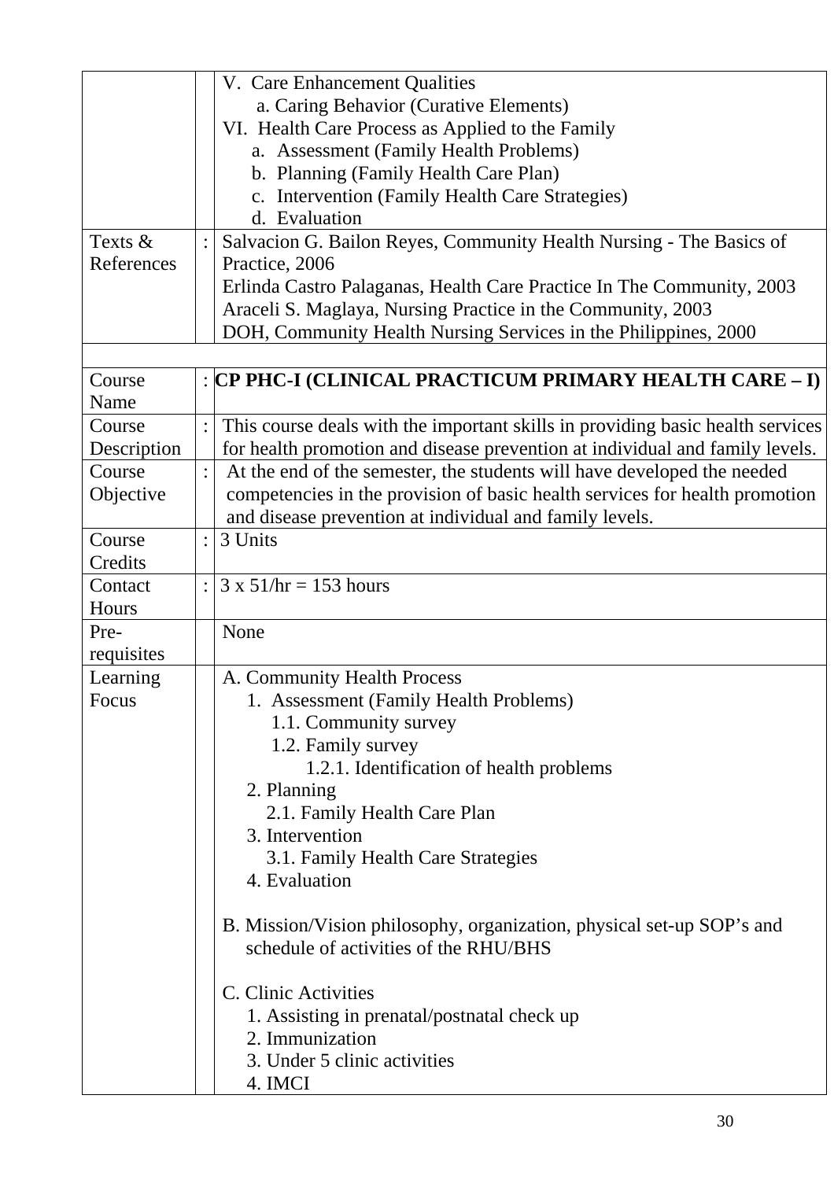| | | |
|---|---|---|
| | | V. Care Enhancement Qualities<br>a. Caring Behavior (Curative Elements)<br>VI. Health Care Process as Applied to the Family<br>a. Assessment (Family Health Problems)<br>b. Planning (Family Health Care Plan)<br>c. Intervention (Family Health Care Strategies)<br>d. Evaluation |
| Texts & References | : | Salvacion G. Bailon Reyes, Community Health Nursing - The Basics of Practice, 2006<br>Erlinda Castro Palaganas, Health Care Practice In The Community, 2003<br>Araceli S. Maglaya, Nursing Practice in the Community, 2003<br>DOH, Community Health Nursing Services in the Philippines, 2000 |
| | | |
| Course Name | : | **CP PHC-I (CLINICAL PRACTICUM PRIMARY HEALTH CARE – I)** |
| Course Description | : | This course deals with the important skills in providing basic health services for health promotion and disease prevention at individual and family levels. |
| Course Objective | : | At the end of the semester, the students will have developed the needed competencies in the provision of basic health services for health promotion and disease prevention at individual and family levels. |
| Course Credits | : | 3 Units |
| Contact Hours | : | 3 x 51/hr = 153 hours |
| Pre-requisites | | None |
| Learning Focus | | A. Community Health Process<br>1. Assessment (Family Health Problems)<br>1.1. Community survey<br>1.2. Family survey<br>1.2.1. Identification of health problems<br>2. Planning<br>2.1. Family Health Care Plan<br>3. Intervention<br>3.1. Family Health Care Strategies<br>4. Evaluation<br><br>B. Mission/Vision philosophy, organization, physical set-up SOP's and schedule of activities of the RHU/BHS<br><br>C. Clinic Activities<br>1. Assisting in prenatal/postnatal check up<br>2. Immunization<br>3. Under 5 clinic activities<br>4. IMCI |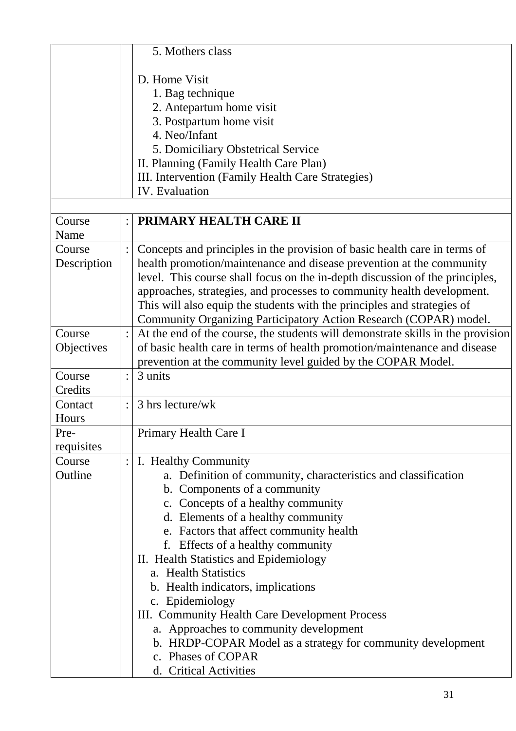| | | |
|---|---|---|
| | | 5. Mothers class<br><br>D. Home Visit<br>1. Bag technique<br>2. Antepartum home visit<br>3. Postpartum home visit<br>4. Neo/Infant<br>5. Domiciliary Obstetrical Service<br>II. Planning (Family Health Care Plan)<br>III. Intervention (Family Health Care Strategies)<br>IV. Evaluation |
| | | |
| Course Name | : | **PRIMARY HEALTH CARE II** |
| Course Description | : | Concepts and principles in the provision of basic health care in terms of health promotion/maintenance and disease prevention at the community level. This course shall focus on the in-depth discussion of the principles, approaches, strategies, and processes to community health development. This will also equip the students with the principles and strategies of Community Organizing Participatory Action Research (COPAR) model. |
| Course Objectives | : | At the end of the course, the students will demonstrate skills in the provision of basic health care in terms of health promotion/maintenance and disease prevention at the community level guided by the COPAR Model. |
| Course Credits | : | 3 units |
| Contact Hours | : | 3 hrs lecture/wk |
| Pre-requisites | | Primary Health Care I |
| Course Outline | : | I. Healthy Community<br>a. Definition of community, characteristics and classification<br>b. Components of a community<br>c. Concepts of a healthy community<br>d. Elements of a healthy community<br>e. Factors that affect community health<br>f. Effects of a healthy community<br>II. Health Statistics and Epidemiology<br>a. Health Statistics<br>b. Health indicators, implications<br>c. Epidemiology<br>III. Community Health Care Development Process<br>a. Approaches to community development<br>b. HRDP-COPAR Model as a strategy for community development<br>c. Phases of COPAR<br>d. Critical Activities |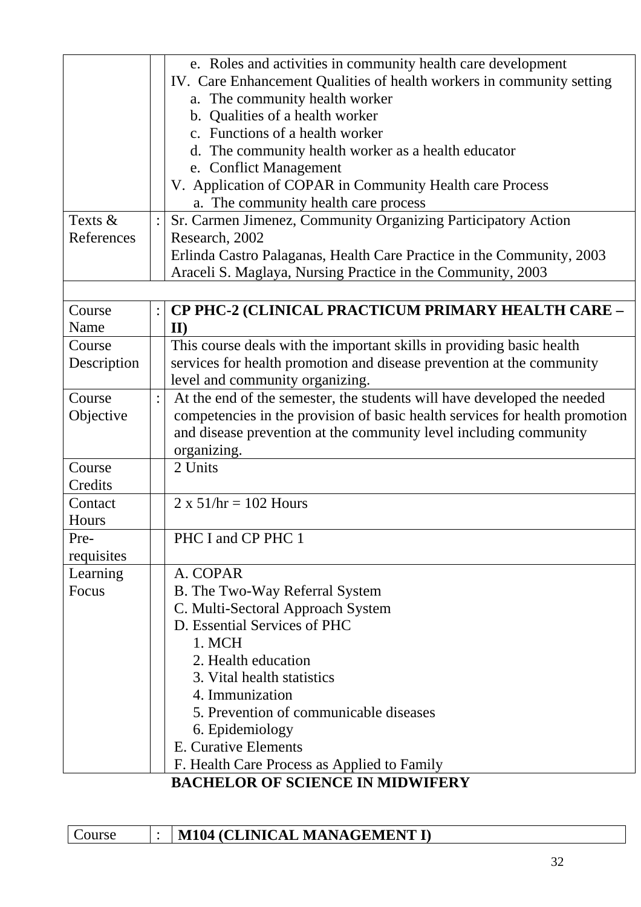| | | |
|---|---|---|
| | | e. Roles and activities in community health care development<br>IV. Care Enhancement Qualities of health workers in community setting<br>a. The community health worker<br>b. Qualities of a health worker<br>c. Functions of a health worker<br>d. The community health worker as a health educator<br>e. Conflict Management<br>V. Application of COPAR in Community Health care Process<br>a. The community health care process |
| Texts & References | : | Sr. Carmen Jimenez, Community Organizing Participatory Action Research, 2002<br>Erlinda Castro Palaganas, Health Care Practice in the Community, 2003<br>Araceli S. Maglaya, Nursing Practice in the Community, 2003 |
| | | |
| Course Name | : | **CP PHC-2 (CLINICAL PRACTICUM PRIMARY HEALTH CARE – II)** |
| Course Description | | This course deals with the important skills in providing basic health services for health promotion and disease prevention at the community level and community organizing. |
| Course Objective | : | At the end of the semester, the students will have developed the needed competencies in the provision of basic health services for health promotion and disease prevention at the community level including community organizing. |
| Course Credits | | 2 Units |
| Contact Hours | | 2 x 51/hr = 102 Hours |
| Pre-requisites | | PHC I and CP PHC 1 |
| Learning Focus | | A. COPAR<br>B. The Two-Way Referral System<br>C. Multi-Sectoral Approach System<br>D. Essential Services of PHC<br>1. MCH<br>2. Health education<br>3. Vital health statistics<br>4. Immunization<br>5. Prevention of communicable diseases<br>6. Epidemiology<br>E. Curative Elements<br>F. Health Care Process as Applied to Family |

## BACHELOR OF SCIENCE IN MIDWIFERY

| | | |
|---|---|---|
| Course | : | **M104 (CLINICAL MANAGEMENT I)** |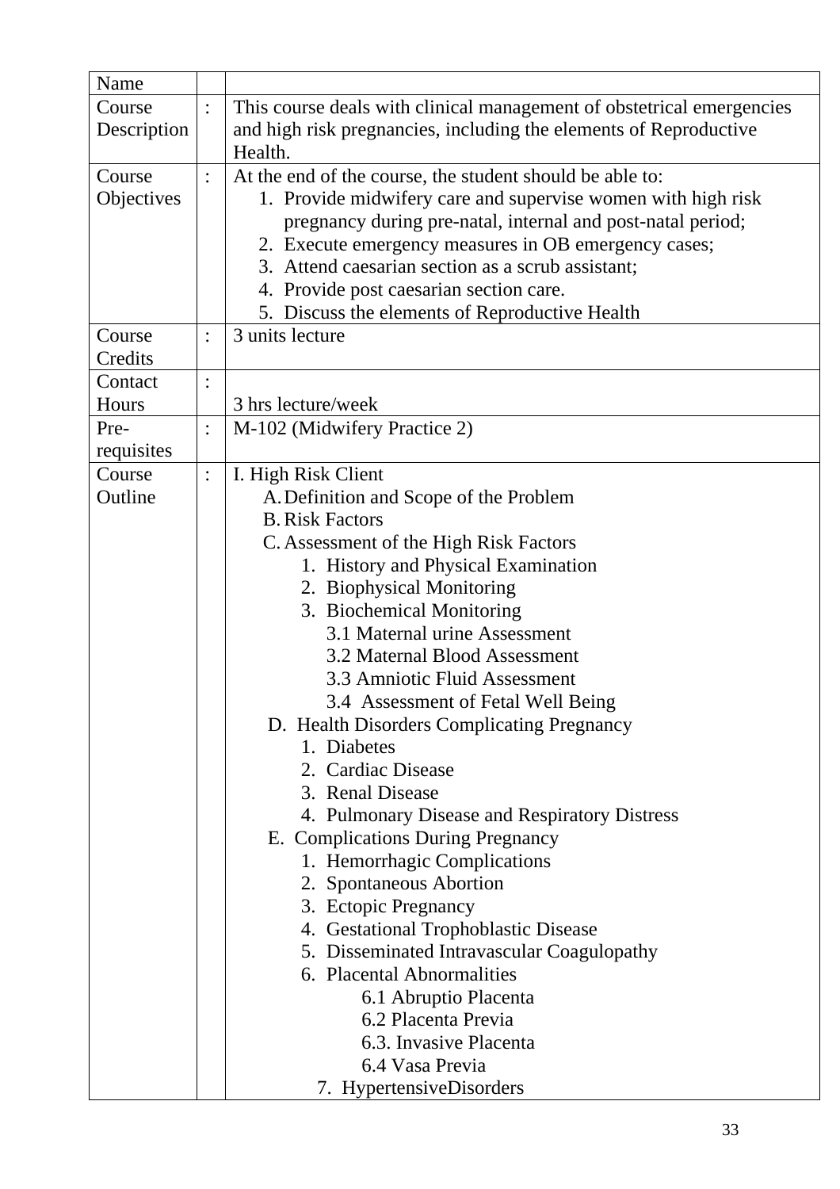| Name | | |
|---|---|---|
| Course Description | : | This course deals with clinical management of obstetrical emergencies and high risk pregnancies, including the elements of Reproductive Health. |
| Course Objectives | : | At the end of the course, the student should be able to:<br>1. Provide midwifery care and supervise women with high risk pregnancy during pre-natal, internal and post-natal period;<br>2. Execute emergency measures in OB emergency cases;<br>3. Attend caesarian section as a scrub assistant;<br>4. Provide post caesarian section care.<br>5. Discuss the elements of Reproductive Health |
| Course Credits | : | 3 units lecture |
| Contact Hours | : | 3 hrs lecture/week |
| Pre-requisites | : | M-102 (Midwifery Practice 2) |
| Course Outline | : | I. High Risk Client<br>A. Definition and Scope of the Problem<br>B. Risk Factors<br>C. Assessment of the High Risk Factors<br>1. History and Physical Examination<br>2. Biophysical Monitoring<br>3. Biochemical Monitoring<br>3.1 Maternal urine Assessment<br>3.2 Maternal Blood Assessment<br>3.3 Amniotic Fluid Assessment<br>3.4 Assessment of Fetal Well Being<br>D. Health Disorders Complicating Pregnancy<br>1. Diabetes<br>2. Cardiac Disease<br>3. Renal Disease<br>4. Pulmonary Disease and Respiratory Distress<br>E. Complications During Pregnancy<br>1. Hemorrhagic Complications<br>2. Spontaneous Abortion<br>3. Ectopic Pregnancy<br>4. Gestational Trophoblastic Disease<br>5. Disseminated Intravascular Coagulopathy<br>6. Placental Abnormalities<br>6.1 Abruptio Placenta<br>6.2 Placenta Previa<br>6.3. Invasive Placenta<br>6.4 Vasa Previa<br>7. HypertensiveDisorders |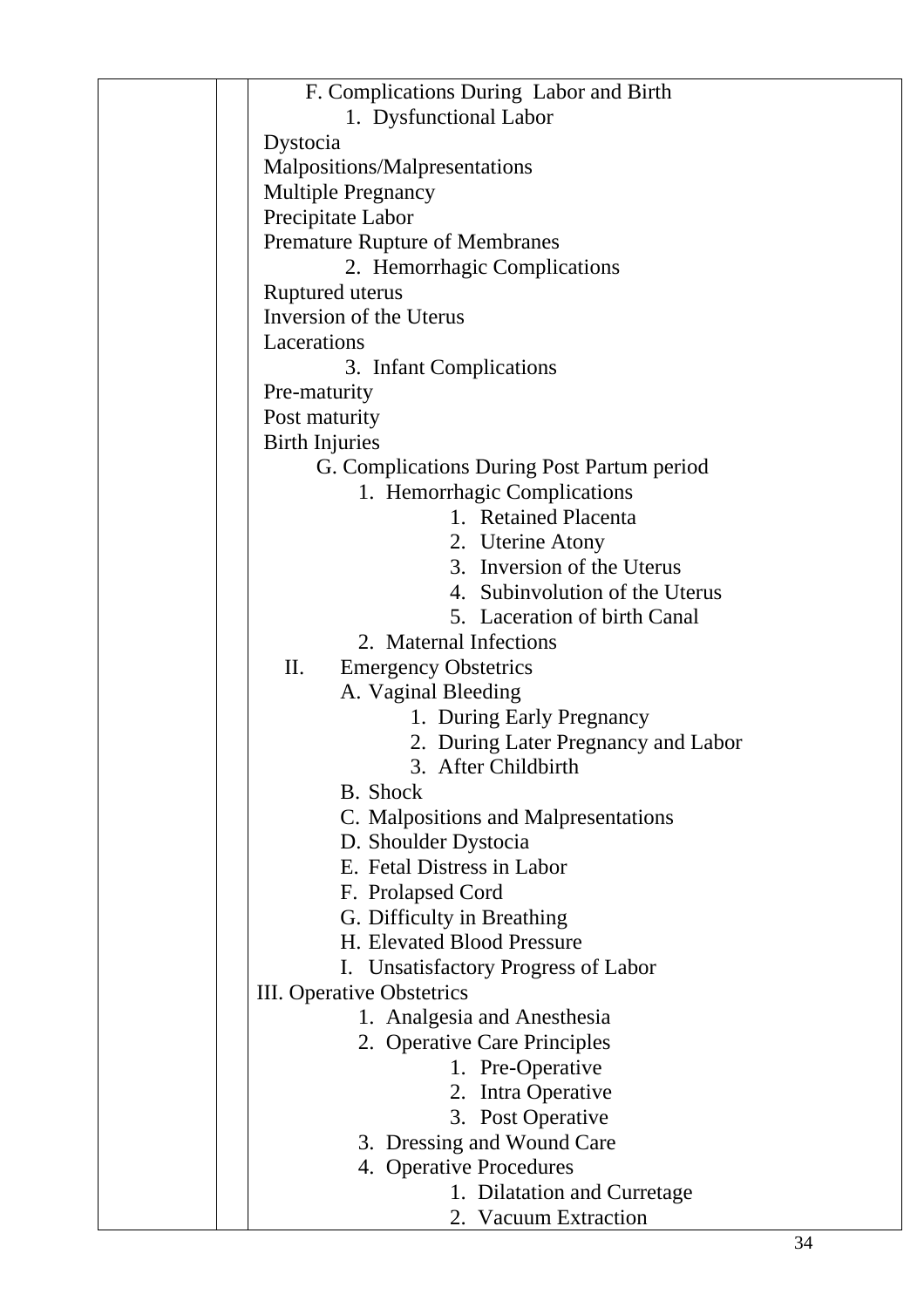| | | |
|---|---|---|
| | | F. Complications During Labor and Birth<br>1. Dysfunctional Labor<br>Dystocia<br>Malpositions/Malpresentations<br>Multiple Pregnancy<br>Precipitate Labor<br>Premature Rupture of Membranes<br>2. Hemorrhagic Complications<br>Ruptured uterus<br>Inversion of the Uterus<br>Lacerations<br>3. Infant Complications<br>Pre-maturity<br>Post maturity<br>Birth Injuries<br>G. Complications During Post Partum period<br>1. Hemorrhagic Complications<br>1. Retained Placenta<br>2. Uterine Atony<br>3. Inversion of the Uterus<br>4. Subinvolution of the Uterus<br>5. Laceration of birth Canal<br>2. Maternal Infections<br>II. Emergency Obstetrics<br>A. Vaginal Bleeding<br>1. During Early Pregnancy<br>2. During Later Pregnancy and Labor<br>3. After Childbirth<br>B. Shock<br>C. Malpositions and Malpresentations<br>D. Shoulder Dystocia<br>E. Fetal Distress in Labor<br>F. Prolapsed Cord<br>G. Difficulty in Breathing<br>H. Elevated Blood Pressure<br>I. Unsatisfactory Progress of Labor<br>III. Operative Obstetrics<br>1. Analgesia and Anesthesia<br>2. Operative Care Principles<br>1. Pre-Operative<br>2. Intra Operative<br>3. Post Operative<br>3. Dressing and Wound Care<br>4. Operative Procedures<br>1. Dilatation and Curretage<br>2. Vacuum Extraction |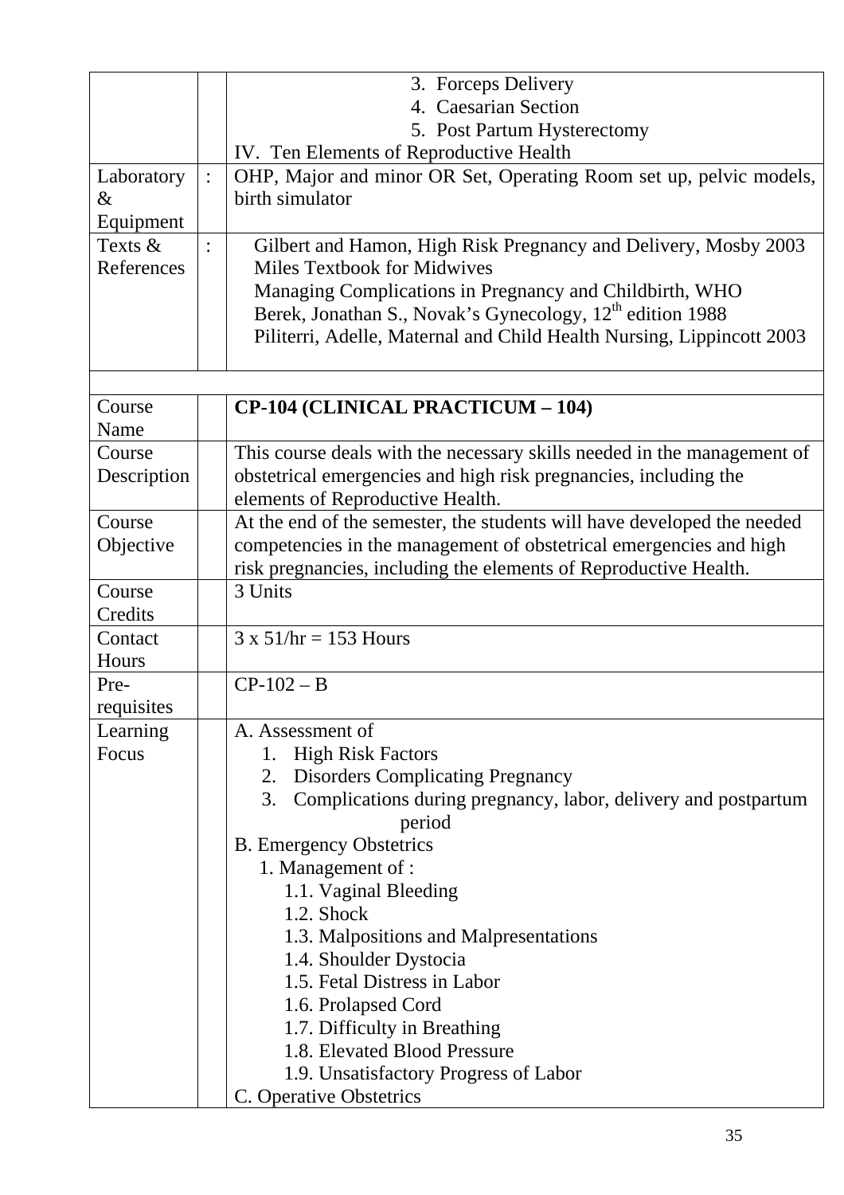|  |  |  |
|---|---|---|
|  |  | 3. Forceps Delivery<br>4. Caesarian Section<br>5. Post Partum Hysterectomy<br>IV. Ten Elements of Reproductive Health |
| Laboratory & Equipment | : | OHP, Major and minor OR Set, Operating Room set up, pelvic models, birth simulator |
| Texts & References | : | Gilbert and Hamon, High Risk Pregnancy and Delivery, Mosby 2003<br>Miles Textbook for Midwives<br>Managing Complications in Pregnancy and Childbirth, WHO<br>Berek, Jonathan S., Novak's Gynecology, 12th edition 1988<br>Piliterri, Adelle, Maternal and Child Health Nursing, Lippincott 2003 |

|  |  |  |
|---|---|---|
| Course Name |  | **CP-104 (CLINICAL PRACTICUM – 104)** |
| Course Description |  | This course deals with the necessary skills needed in the management of obstetrical emergencies and high risk pregnancies, including the elements of Reproductive Health. |
| Course Objective |  | At the end of the semester, the students will have developed the needed competencies in the management of obstetrical emergencies and high risk pregnancies, including the elements of Reproductive Health. |
| Course Credits |  | 3 Units |
| Contact Hours |  | 3 x 51/hr = 153 Hours |
| Pre-requisites |  | CP-102 – B |
| Learning Focus |  | A. Assessment of<br>1. High Risk Factors<br>2. Disorders Complicating Pregnancy<br>3. Complications during pregnancy, labor, delivery and postpartum period<br>B. Emergency Obstetrics<br>1. Management of :<br>1.1. Vaginal Bleeding<br>1.2. Shock<br>1.3. Malpositions and Malpresentations<br>1.4. Shoulder Dystocia<br>1.5. Fetal Distress in Labor<br>1.6. Prolapsed Cord<br>1.7. Difficulty in Breathing<br>1.8. Elevated Blood Pressure<br>1.9. Unsatisfactory Progress of Labor<br>C. Operative Obstetrics |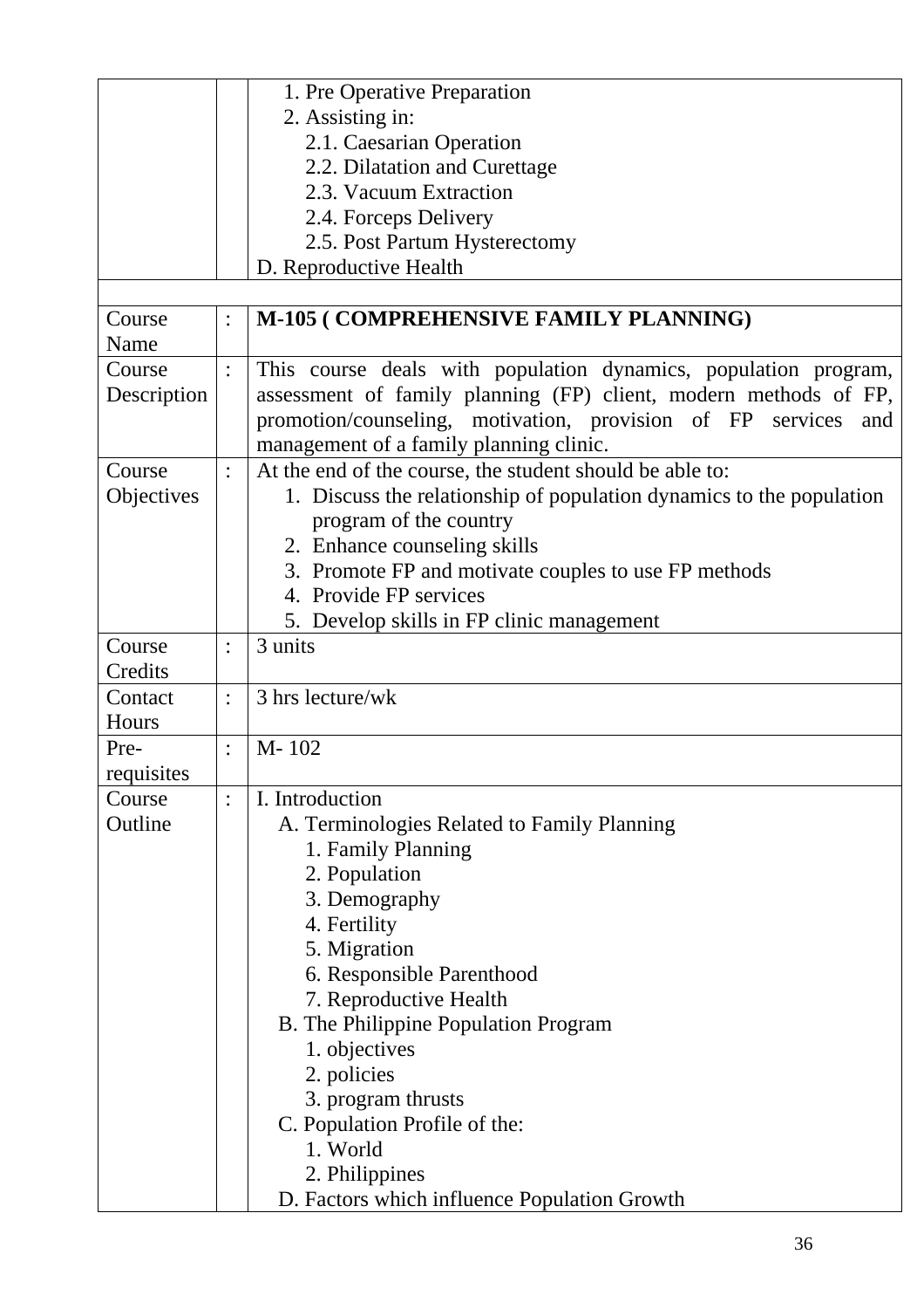|  |  |  |
|---|---|---|
|  |  | 1. Pre Operative Preparation<br>2. Assisting in:<br>2.1. Caesarian Operation<br>2.2. Dilatation and Curettage<br>2.3. Vacuum Extraction<br>2.4. Forceps Delivery<br>2.5. Post Partum Hysterectomy<br>D. Reproductive Health |
|  |  |  |
| Course Name | : | **M-105 ( COMPREHENSIVE FAMILY PLANNING)** |
| Course Description | : | This course deals with population dynamics, population program, assessment of family planning (FP) client, modern methods of FP, promotion/counseling, motivation, provision of FP services and management of a family planning clinic. |
| Course Objectives | : | At the end of the course, the student should be able to:<br>1. Discuss the relationship of population dynamics to the population program of the country<br>2. Enhance counseling skills<br>3. Promote FP and motivate couples to use FP methods<br>4. Provide FP services<br>5. Develop skills in FP clinic management |
| Course Credits | : | 3 units |
| Contact Hours | : | 3 hrs lecture/wk |
| Pre-requisites | : | M- 102 |
| Course Outline | : | I. Introduction<br>A. Terminologies Related to Family Planning<br>1. Family Planning<br>2. Population<br>3. Demography<br>4. Fertility<br>5. Migration<br>6. Responsible Parenthood<br>7. Reproductive Health<br>B. The Philippine Population Program<br>1. objectives<br>2. policies<br>3. program thrusts<br>C. Population Profile of the:<br>1. World<br>2. Philippines<br>D. Factors which influence Population Growth |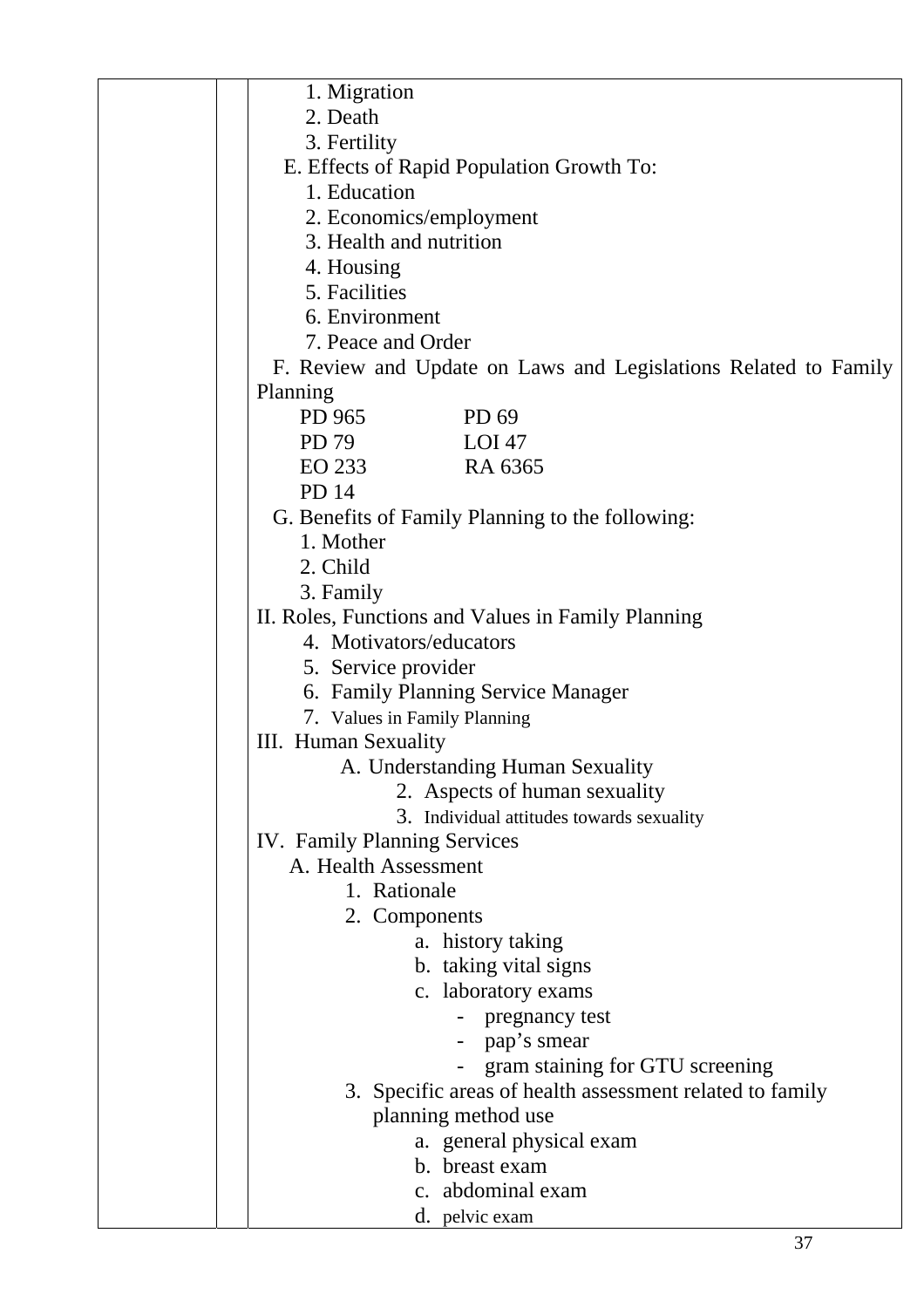|  |  |  |
|---|---|---|
|  |  | 1. Migration<br>2. Death<br>3. Fertility<br>E. Effects of Rapid Population Growth To:<br>1. Education<br>2. Economics/employment<br>3. Health and nutrition<br>4. Housing<br>5. Facilities<br>6. Environment<br>7. Peace and Order<br>F. Review and Update on Laws and Legislations Related to Family Planning<br>PD 965 PD 69<br>PD 79 LOI 47<br>EO 233 RA 6365<br>PD 14<br>G. Benefits of Family Planning to the following:<br>1. Mother<br>2. Child<br>3. Family<br>II. Roles, Functions and Values in Family Planning<br>4. Motivators/educators<br>5. Service provider<br>6. Family Planning Service Manager<br>7. Values in Family Planning<br>III. Human Sexuality<br>A. Understanding Human Sexuality<br>2. Aspects of human sexuality<br>3. Individual attitudes towards sexuality<br>IV. Family Planning Services<br>A. Health Assessment<br>1. Rationale<br>2. Components<br>a. history taking<br>b. taking vital signs<br>c. laboratory exams<br>- pregnancy test<br>- pap's smear<br>- gram staining for GTU screening<br>3. Specific areas of health assessment related to family planning method use<br>a. general physical exam<br>b. breast exam<br>c. abdominal exam<br>d. pelvic exam |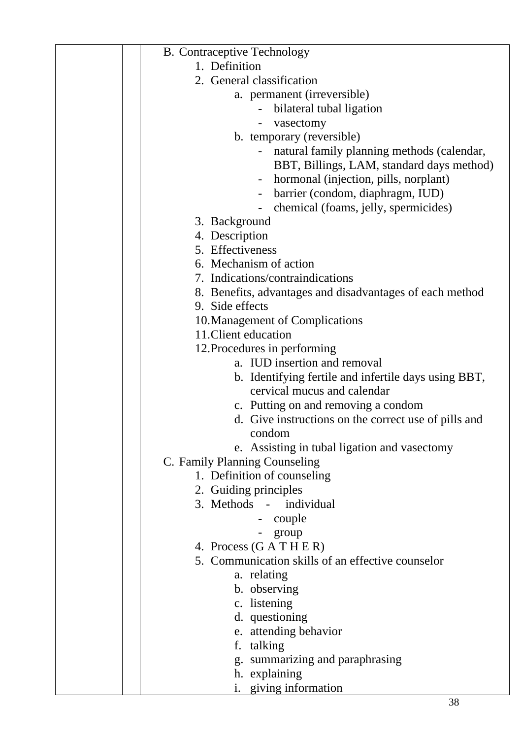| | | |
|---|---|---|
| | | B. Contraceptive Technology<br>1. Definition<br>2. General classification<br>a. permanent (irreversible)<br>- bilateral tubal ligation<br>- vasectomy<br>b. temporary (reversible)<br>- natural family planning methods (calendar, BBT, Billings, LAM, standard days method)<br>- hormonal (injection, pills, norplant)<br>- barrier (condom, diaphragm, IUD)<br>- chemical (foams, jelly, spermicides)<br>3. Background<br>4. Description<br>5. Effectiveness<br>6. Mechanism of action<br>7. Indications/contraindications<br>8. Benefits, advantages and disadvantages of each method<br>9. Side effects<br>10. Management of Complications<br>11. Client education<br>12. Procedures in performing<br>a. IUD insertion and removal<br>b. Identifying fertile and infertile days using BBT, cervical mucus and calendar<br>c. Putting on and removing a condom<br>d. Give instructions on the correct use of pills and condom<br>e. Assisting in tubal ligation and vasectomy<br>C. Family Planning Counseling<br>1. Definition of counseling<br>2. Guiding principles<br>3. Methods - individual<br>- couple<br>- group<br>4. Process (G A T H E R)<br>5. Communication skills of an effective counselor<br>a. relating<br>b. observing<br>c. listening<br>d. questioning<br>e. attending behavior<br>f. talking<br>g. summarizing and paraphrasing<br>h. explaining<br>i. giving information |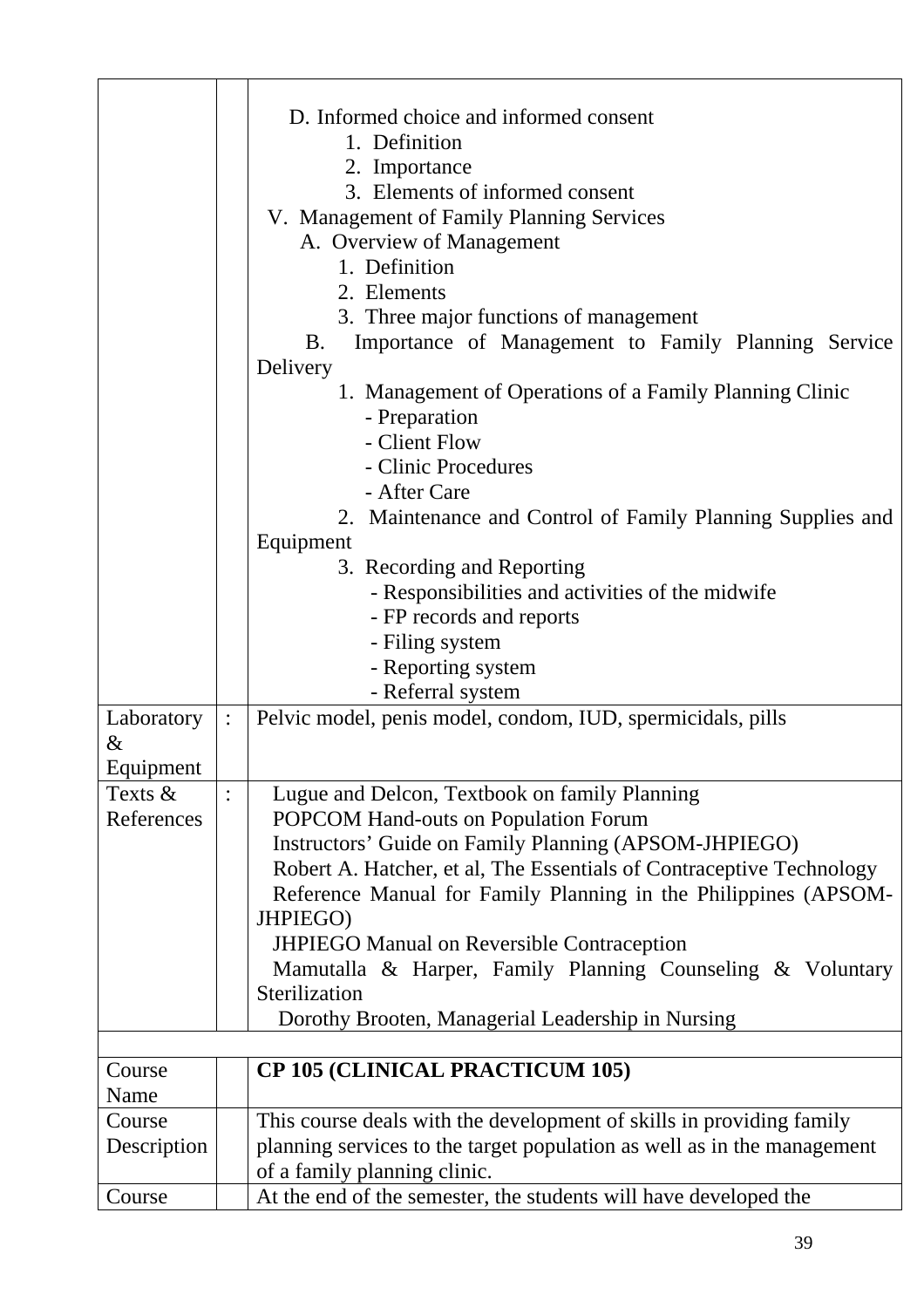| | | |
|---|---|---|
| | | D. Informed choice and informed consent<br>1. Definition<br>2. Importance<br>3. Elements of informed consent<br>V. Management of Family Planning Services<br>A. Overview of Management<br>1. Definition<br>2. Elements<br>3. Three major functions of management<br>B. Importance of Management to Family Planning Service Delivery<br>1. Management of Operations of a Family Planning Clinic<br>- Preparation<br>- Client Flow<br>- Clinic Procedures<br>- After Care<br>2. Maintenance and Control of Family Planning Supplies and Equipment<br>3. Recording and Reporting<br>- Responsibilities and activities of the midwife<br>- FP records and reports<br>- Filing system<br>- Reporting system<br>- Referral system |
| Laboratory & Equipment | : | Pelvic model, penis model, condom, IUD, spermicidals, pills |
| Texts & References | : | Lugue and Delcon, Textbook on family Planning<br>POPCOM Hand-outs on Population Forum<br>Instructors' Guide on Family Planning (APSOM-JHPIEGO)<br>Robert A. Hatcher, et al, The Essentials of Contraceptive Technology<br>Reference Manual for Family Planning in the Philippines (APSOM-JHPIEGO)<br>JHPIEGO Manual on Reversible Contraception<br>Mamutalla & Harper, Family Planning Counseling & Voluntary Sterilization<br>Dorothy Brooten, Managerial Leadership in Nursing |
| | | |
| Course Name | | **CP 105 (CLINICAL PRACTICUM 105)** |
| Course Description | | This course deals with the development of skills in providing family planning services to the target population as well as in the management of a family planning clinic. |
| Course | | At the end of the semester, the students will have developed the |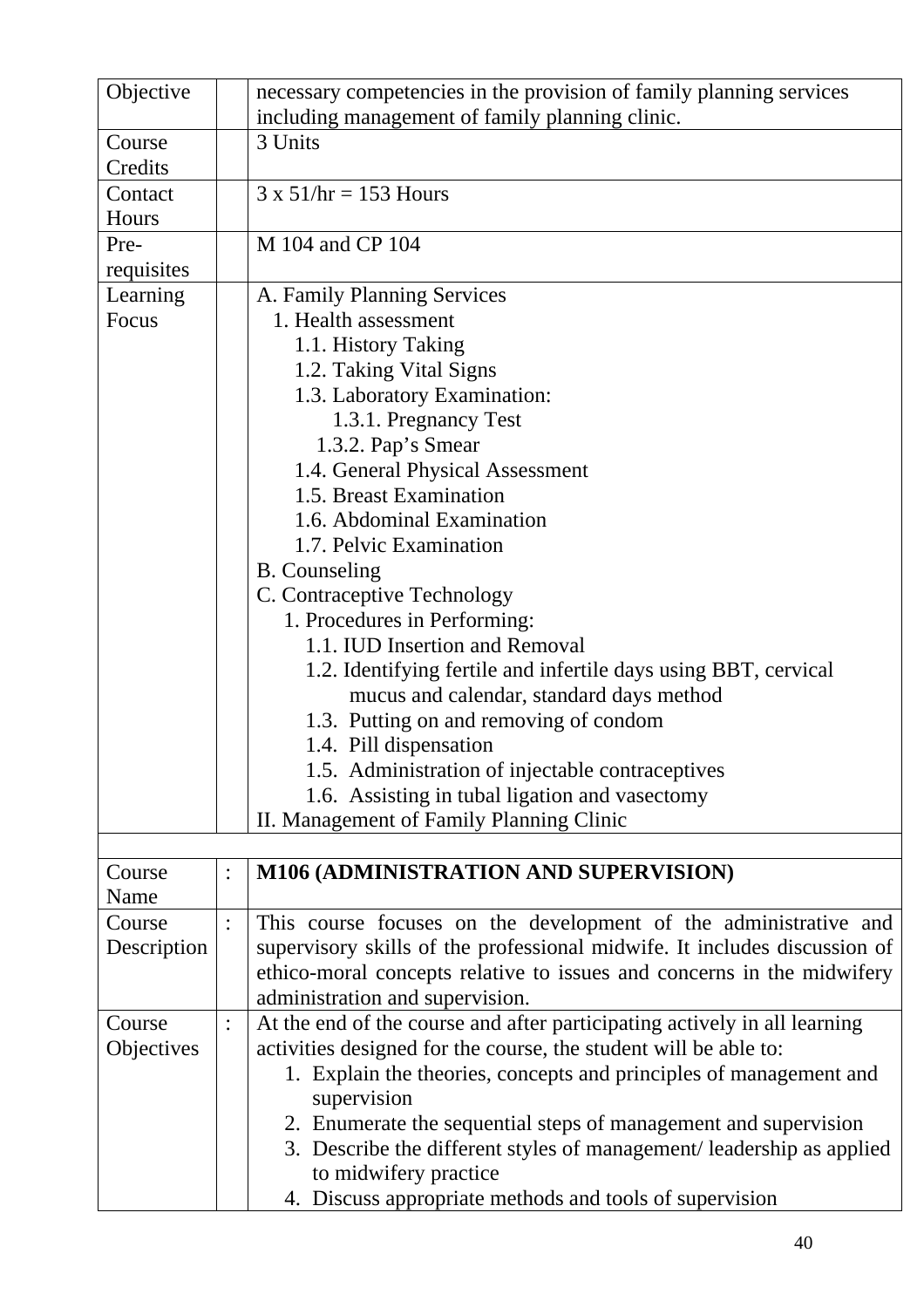| Objective | | necessary competencies in the provision of family planning services including management of family planning clinic. |
|---|---|---|
| Course Credits | | 3 Units |
| Contact Hours | | 3 x 51/hr = 153 Hours |
| Pre-requisites | | M 104 and CP 104 |
| Learning Focus | | A. Family Planning Services<br>1. Health assessment<br>1.1. History Taking<br>1.2. Taking Vital Signs<br>1.3. Laboratory Examination:<br>1.3.1. Pregnancy Test<br>1.3.2. Pap's Smear<br>1.4. General Physical Assessment<br>1.5. Breast Examination<br>1.6. Abdominal Examination<br>1.7. Pelvic Examination<br>B. Counseling<br>C. Contraceptive Technology<br>1. Procedures in Performing:<br>1.1. IUD Insertion and Removal<br>1.2. Identifying fertile and infertile days using BBT, cervical mucus and calendar, standard days method<br>1.3. Putting on and removing of condom<br>1.4. Pill dispensation<br>1.5. Administration of injectable contraceptives<br>1.6. Assisting in tubal ligation and vasectomy<br>II. Management of Family Planning Clinic |

| Course Name | : | **M106 (ADMINISTRATION AND SUPERVISION)** |
|---|---|---|
| Course Description | : | This course focuses on the development of the administrative and supervisory skills of the professional midwife. It includes discussion of ethico-moral concepts relative to issues and concerns in the midwifery administration and supervision. |
| Course Objectives | : | At the end of the course and after participating actively in all learning activities designed for the course, the student will be able to:<br>1. Explain the theories, concepts and principles of management and supervision<br>2. Enumerate the sequential steps of management and supervision<br>3. Describe the different styles of management/ leadership as applied to midwifery practice<br>4. Discuss appropriate methods and tools of supervision |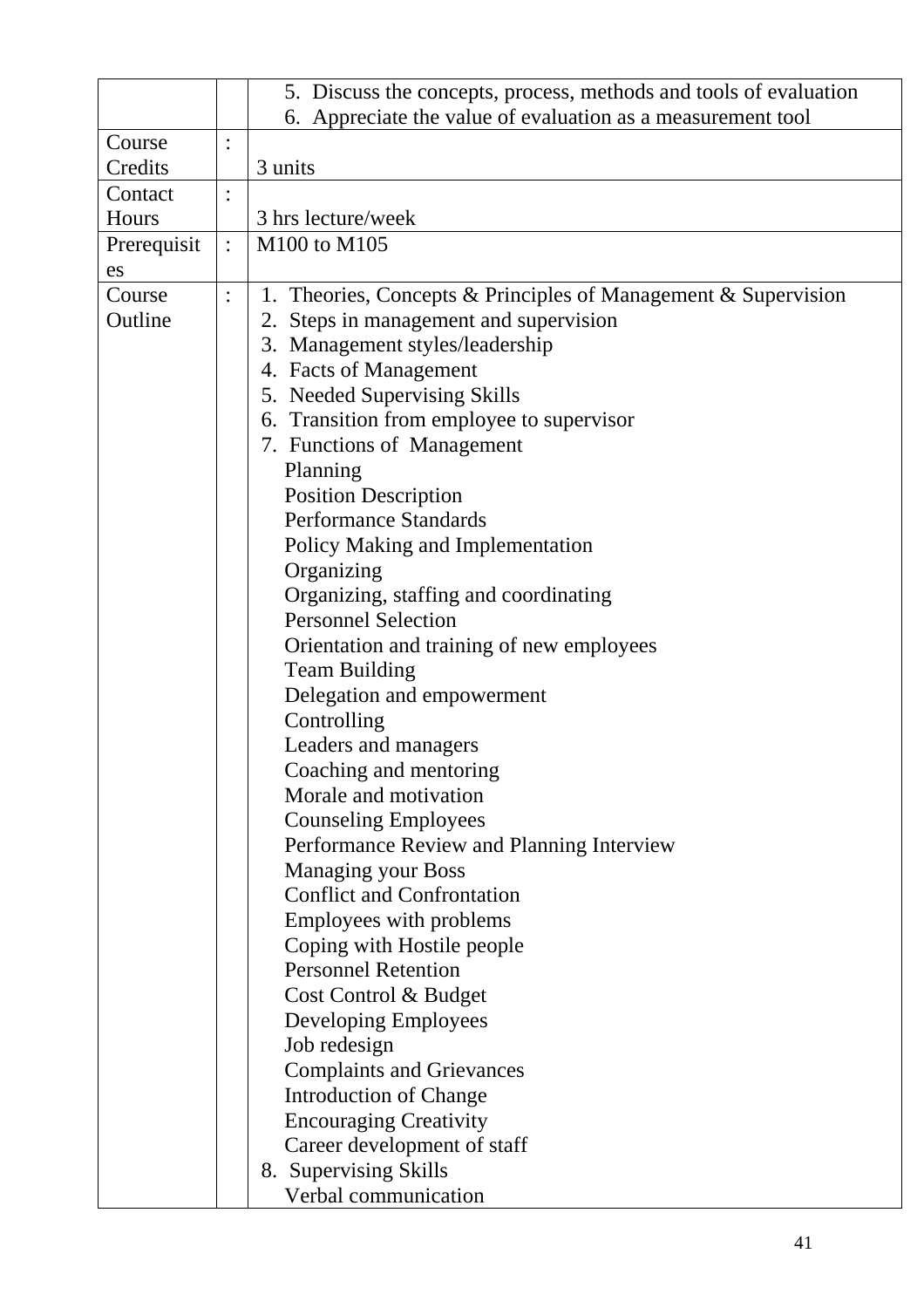| | | |
|---|---|---|
| | | 5. Discuss the concepts, process, methods and tools of evaluation<br>6. Appreciate the value of evaluation as a measurement tool |
| Course Credits | : | 3 units |
| Contact Hours | : | 3 hrs lecture/week |
| Prerequisites | : | M100 to M105 |
| Course Outline | : | 1. Theories, Concepts & Principles of Management & Supervision<br>2. Steps in management and supervision<br>3. Management styles/leadership<br>4. Facts of Management<br>5. Needed Supervising Skills<br>6. Transition from employee to supervisor<br>7. Functions of Management<br>Planning<br>Position Description<br>Performance Standards<br>Policy Making and Implementation<br>Organizing<br>Organizing, staffing and coordinating<br>Personnel Selection<br>Orientation and training of new employees<br>Team Building<br>Delegation and empowerment<br>Controlling<br>Leaders and managers<br>Coaching and mentoring<br>Morale and motivation<br>Counseling Employees<br>Performance Review and Planning Interview<br>Managing your Boss<br>Conflict and Confrontation<br>Employees with problems<br>Coping with Hostile people<br>Personnel Retention<br>Cost Control & Budget<br>Developing Employees<br>Job redesign<br>Complaints and Grievances<br>Introduction of Change<br>Encouraging Creativity<br>Career development of staff<br>8. Supervising Skills<br>Verbal communication |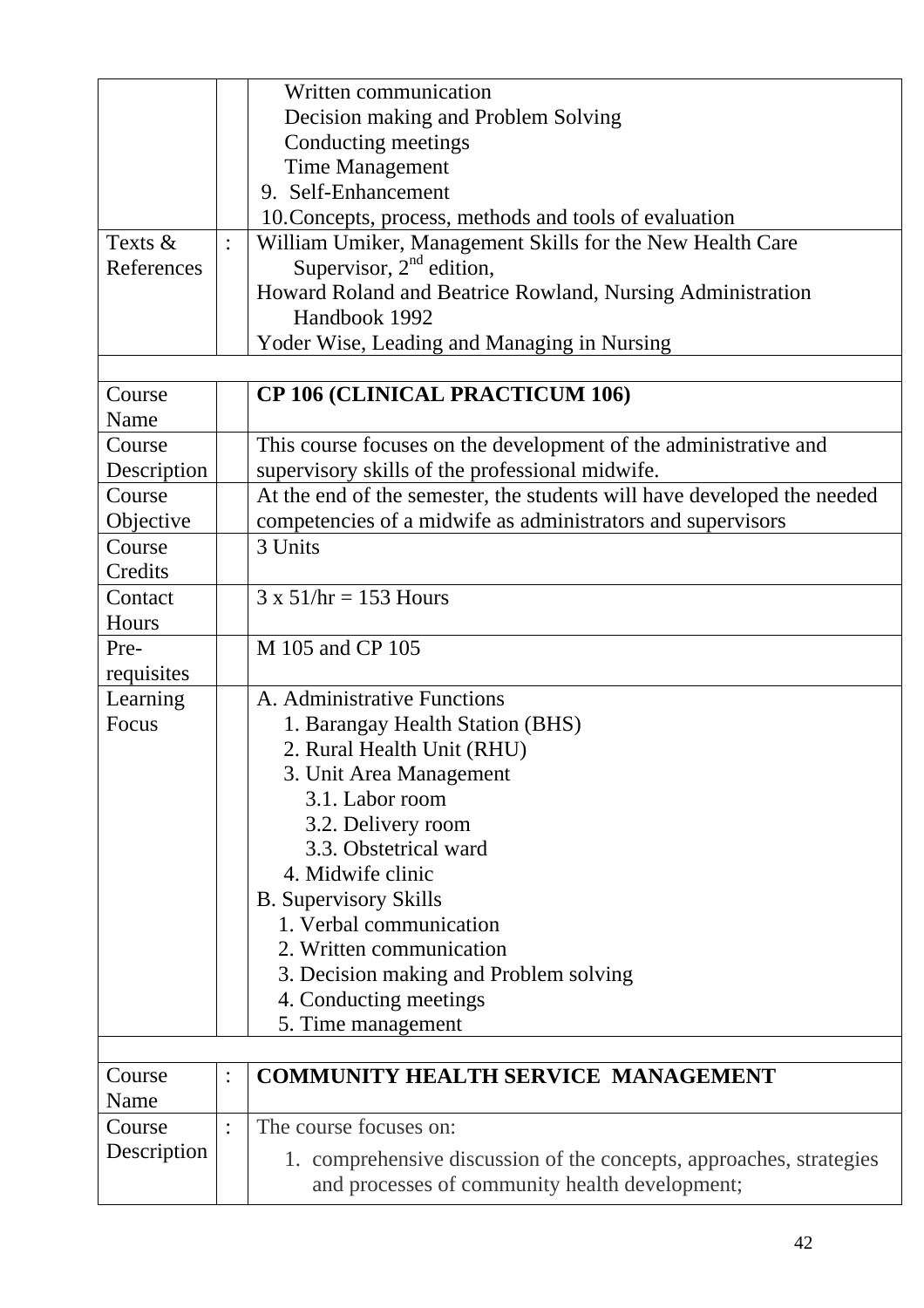| | | |
|---|---|---|
| | | Written communication<br>Decision making and Problem Solving<br>Conducting meetings<br>Time Management<br>9. Self-Enhancement<br>10. Concepts, process, methods and tools of evaluation |
| Texts & References | : | William Umiker, Management Skills for the New Health Care Supervisor, 2nd edition,<br>Howard Roland and Beatrice Rowland, Nursing Administration Handbook 1992<br>Yoder Wise, Leading and Managing in Nursing |
| | | |
| Course Name | | **CP 106 (CLINICAL PRACTICUM 106)** |
| Course Description | | This course focuses on the development of the administrative and supervisory skills of the professional midwife. |
| Course Objective | | At the end of the semester, the students will have developed the needed competencies of a midwife as administrators and supervisors |
| Course Credits | | 3 Units |
| Contact Hours | | 3 x 51/hr = 153 Hours |
| Pre-requisites | | M 105 and CP 105 |
| Learning Focus | | A. Administrative Functions<br>1. Barangay Health Station (BHS)<br>2. Rural Health Unit (RHU)<br>3. Unit Area Management<br>3.1. Labor room<br>3.2. Delivery room<br>3.3. Obstetrical ward<br>4. Midwife clinic<br>B. Supervisory Skills<br>1. Verbal communication<br>2. Written communication<br>3. Decision making and Problem solving<br>4. Conducting meetings<br>5. Time management |
| | | |
| Course Name | : | **COMMUNITY HEALTH SERVICE MANAGEMENT** |
| Course Description | : | The course focuses on:<br>1. comprehensive discussion of the concepts, approaches, strategies and processes of community health development; |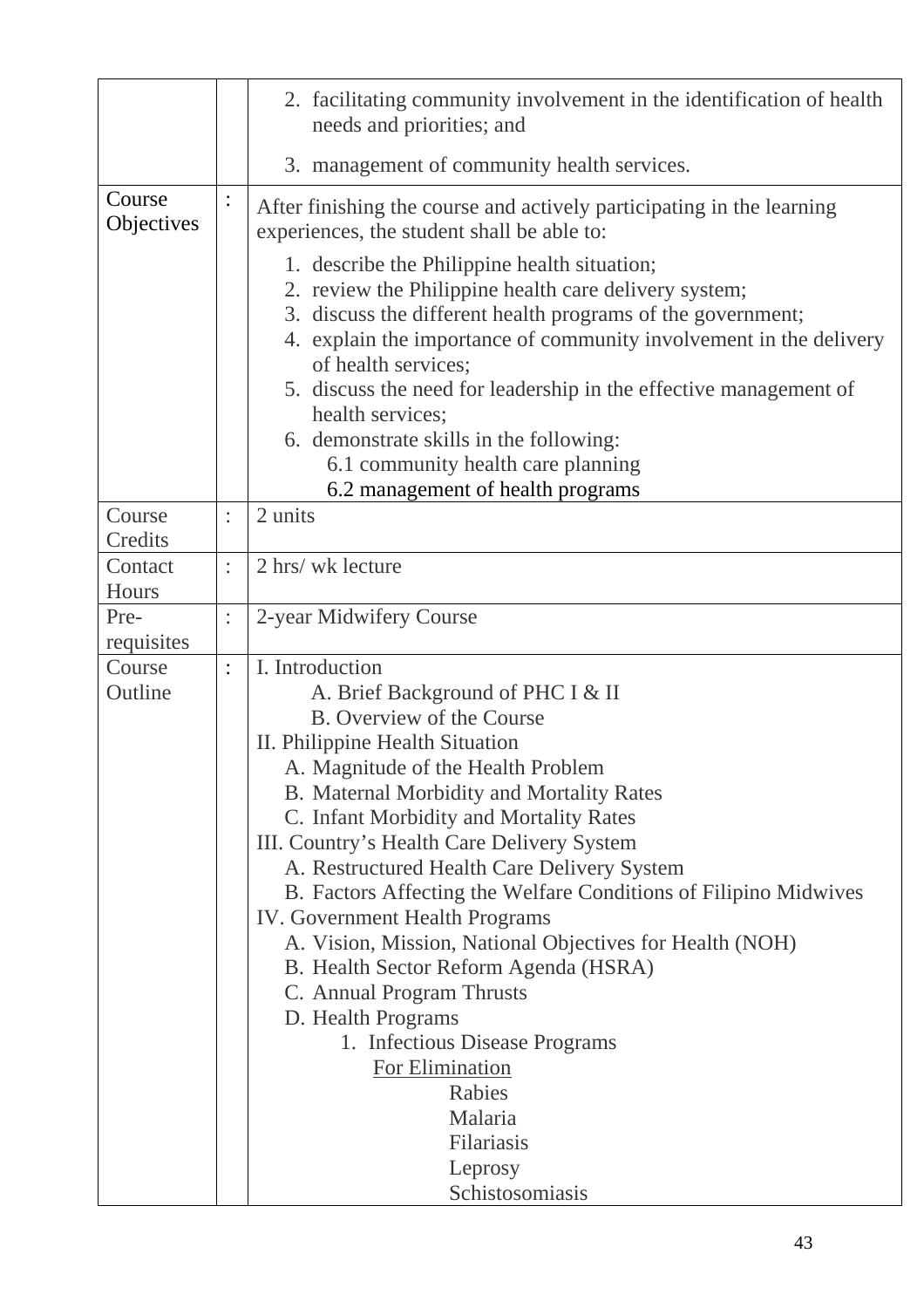| | | |
|---|---|---|
| | | 2. facilitating community involvement in the identification of health needs and priorities; and<br><br>3. management of community health services. |
| Course Objectives | : | After finishing the course and actively participating in the learning experiences, the student shall be able to:<br><br>1. describe the Philippine health situation;<br>2. review the Philippine health care delivery system;<br>3. discuss the different health programs of the government;<br>4. explain the importance of community involvement in the delivery of health services;<br>5. discuss the need for leadership in the effective management of health services;<br>6. demonstrate skills in the following:<br>6.1 community health care planning<br>6.2 management of health programs |
| Course Credits | : | 2 units |
| Contact Hours | : | 2 hrs/ wk lecture |
| Pre-requisites | : | 2-year Midwifery Course |
| Course Outline | : | I. Introduction<br>A. Brief Background of PHC I & II<br>B. Overview of the Course<br>II. Philippine Health Situation<br>A. Magnitude of the Health Problem<br>B. Maternal Morbidity and Mortality Rates<br>C. Infant Morbidity and Mortality Rates<br>III. Country's Health Care Delivery System<br>A. Restructured Health Care Delivery System<br>B. Factors Affecting the Welfare Conditions of Filipino Midwives<br>IV. Government Health Programs<br>A. Vision, Mission, National Objectives for Health (NOH)<br>B. Health Sector Reform Agenda (HSRA)<br>C. Annual Program Thrusts<br>D. Health Programs<br>1. Infectious Disease Programs<br><u>For Elimination</u><br>Rabies<br>Malaria<br>Filariasis<br>Leprosy<br>Schistosomiasis |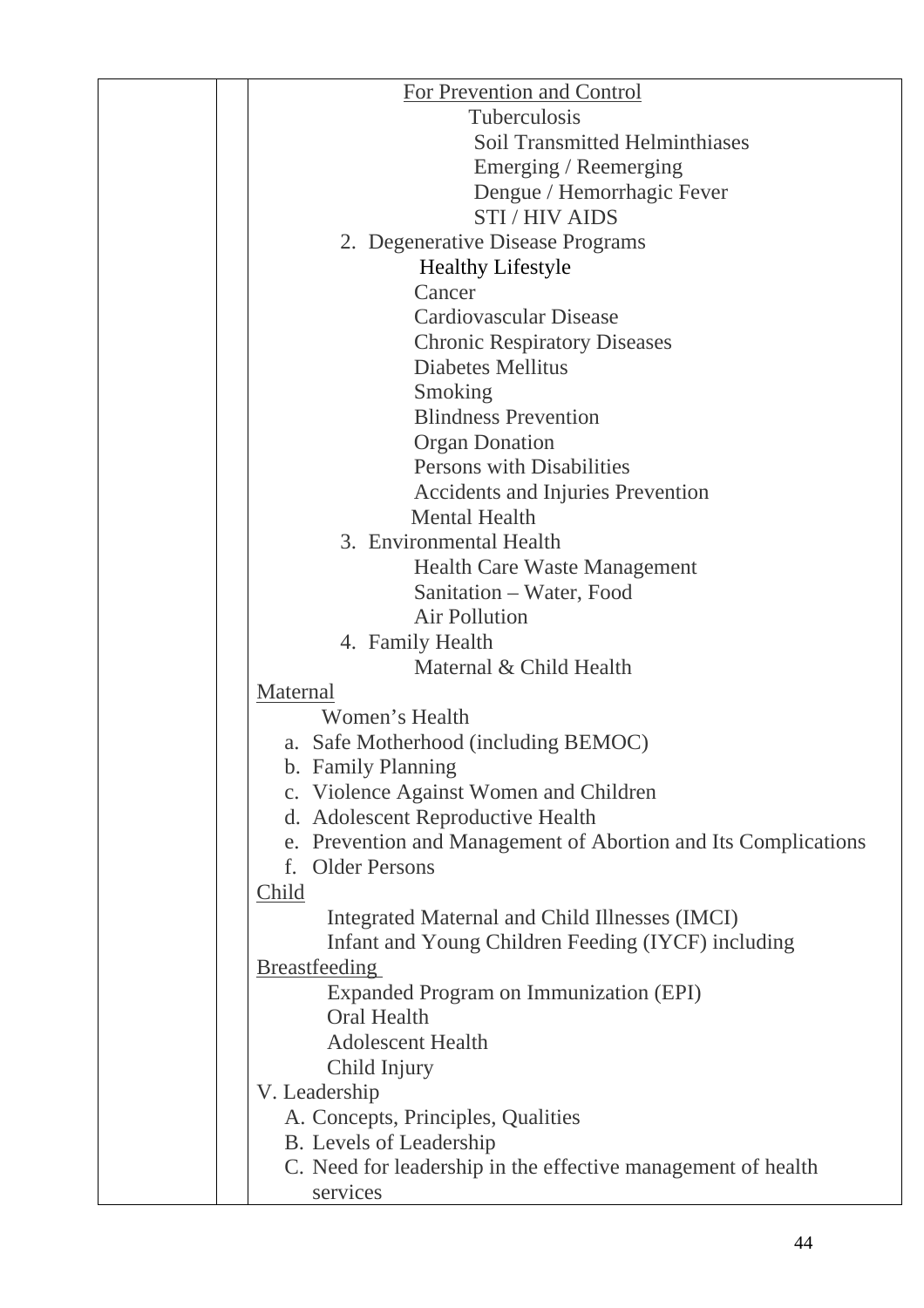| | | |
|---|---|---|
| | | For Prevention and Control<br>Tuberculosis<br>Soil Transmitted Helminthiases<br>Emerging / Reemerging<br>Dengue / Hemorrhagic Fever<br>STI / HIV AIDS<br>2. Degenerative Disease Programs<br>Healthy Lifestyle<br>Cancer<br>Cardiovascular Disease<br>Chronic Respiratory Diseases<br>Diabetes Mellitus<br>Smoking<br>Blindness Prevention<br>Organ Donation<br>Persons with Disabilities<br>Accidents and Injuries Prevention<br>Mental Health<br>3. Environmental Health<br>Health Care Waste Management<br>Sanitation – Water, Food<br>Air Pollution<br>4. Family Health<br>Maternal & Child Health<br>Maternal<br>Women's Health<br>a. Safe Motherhood (including BEMOC)<br>b. Family Planning<br>c. Violence Against Women and Children<br>d. Adolescent Reproductive Health<br>e. Prevention and Management of Abortion and Its Complications<br>f. Older Persons<br>Child<br>Integrated Maternal and Child Illnesses (IMCI)<br>Infant and Young Children Feeding (IYCF) including Breastfeeding<br>Expanded Program on Immunization (EPI)<br>Oral Health<br>Adolescent Health<br>Child Injury<br>V. Leadership<br>A. Concepts, Principles, Qualities<br>B. Levels of Leadership<br>C. Need for leadership in the effective management of health services |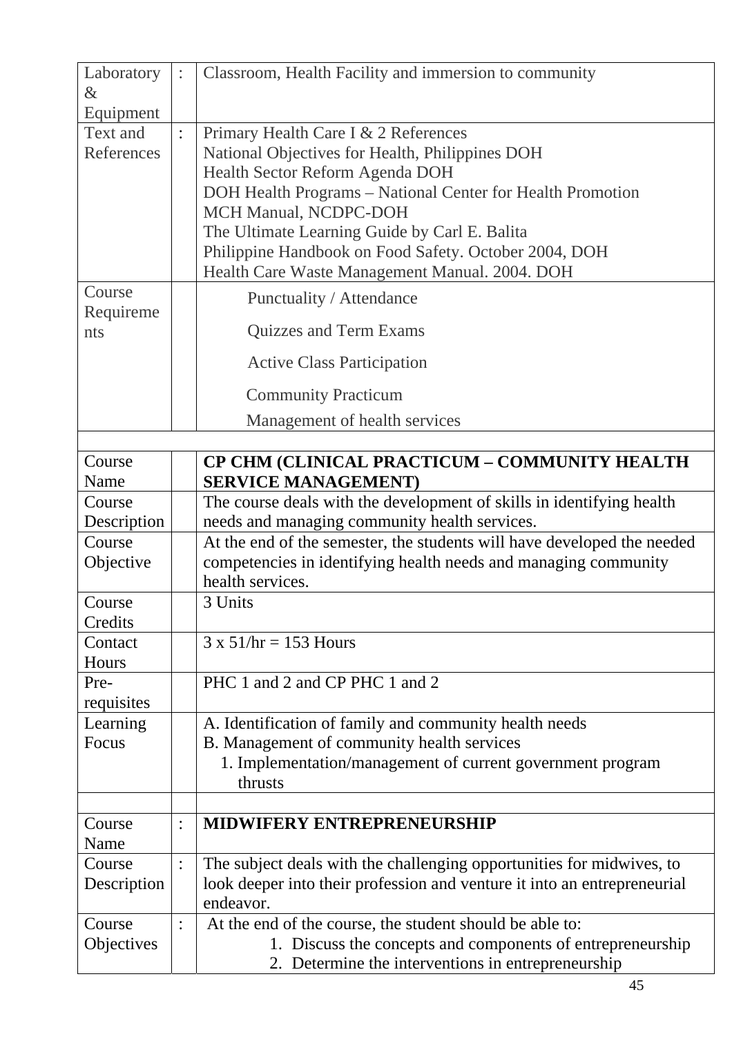| | | |
|---|---|---|
| Laboratory & Equipment | : | Classroom, Health Facility and immersion to community |
| Text and References | : | Primary Health Care I & 2 References<br>National Objectives for Health, Philippines DOH<br>Health Sector Reform Agenda DOH<br>DOH Health Programs – National Center for Health Promotion<br>MCH Manual, NCDPC-DOH<br>The Ultimate Learning Guide by Carl E. Balita<br>Philippine Handbook on Food Safety. October 2004, DOH<br>Health Care Waste Management Manual. 2004. DOH |
| Course Requirements | | Punctuality / Attendance<br>Quizzes and Term Exams<br>Active Class Participation<br>Community Practicum<br>Management of health services |
| | | |
| Course Name | | **CP CHM (CLINICAL PRACTICUM – COMMUNITY HEALTH SERVICE MANAGEMENT)** |
| Course Description | | The course deals with the development of skills in identifying health needs and managing community health services. |
| Course Objective | | At the end of the semester, the students will have developed the needed competencies in identifying health needs and managing community health services. |
| Course Credits | | 3 Units |
| Contact Hours | | 3 x 51/hr = 153 Hours |
| Pre-requisites | | PHC 1 and 2 and CP PHC 1 and 2 |
| Learning Focus | | A. Identification of family and community health needs<br>B. Management of community health services<br>1. Implementation/management of current government program thrusts |
| | | |
| Course Name | : | **MIDWIFERY ENTREPRENEURSHIP** |
| Course Description | : | The subject deals with the challenging opportunities for midwives, to look deeper into their profession and venture it into an entrepreneurial endeavor. |
| Course Objectives | : | At the end of the course, the student should be able to:<br>1. Discuss the concepts and components of entrepreneurship<br>2. Determine the interventions in entrepreneurship |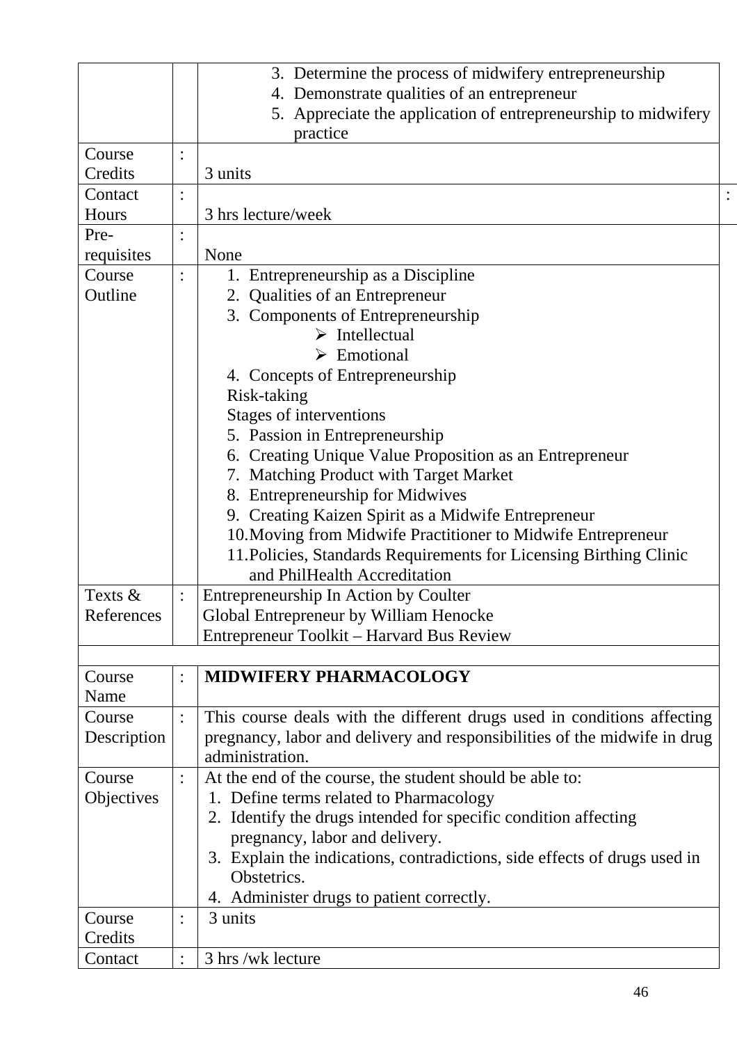| | | |
|---|---|---|
| | | 3. Determine the process of midwifery entrepreneurship<br>4. Demonstrate qualities of an entrepreneur<br>5. Appreciate the application of entrepreneurship to midwifery practice |
| Course Credits | : | 3 units |
| Contact Hours | : | 3 hrs lecture/week |
| Pre-requisites | : | None |
| Course Outline | : | 1. Entrepreneurship as a Discipline<br>2. Qualities of an Entrepreneur<br>3. Components of Entrepreneurship<br>➢ Intellectual<br>➢ Emotional<br>4. Concepts of Entrepreneurship<br>Risk-taking<br>Stages of interventions<br>5. Passion in Entrepreneurship<br>6. Creating Unique Value Proposition as an Entrepreneur<br>7. Matching Product with Target Market<br>8. Entrepreneurship for Midwives<br>9. Creating Kaizen Spirit as a Midwife Entrepreneur<br>10. Moving from Midwife Practitioner to Midwife Entrepreneur<br>11. Policies, Standards Requirements for Licensing Birthing Clinic and PhilHealth Accreditation |
| Texts & References | : | Entrepreneurship In Action by Coulter<br>Global Entrepreneur by William Henocke<br>Entrepreneur Toolkit – Harvard Bus Review |
| | | |
| Course Name | : | **MIDWIFERY PHARMACOLOGY** |
| Course Description | : | This course deals with the different drugs used in conditions affecting pregnancy, labor and delivery and responsibilities of the midwife in drug administration. |
| Course Objectives | : | At the end of the course, the student should be able to:<br>1. Define terms related to Pharmacology<br>2. Identify the drugs intended for specific condition affecting pregnancy, labor and delivery.<br>3. Explain the indications, contradictions, side effects of drugs used in Obstetrics.<br>4. Administer drugs to patient correctly. |
| Course Credits | : | 3 units |
| Contact | : | 3 hrs /wk lecture |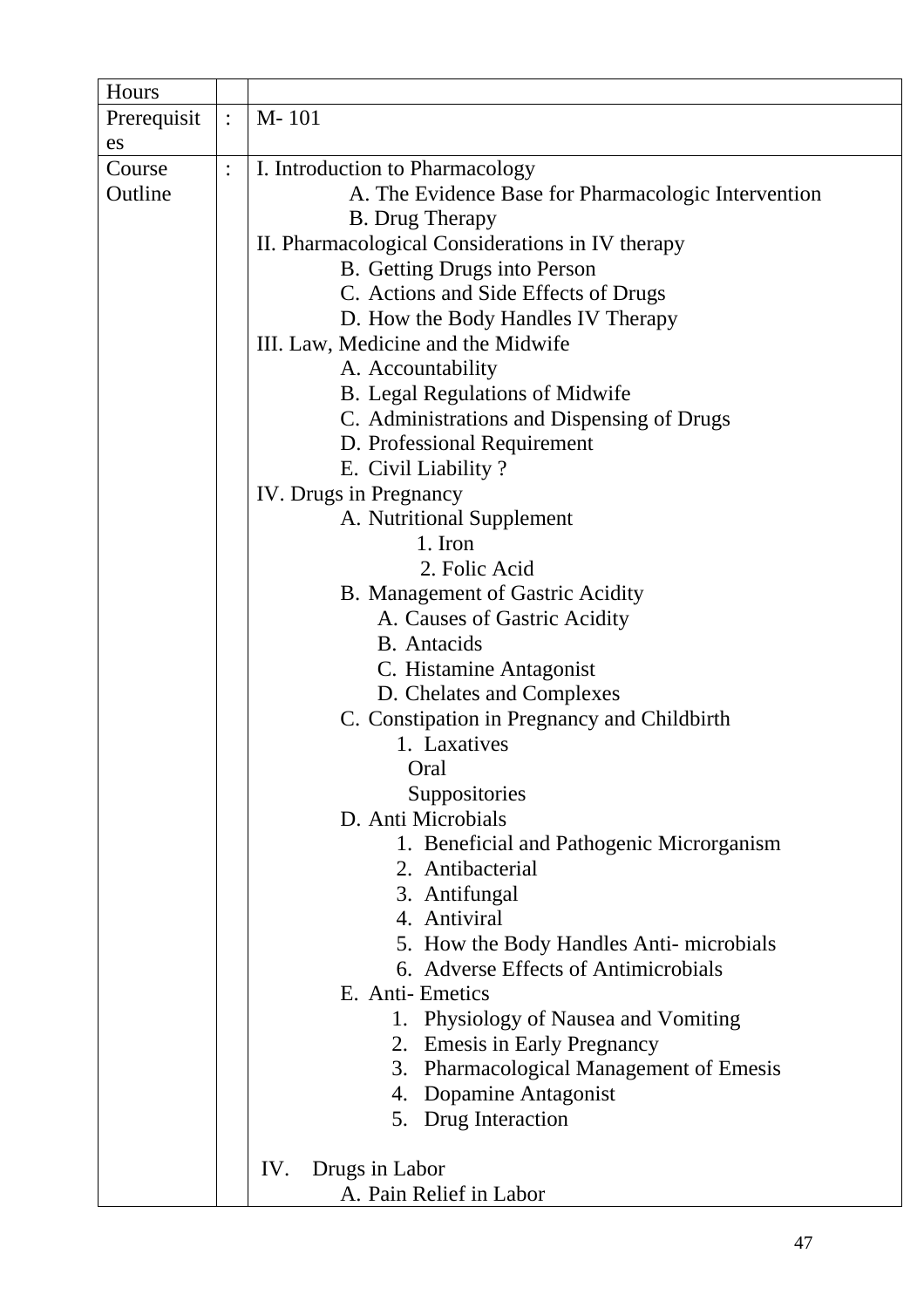| Hours | | |
|---|---|---|
| Prerequisites | : | M- 101 |
| Course Outline | : | I. Introduction to Pharmacology<br>A. The Evidence Base for Pharmacologic Intervention<br>B. Drug Therapy<br>II. Pharmacological Considerations in IV therapy<br>B. Getting Drugs into Person<br>C. Actions and Side Effects of Drugs<br>D. How the Body Handles IV Therapy<br>III. Law, Medicine and the Midwife<br>A. Accountability<br>B. Legal Regulations of Midwife<br>C. Administrations and Dispensing of Drugs<br>D. Professional Requirement<br>E. Civil Liability ?<br>IV. Drugs in Pregnancy<br>A. Nutritional Supplement<br>1. Iron<br>2. Folic Acid<br>B. Management of Gastric Acidity<br>A. Causes of Gastric Acidity<br>B. Antacids<br>C. Histamine Antagonist<br>D. Chelates and Complexes<br>C. Constipation in Pregnancy and Childbirth<br>1. Laxatives<br>Oral<br>Suppositories<br>D. Anti Microbials<br>1. Beneficial and Pathogenic Microrganism<br>2. Antibacterial<br>3. Antifungal<br>4. Antiviral<br>5. How the Body Handles Anti- microbials<br>6. Adverse Effects of Antimicrobials<br>E. Anti- Emetics<br>1. Physiology of Nausea and Vomiting<br>2. Emesis in Early Pregnancy<br>3. Pharmacological Management of Emesis<br>4. Dopamine Antagonist<br>5. Drug Interaction<br><br>IV. Drugs in Labor<br>A. Pain Relief in Labor |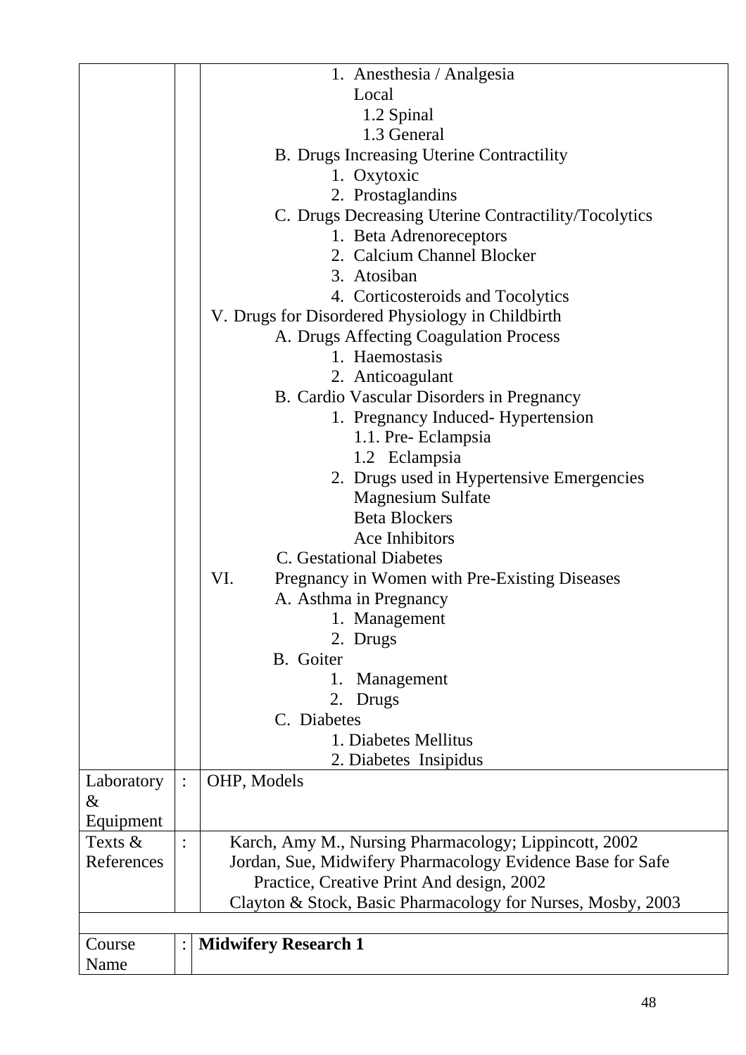| | | |
|---|---|---|
| | | 1. Anesthesia / Analgesia<br>Local<br>1.2 Spinal<br>1.3 General<br>B. Drugs Increasing Uterine Contractility<br>1. Oxytoxic<br>2. Prostaglandins<br>C. Drugs Decreasing Uterine Contractility/Tocolytics<br>1. Beta Adrenoreceptors<br>2. Calcium Channel Blocker<br>3. Atosiban<br>4. Corticosteroids and Tocolytics<br>V. Drugs for Disordered Physiology in Childbirth<br>A. Drugs Affecting Coagulation Process<br>1. Haemostasis<br>2. Anticoagulant<br>B. Cardio Vascular Disorders in Pregnancy<br>1. Pregnancy Induced- Hypertension<br>1.1. Pre- Eclampsia<br>1.2 Eclampsia<br>2. Drugs used in Hypertensive Emergencies<br>Magnesium Sulfate<br>Beta Blockers<br>Ace Inhibitors<br>C. Gestational Diabetes<br>VI. Pregnancy in Women with Pre-Existing Diseases<br>A. Asthma in Pregnancy<br>1. Management<br>2. Drugs<br>B. Goiter<br>1. Management<br>2. Drugs<br>C. Diabetes<br>1. Diabetes Mellitus<br>2. Diabetes Insipidus |
| Laboratory & Equipment | : | OHP, Models |
| Texts & References | : | Karch, Amy M., Nursing Pharmacology; Lippincott, 2002<br>Jordan, Sue, Midwifery Pharmacology Evidence Base for Safe Practice, Creative Print And design, 2002<br>Clayton & Stock, Basic Pharmacology for Nurses, Mosby, 2003 |
| | | |
| Course Name | : | **Midwifery Research 1** |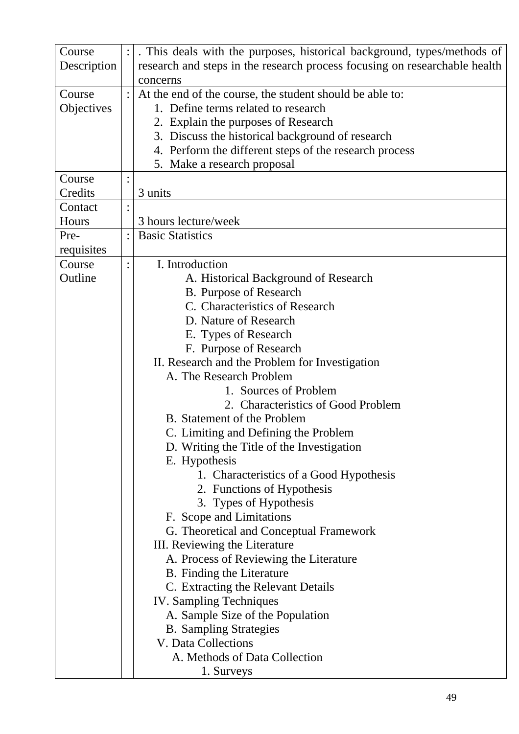| Course Description | : | . This deals with the purposes, historical background, types/methods of research and steps in the research process focusing on researchable health concerns |
|---|---|---|
| Course Objectives | : | At the end of the course, the student should be able to:<br>1. Define terms related to research<br>2. Explain the purposes of Research<br>3. Discuss the historical background of research<br>4. Perform the different steps of the research process<br>5. Make a research proposal |
| Course Credits | : | 3 units |
| Contact Hours | : | 3 hours lecture/week |
| Pre-requisites | : | Basic Statistics |
| Course Outline | : | I. Introduction<br>A. Historical Background of Research<br>B. Purpose of Research<br>C. Characteristics of Research<br>D. Nature of Research<br>E. Types of Research<br>F. Purpose of Research<br>II. Research and the Problem for Investigation<br>A. The Research Problem<br>1. Sources of Problem<br>2. Characteristics of Good Problem<br>B. Statement of the Problem<br>C. Limiting and Defining the Problem<br>D. Writing the Title of the Investigation<br>E. Hypothesis<br>1. Characteristics of a Good Hypothesis<br>2. Functions of Hypothesis<br>3. Types of Hypothesis<br>F. Scope and Limitations<br>G. Theoretical and Conceptual Framework<br>III. Reviewing the Literature<br>A. Process of Reviewing the Literature<br>B. Finding the Literature<br>C. Extracting the Relevant Details<br>IV. Sampling Techniques<br>A. Sample Size of the Population<br>B. Sampling Strategies<br>V. Data Collections<br>A. Methods of Data Collection<br>1. Surveys |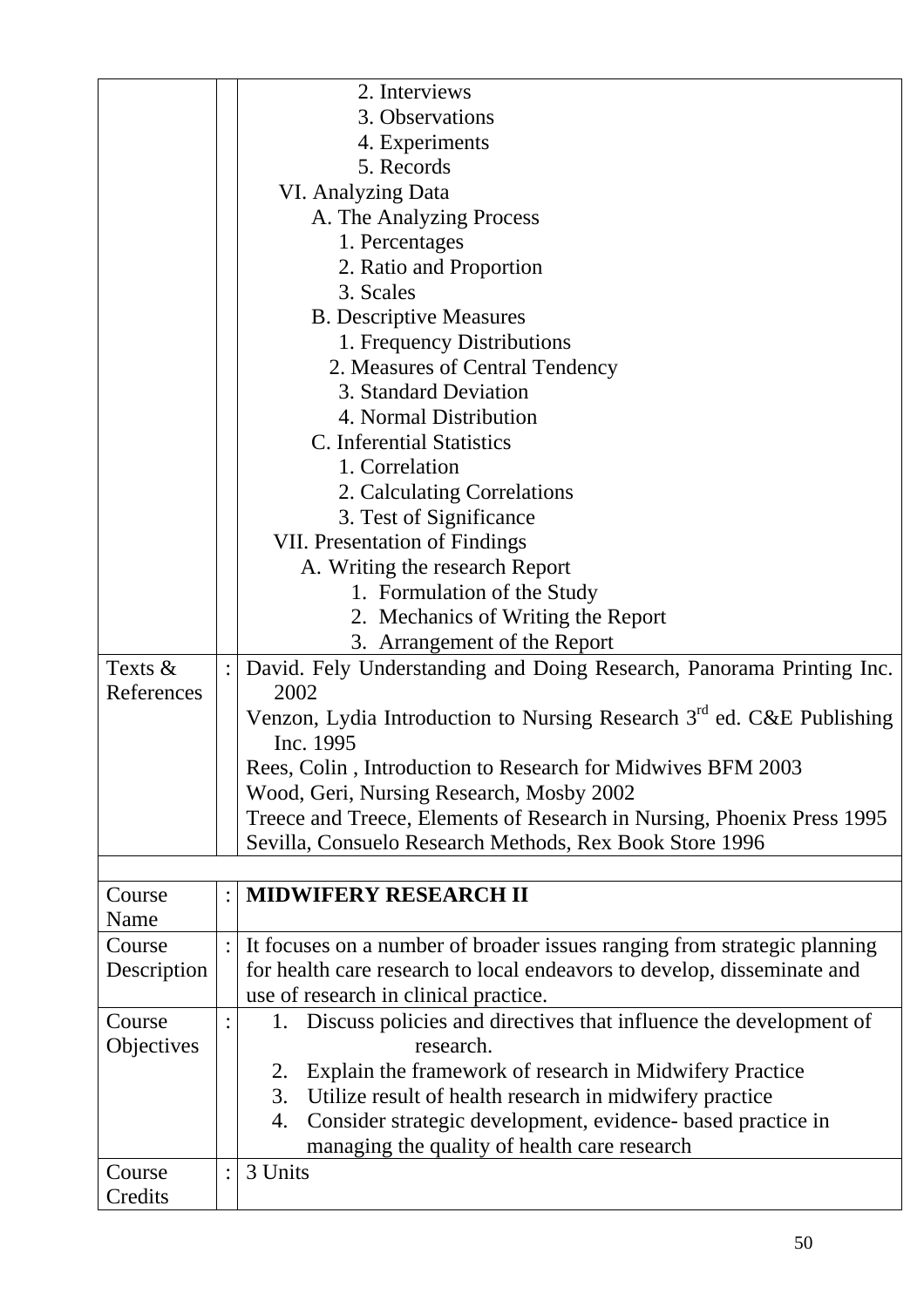| | | |
|---|---|---|
| | | 2. Interviews<br>3. Observations<br>4. Experiments<br>5. Records<br>VI. Analyzing Data<br>A. The Analyzing Process<br>1. Percentages<br>2. Ratio and Proportion<br>3. Scales<br>B. Descriptive Measures<br>1. Frequency Distributions<br>2. Measures of Central Tendency<br>3. Standard Deviation<br>4. Normal Distribution<br>C. Inferential Statistics<br>1. Correlation<br>2. Calculating Correlations<br>3. Test of Significance<br>VII. Presentation of Findings<br>A. Writing the research Report<br>1. Formulation of the Study<br>2. Mechanics of Writing the Report<br>3. Arrangement of the Report |
| Texts & References | : | David. Fely Understanding and Doing Research, Panorama Printing Inc. 2002<br>Venzon, Lydia Introduction to Nursing Research 3rd ed. C&E Publishing Inc. 1995<br>Rees, Colin , Introduction to Research for Midwives BFM 2003<br>Wood, Geri, Nursing Research, Mosby 2002<br>Treece and Treece, Elements of Research in Nursing, Phoenix Press 1995<br>Sevilla, Consuelo Research Methods, Rex Book Store 1996 |

| | | |
|---|---|---|
| Course Name | : | **MIDWIFERY RESEARCH II** |
| Course Description | : | It focuses on a number of broader issues ranging from strategic planning for health care research to local endeavors to develop, disseminate and use of research in clinical practice. |
| Course Objectives | : | 1. Discuss policies and directives that influence the development of research.<br>2. Explain the framework of research in Midwifery Practice<br>3. Utilize result of health research in midwifery practice<br>4. Consider strategic development, evidence- based practice in managing the quality of health care research |
| Course Credits | : | 3 Units |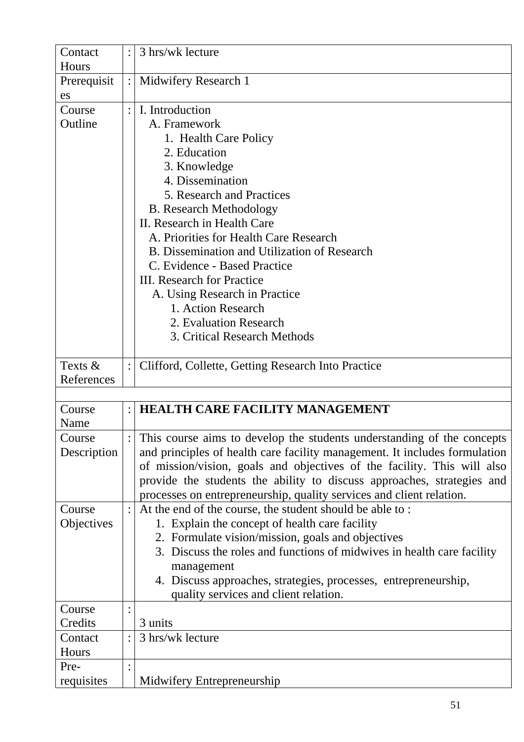| | | |
|---|---|---|
| Contact Hours | : | 3 hrs/wk lecture |
| Prerequisites | : | Midwifery Research 1 |
| Course Outline | : | I. Introduction<br>A. Framework<br>1. Health Care Policy<br>2. Education<br>3. Knowledge<br>4. Dissemination<br>5. Research and Practices<br>B. Research Methodology<br>II. Research in Health Care<br>A. Priorities for Health Care Research<br>B. Dissemination and Utilization of Research<br>C. Evidence - Based Practice<br>III. Research for Practice<br>A. Using Research in Practice<br>1. Action Research<br>2. Evaluation Research<br>3. Critical Research Methods |
| Texts & References | : | Clifford, Collette, Getting Research Into Practice |
| | | |
| Course Name | : | **HEALTH CARE FACILITY MANAGEMENT** |
| Course Description | : | This course aims to develop the students understanding of the concepts and principles of health care facility management. It includes formulation of mission/vision, goals and objectives of the facility. This will also provide the students the ability to discuss approaches, strategies and processes on entrepreneurship, quality services and client relation. |
| Course Objectives | : | At the end of the course, the student should be able to :<br>1. Explain the concept of health care facility<br>2. Formulate vision/mission, goals and objectives<br>3. Discuss the roles and functions of midwives in health care facility management<br>4. Discuss approaches, strategies, processes, entrepreneurship, quality services and client relation. |
| Course Credits | : | 3 units |
| Contact Hours | : | 3 hrs/wk lecture |
| Pre-requisites | : | Midwifery Entrepreneurship |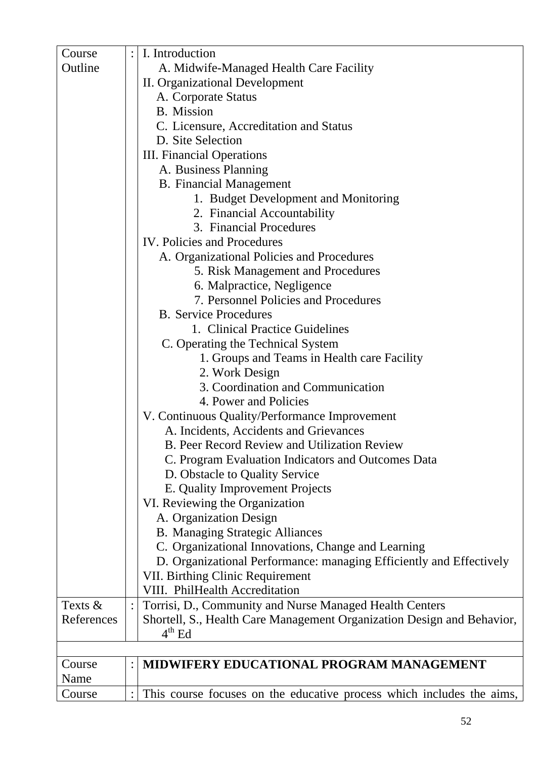| Course Outline | : | I. Introduction<br>A. Midwife-Managed Health Care Facility<br>II. Organizational Development<br>A. Corporate Status<br>B. Mission<br>C. Licensure, Accreditation and Status<br>D. Site Selection<br>III. Financial Operations<br>A. Business Planning<br>B. Financial Management<br>1. Budget Development and Monitoring<br>2. Financial Accountability<br>3. Financial Procedures<br>IV. Policies and Procedures<br>A. Organizational Policies and Procedures<br>5. Risk Management and Procedures<br>6. Malpractice, Negligence<br>7. Personnel Policies and Procedures<br>B. Service Procedures<br>1. Clinical Practice Guidelines<br>C. Operating the Technical System<br>1. Groups and Teams in Health care Facility<br>2. Work Design<br>3. Coordination and Communication<br>4. Power and Policies<br>V. Continuous Quality/Performance Improvement<br>A. Incidents, Accidents and Grievances<br>B. Peer Record Review and Utilization Review<br>C. Program Evaluation Indicators and Outcomes Data<br>D. Obstacle to Quality Service<br>E. Quality Improvement Projects<br>VI. Reviewing the Organization<br>A. Organization Design<br>B. Managing Strategic Alliances<br>C. Organizational Innovations, Change and Learning<br>D. Organizational Performance: managing Efficiently and Effectively<br>VII. Birthing Clinic Requirement<br>VIII. PhilHealth Accreditation |
|---|---|---|
| Texts & References | : | Torrisi, D., Community and Nurse Managed Health Centers<br>Shortell, S., Health Care Management Organization Design and Behavior, 4th Ed |
| | | |
| Course Name | : | **MIDWIFERY EDUCATIONAL PROGRAM MANAGEMENT** |
| Course | : | This course focuses on the educative process which includes the aims, |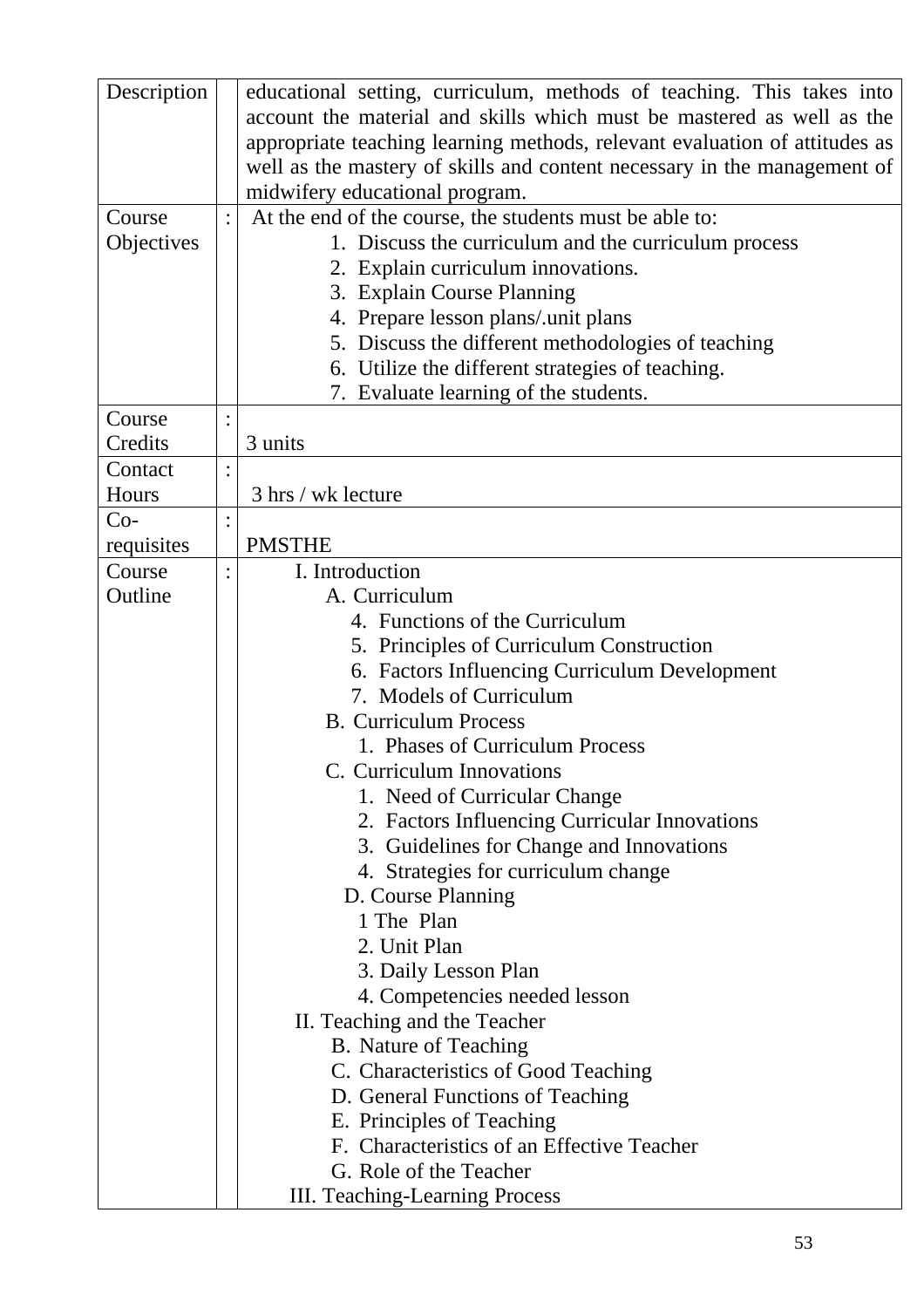| Description | | educational setting, curriculum, methods of teaching. This takes into account the material and skills which must be mastered as well as the appropriate teaching learning methods, relevant evaluation of attitudes as well as the mastery of skills and content necessary in the management of midwifery educational program. |
|---|---|---|
| Course Objectives | : | At the end of the course, the students must be able to:<br>1. Discuss the curriculum and the curriculum process<br>2. Explain curriculum innovations.<br>3. Explain Course Planning<br>4. Prepare lesson plans/.unit plans<br>5. Discuss the different methodologies of teaching<br>6. Utilize the different strategies of teaching.<br>7. Evaluate learning of the students. |
| Course Credits | : | 3 units |
| Contact Hours | : | 3 hrs / wk lecture |
| Co-requisites | : | PMSTHE |
| Course Outline | : | I. Introduction<br>A. Curriculum<br>4. Functions of the Curriculum<br>5. Principles of Curriculum Construction<br>6. Factors Influencing Curriculum Development<br>7. Models of Curriculum<br>B. Curriculum Process<br>1. Phases of Curriculum Process<br>C. Curriculum Innovations<br>1. Need of Curricular Change<br>2. Factors Influencing Curricular Innovations<br>3. Guidelines for Change and Innovations<br>4. Strategies for curriculum change<br>D. Course Planning<br>1 The Plan<br>2. Unit Plan<br>3. Daily Lesson Plan<br>4. Competencies needed lesson<br>II. Teaching and the Teacher<br>B. Nature of Teaching<br>C. Characteristics of Good Teaching<br>D. General Functions of Teaching<br>E. Principles of Teaching<br>F. Characteristics of an Effective Teacher<br>G. Role of the Teacher<br>III. Teaching-Learning Process |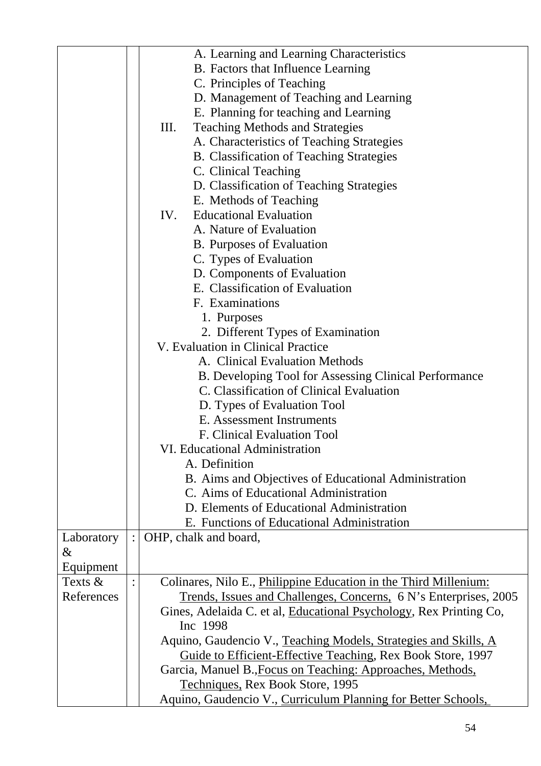| | | |
|---|---|---|
| | | A. Learning and Learning Characteristics<br>B. Factors that Influence Learning<br>C. Principles of Teaching<br>D. Management of Teaching and Learning<br>E. Planning for teaching and Learning<br>III. Teaching Methods and Strategies<br>A. Characteristics of Teaching Strategies<br>B. Classification of Teaching Strategies<br>C. Clinical Teaching<br>D. Classification of Teaching Strategies<br>E. Methods of Teaching<br>IV. Educational Evaluation<br>A. Nature of Evaluation<br>B. Purposes of Evaluation<br>C. Types of Evaluation<br>D. Components of Evaluation<br>E. Classification of Evaluation<br>F. Examinations<br>1. Purposes<br>2. Different Types of Examination<br>V. Evaluation in Clinical Practice<br>A. Clinical Evaluation Methods<br>B. Developing Tool for Assessing Clinical Performance<br>C. Classification of Clinical Evaluation<br>D. Types of Evaluation Tool<br>E. Assessment Instruments<br>F. Clinical Evaluation Tool<br>VI. Educational Administration<br>A. Definition<br>B. Aims and Objectives of Educational Administration<br>C. Aims of Educational Administration<br>D. Elements of Educational Administration<br>E. Functions of Educational Administration |
| Laboratory & Equipment | : | OHP, chalk and board, |
| Texts & References | : | Colinares, Nilo E., <u>Philippine Education in the Third Millenium: Trends, Issues and Challenges, Concerns,</u> 6 N's Enterprises, 2005<br>Gines, Adelaida C. et al, <u>Educational Psychology</u>, Rex Printing Co, Inc 1998<br>Aquino, Gaudencio V., <u>Teaching Models, Strategies and Skills, A Guide to Efficient-Effective Teaching</u>, Rex Book Store, 1997<br>Garcia, Manuel B.,<u>Focus on Teaching: Approaches, Methods, Techniques,</u> Rex Book Store, 1995<br>Aquino, Gaudencio V., <u>Curriculum Planning for Better Schools,</u> |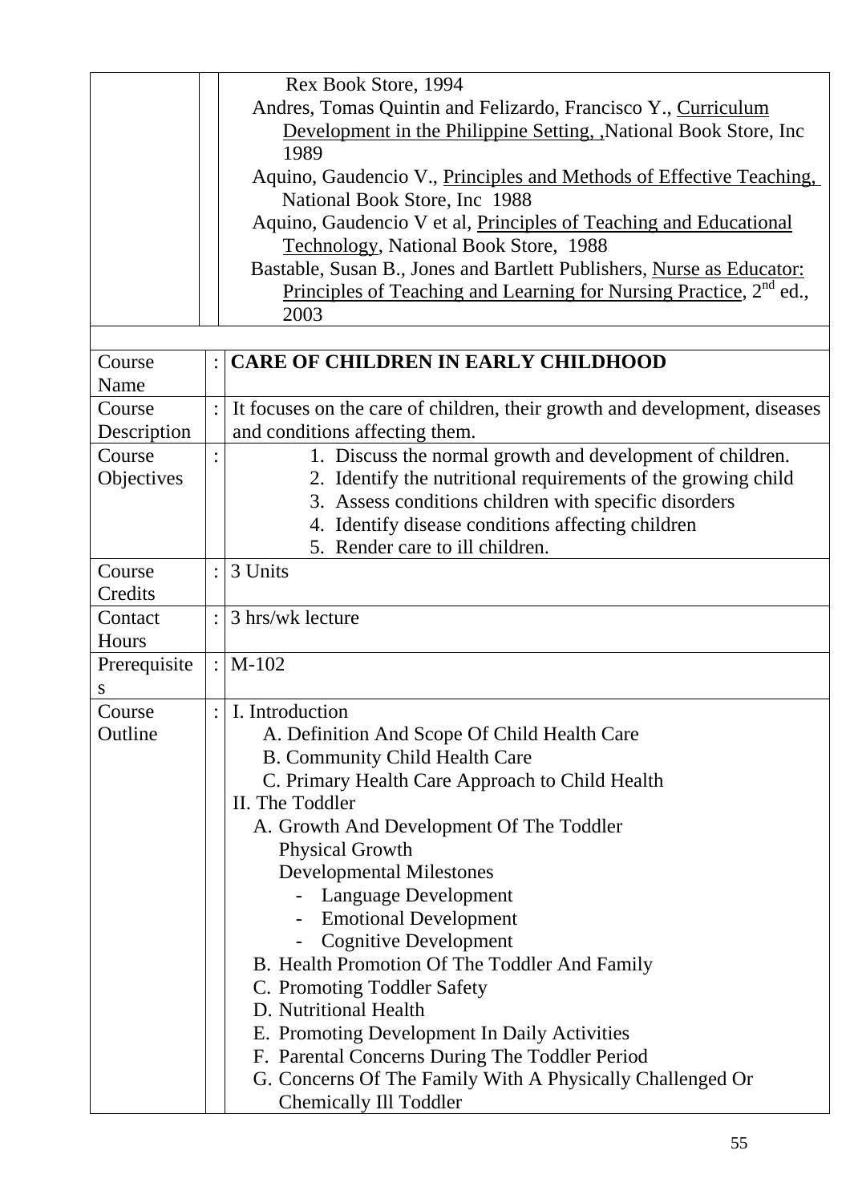| | | |
|---|---|---|
| | | Rex Book Store, 1994<br>Andres, Tomas Quintin and Felizardo, Francisco Y., Curriculum Development in the Philippine Setting, ,National Book Store, Inc 1989<br>Aquino, Gaudencio V., Principles and Methods of Effective Teaching, National Book Store, Inc 1988<br>Aquino, Gaudencio V et al, Principles of Teaching and Educational Technology, National Book Store, 1988<br>Bastable, Susan B., Jones and Bartlett Publishers, Nurse as Educator: Principles of Teaching and Learning for Nursing Practice, 2nd ed., 2003 |
| | | |
| Course Name | : | **CARE OF CHILDREN IN EARLY CHILDHOOD** |
| Course Description | : | It focuses on the care of children, their growth and development, diseases and conditions affecting them. |
| Course Objectives | : | 1. Discuss the normal growth and development of children.<br>2. Identify the nutritional requirements of the growing child<br>3. Assess conditions children with specific disorders<br>4. Identify disease conditions affecting children<br>5. Render care to ill children. |
| Course Credits | : | 3 Units |
| Contact Hours | : | 3 hrs/wk lecture |
| Prerequisites | : | M-102 |
| Course Outline | : | I. Introduction<br>A. Definition And Scope Of Child Health Care<br>B. Community Child Health Care<br>C. Primary Health Care Approach to Child Health<br>II. The Toddler<br>A. Growth And Development Of The Toddler<br>Physical Growth<br>Developmental Milestones<br>- Language Development<br>- Emotional Development<br>- Cognitive Development<br>B. Health Promotion Of The Toddler And Family<br>C. Promoting Toddler Safety<br>D. Nutritional Health<br>E. Promoting Development In Daily Activities<br>F. Parental Concerns During The Toddler Period<br>G. Concerns Of The Family With A Physically Challenged Or Chemically Ill Toddler |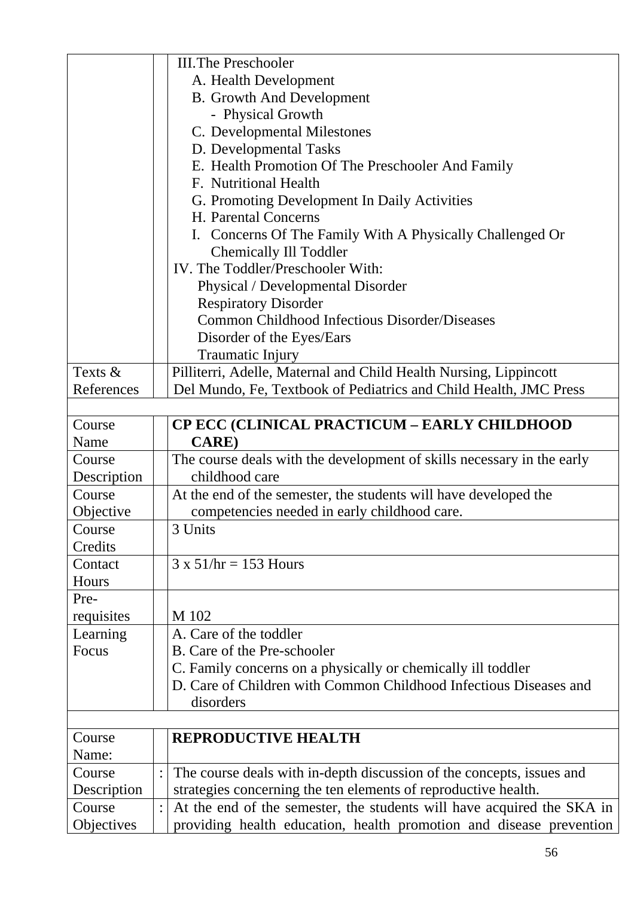| | | |
|---|---|---|
| | | III. The Preschooler<br>A. Health Development<br>B. Growth And Development<br>- Physical Growth<br>C. Developmental Milestones<br>D. Developmental Tasks<br>E. Health Promotion Of The Preschooler And Family<br>F. Nutritional Health<br>G. Promoting Development In Daily Activities<br>H. Parental Concerns<br>I. Concerns Of The Family With A Physically Challenged Or Chemically Ill Toddler<br>IV. The Toddler/Preschooler With:<br>Physical / Developmental Disorder<br>Respiratory Disorder<br>Common Childhood Infectious Disorder/Diseases<br>Disorder of the Eyes/Ears<br>Traumatic Injury |
| Texts & References | | Pilliterri, Adelle, Maternal and Child Health Nursing, Lippincott<br>Del Mundo, Fe, Textbook of Pediatrics and Child Health, JMC Press |
| | | |
| Course Name | | **CP ECC (CLINICAL PRACTICUM – EARLY CHILDHOOD CARE)** |
| Course Description | | The course deals with the development of skills necessary in the early childhood care |
| Course Objective | | At the end of the semester, the students will have developed the competencies needed in early childhood care. |
| Course Credits | | 3 Units |
| Contact Hours | | 3 x 51/hr = 153 Hours |
| Pre-requisites | | M 102 |
| Learning Focus | | A. Care of the toddler<br>B. Care of the Pre-schooler<br>C. Family concerns on a physically or chemically ill toddler<br>D. Care of Children with Common Childhood Infectious Diseases and disorders |
| | | |
| Course Name: | | **REPRODUCTIVE HEALTH** |
| Course Description | : | The course deals with in-depth discussion of the concepts, issues and strategies concerning the ten elements of reproductive health. |
| Course Objectives | : | At the end of the semester, the students will have acquired the SKA in providing health education, health promotion and disease prevention |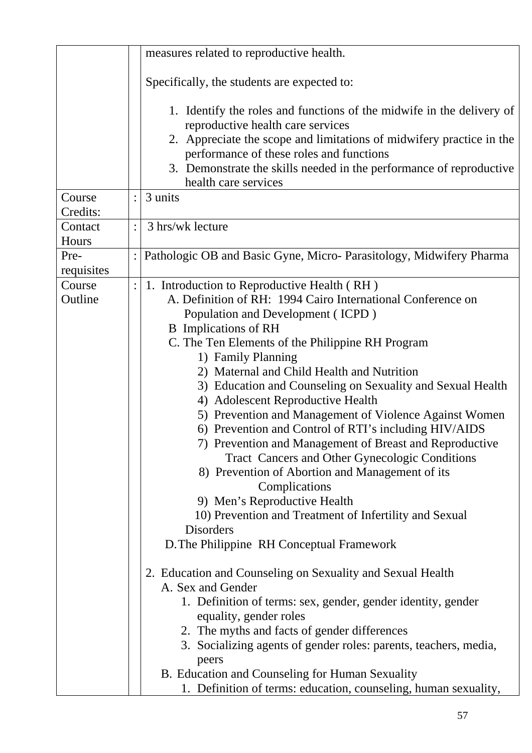| | | |
|---|---|---|
| | | measures related to reproductive health.<br><br>Specifically, the students are expected to:<br><br>1. Identify the roles and functions of the midwife in the delivery of reproductive health care services<br>2. Appreciate the scope and limitations of midwifery practice in the performance of these roles and functions<br>3. Demonstrate the skills needed in the performance of reproductive health care services |
| Course Credits: | : | 3 units |
| Contact Hours | : | 3 hrs/wk lecture |
| Pre-requisites | : | Pathologic OB and Basic Gyne, Micro- Parasitology, Midwifery Pharma |
| Course Outline | : | 1. Introduction to Reproductive Health ( RH )<br>A. Definition of RH: 1994 Cairo International Conference on Population and Development ( ICPD )<br>B Implications of RH<br>C. The Ten Elements of the Philippine RH Program<br>1) Family Planning<br>2) Maternal and Child Health and Nutrition<br>3) Education and Counseling on Sexuality and Sexual Health<br>4) Adolescent Reproductive Health<br>5) Prevention and Management of Violence Against Women<br>6) Prevention and Control of RTI's including HIV/AIDS<br>7) Prevention and Management of Breast and Reproductive Tract Cancers and Other Gynecologic Conditions<br>8) Prevention of Abortion and Management of its Complications<br>9) Men's Reproductive Health<br>10) Prevention and Treatment of Infertility and Sexual Disorders<br>D. The Philippine RH Conceptual Framework<br><br>2. Education and Counseling on Sexuality and Sexual Health<br>A. Sex and Gender<br>1. Definition of terms: sex, gender, gender identity, gender equality, gender roles<br>2. The myths and facts of gender differences<br>3. Socializing agents of gender roles: parents, teachers, media, peers<br>B. Education and Counseling for Human Sexuality<br>1. Definition of terms: education, counseling, human sexuality, |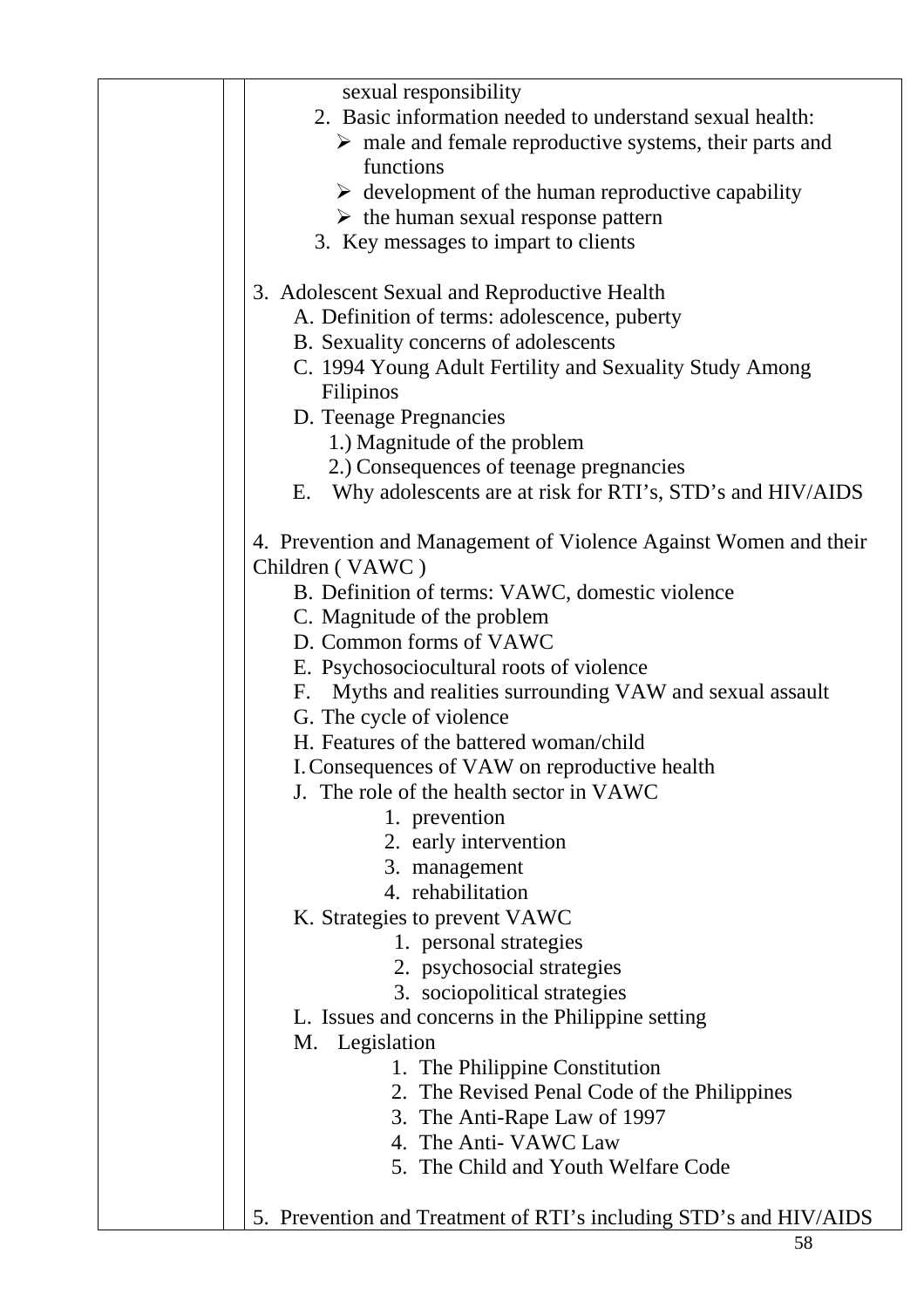|  |  | sexual responsibility<br>2. Basic information needed to understand sexual health:<br>➢ male and female reproductive systems, their parts and functions<br>➢ development of the human reproductive capability<br>➢ the human sexual response pattern<br>3. Key messages to impart to clients<br><br>3. Adolescent Sexual and Reproductive Health<br>A. Definition of terms: adolescence, puberty<br>B. Sexuality concerns of adolescents<br>C. 1994 Young Adult Fertility and Sexuality Study Among Filipinos<br>D. Teenage Pregnancies<br>1.) Magnitude of the problem<br>2.) Consequences of teenage pregnancies<br>E. Why adolescents are at risk for RTI's, STD's and HIV/AIDS<br><br>4. Prevention and Management of Violence Against Women and their Children ( VAWC )<br>B. Definition of terms: VAWC, domestic violence<br>C. Magnitude of the problem<br>D. Common forms of VAWC<br>E. Psychosociocultural roots of violence<br>F. Myths and realities surrounding VAW and sexual assault<br>G. The cycle of violence<br>H. Features of the battered woman/child<br>I. Consequences of VAW on reproductive health<br>J. The role of the health sector in VAWC<br>1. prevention<br>2. early intervention<br>3. management<br>4. rehabilitation<br>K. Strategies to prevent VAWC<br>1. personal strategies<br>2. psychosocial strategies<br>3. sociopolitical strategies<br>L. Issues and concerns in the Philippine setting<br>M. Legislation<br>1. The Philippine Constitution<br>2. The Revised Penal Code of the Philippines<br>3. The Anti-Rape Law of 1997<br>4. The Anti- VAWC Law<br>5. The Child and Youth Welfare Code<br><br>5. Prevention and Treatment of RTI's including STD's and HIV/AIDS |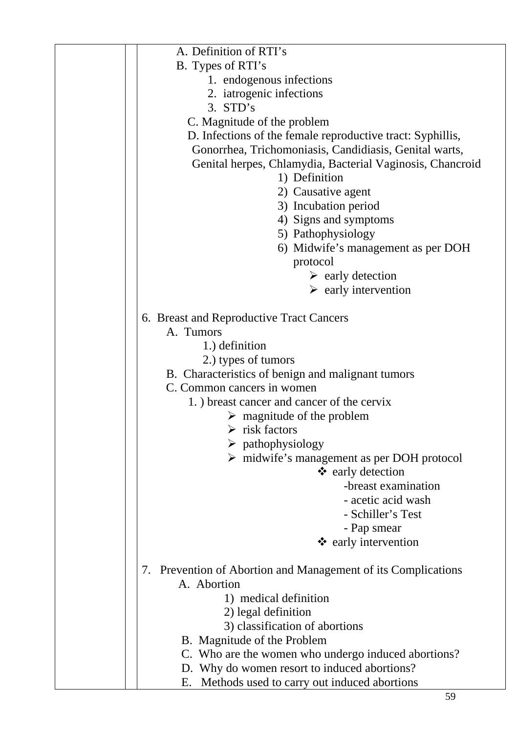| | | |
|---|---|---|
| | | A. Definition of RTI's<br>B. Types of RTI's<br>1. endogenous infections<br>2. iatrogenic infections<br>3. STD's<br>C. Magnitude of the problem<br>D. Infections of the female reproductive tract: Syphillis, Gonorrhea, Trichomoniasis, Candidiasis, Genital warts, Genital herpes, Chlamydia, Bacterial Vaginosis, Chancroid<br>1) Definition<br>2) Causative agent<br>3) Incubation period<br>4) Signs and symptoms<br>5) Pathophysiology<br>6) Midwife's management as per DOH protocol<br>➢ early detection<br>➢ early intervention<br><br>6. Breast and Reproductive Tract Cancers<br>A. Tumors<br>1.) definition<br>2.) types of tumors<br>B. Characteristics of benign and malignant tumors<br>C. Common cancers in women<br>1. ) breast cancer and cancer of the cervix<br>➢ magnitude of the problem<br>➢ risk factors<br>➢ pathophysiology<br>➢ midwife's management as per DOH protocol<br>❖ early detection<br>-breast examination<br>- acetic acid wash<br>- Schiller's Test<br>- Pap smear<br>❖ early intervention<br><br>7. Prevention of Abortion and Management of its Complications<br>A. Abortion<br>1) medical definition<br>2) legal definition<br>3) classification of abortions<br>B. Magnitude of the Problem<br>C. Who are the women who undergo induced abortions?<br>D. Why do women resort to induced abortions?<br>E. Methods used to carry out induced abortions |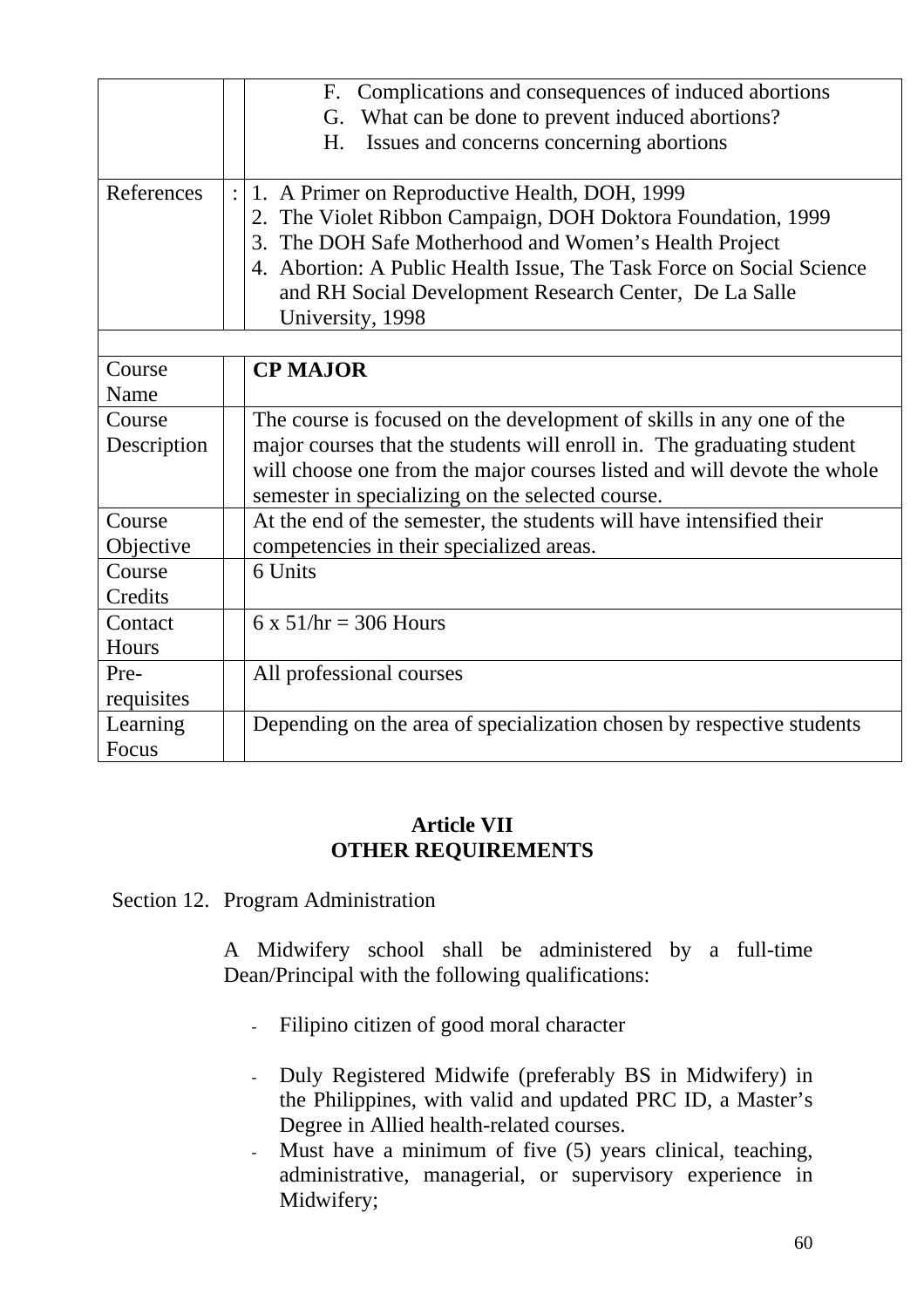| | | |
|---|---|---|
| | | F. Complications and consequences of induced abortions<br>G. What can be done to prevent induced abortions?<br>H. Issues and concerns concerning abortions |
| References | : | 1. A Primer on Reproductive Health, DOH, 1999<br>2. The Violet Ribbon Campaign, DOH Doktora Foundation, 1999<br>3. The DOH Safe Motherhood and Women's Health Project<br>4. Abortion: A Public Health Issue, The Task Force on Social Science and RH Social Development Research Center, De La Salle University, 1998 |

| Course Name | | **CP MAJOR** |
|---|---|---|
| Course Description | | The course is focused on the development of skills in any one of the major courses that the students will enroll in. The graduating student will choose one from the major courses listed and will devote the whole semester in specializing on the selected course. |
| Course Objective | | At the end of the semester, the students will have intensified their competencies in their specialized areas. |
| Course Credits | | 6 Units |
| Contact Hours | | 6 x 51/hr = 306 Hours |
| Pre-requisites | | All professional courses |
| Learning Focus | | Depending on the area of specialization chosen by respective students |

## Article VII
## OTHER REQUIREMENTS

Section 12. Program Administration

A Midwifery school shall be administered by a full-time Dean/Principal with the following qualifications:

- Filipino citizen of good moral character

- Duly Registered Midwife (preferably BS in Midwifery) in the Philippines, with valid and updated PRC ID, a Master's Degree in Allied health-related courses.
- Must have a minimum of five (5) years clinical, teaching, administrative, managerial, or supervisory experience in Midwifery;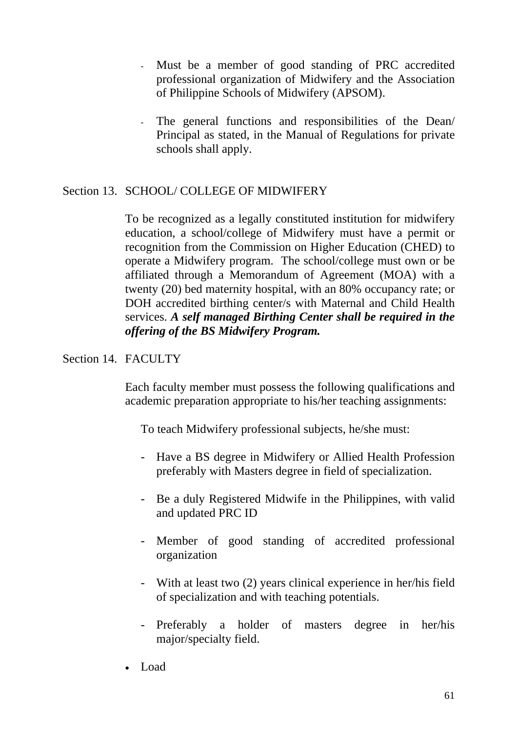- Must be a member of good standing of PRC accredited professional organization of Midwifery and the Association of Philippine Schools of Midwifery (APSOM).

- The general functions and responsibilities of the Dean/ Principal as stated, in the Manual of Regulations for private schools shall apply.

Section 13. SCHOOL/ COLLEGE OF MIDWIFERY

To be recognized as a legally constituted institution for midwifery education, a school/college of Midwifery must have a permit or recognition from the Commission on Higher Education (CHED) to operate a Midwifery program. The school/college must own or be affiliated through a Memorandum of Agreement (MOA) with a twenty (20) bed maternity hospital, with an 80% occupancy rate; or DOH accredited birthing center/s with Maternal and Child Health services. ***A self managed Birthing Center shall be required in the offering of the BS Midwifery Program.***

Section 14. FACULTY

Each faculty member must possess the following qualifications and academic preparation appropriate to his/her teaching assignments:

To teach Midwifery professional subjects, he/she must:

- Have a BS degree in Midwifery or Allied Health Profession preferably with Masters degree in field of specialization.

- Be a duly Registered Midwife in the Philippines, with valid and updated PRC ID

- Member of good standing of accredited professional organization

- With at least two (2) years clinical experience in her/his field of specialization and with teaching potentials.

- Preferably a holder of masters degree in her/his major/specialty field.

- Load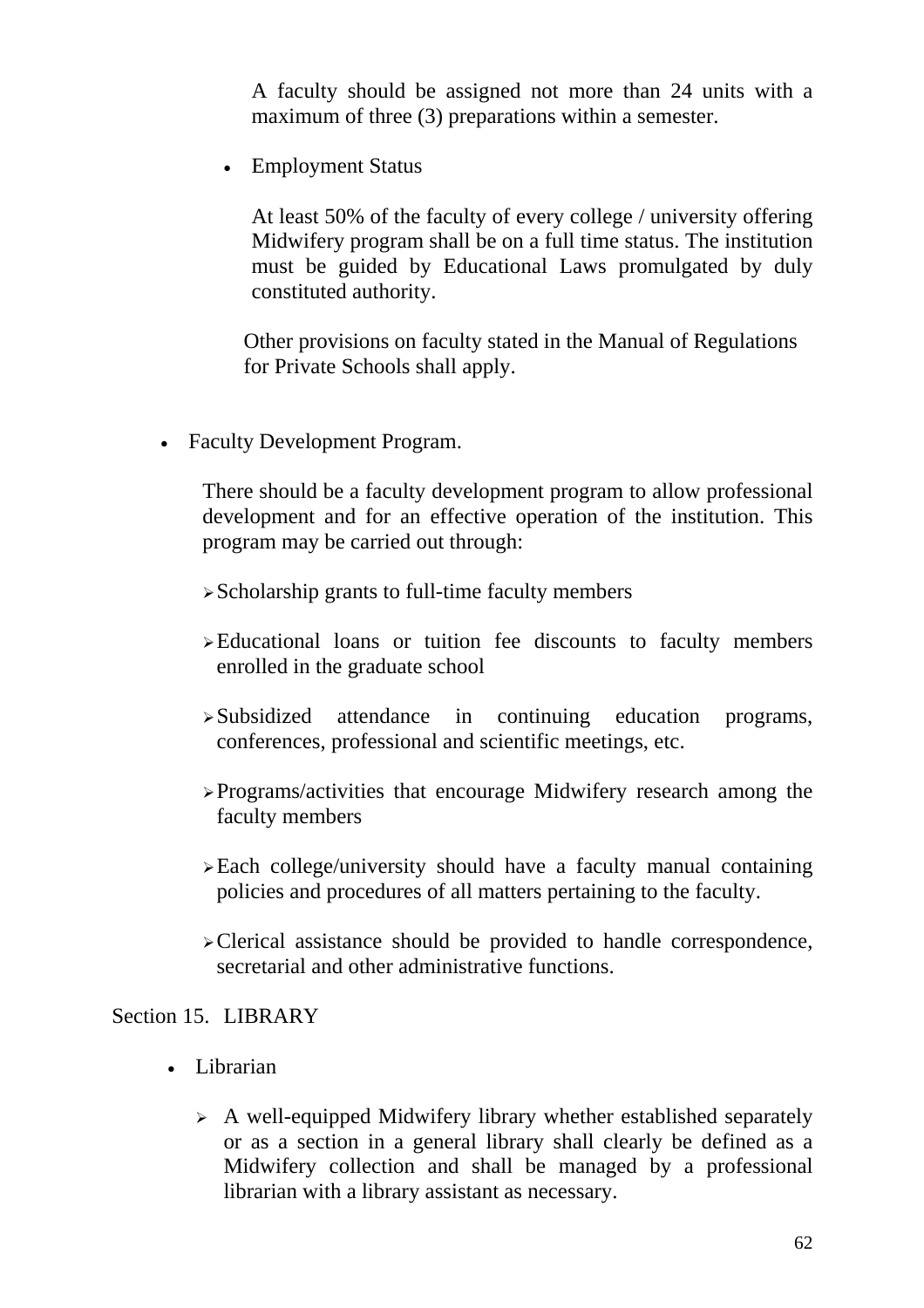A faculty should be assigned not more than 24 units with a maximum of three (3) preparations within a semester.

- Employment Status

  At least 50% of the faculty of every college / university offering Midwifery program shall be on a full time status. The institution must be guided by Educational Laws promulgated by duly constituted authority.

  Other provisions on faculty stated in the Manual of Regulations for Private Schools shall apply.

- Faculty Development Program.

  There should be a faculty development program to allow professional development and for an effective operation of the institution. This program may be carried out through:

  - Scholarship grants to full-time faculty members
  - Educational loans or tuition fee discounts to faculty members enrolled in the graduate school
  - Subsidized attendance in continuing education programs, conferences, professional and scientific meetings, etc.
  - Programs/activities that encourage Midwifery research among the faculty members
  - Each college/university should have a faculty manual containing policies and procedures of all matters pertaining to the faculty.
  - Clerical assistance should be provided to handle correspondence, secretarial and other administrative functions.

Section 15. LIBRARY

- Librarian
  - A well-equipped Midwifery library whether established separately or as a section in a general library shall clearly be defined as a Midwifery collection and shall be managed by a professional librarian with a library assistant as necessary.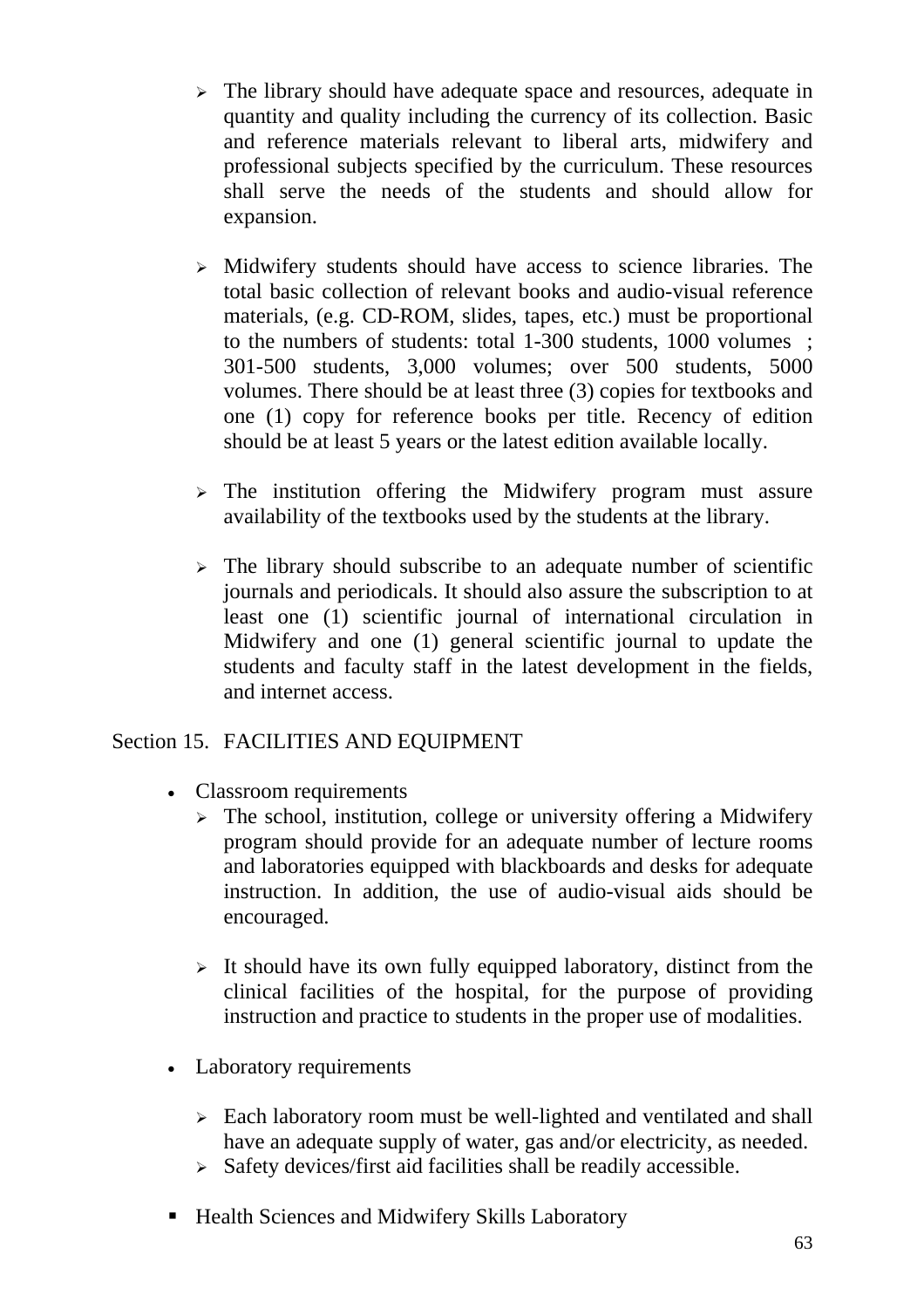- The library should have adequate space and resources, adequate in quantity and quality including the currency of its collection. Basic and reference materials relevant to liberal arts, midwifery and professional subjects specified by the curriculum. These resources shall serve the needs of the students and should allow for expansion.

- Midwifery students should have access to science libraries. The total basic collection of relevant books and audio-visual reference materials, (e.g. CD-ROM, slides, tapes, etc.) must be proportional to the numbers of students: total 1-300 students, 1000 volumes ; 301-500 students, 3,000 volumes; over 500 students, 5000 volumes. There should be at least three (3) copies for textbooks and one (1) copy for reference books per title. Recency of edition should be at least 5 years or the latest edition available locally.

- The institution offering the Midwifery program must assure availability of the textbooks used by the students at the library.

- The library should subscribe to an adequate number of scientific journals and periodicals. It should also assure the subscription to at least one (1) scientific journal of international circulation in Midwifery and one (1) general scientific journal to update the students and faculty staff in the latest development in the fields, and internet access.

Section 15. FACILITIES AND EQUIPMENT

- Classroom requirements
  - The school, institution, college or university offering a Midwifery program should provide for an adequate number of lecture rooms and laboratories equipped with blackboards and desks for adequate instruction. In addition, the use of audio-visual aids should be encouraged.

  - It should have its own fully equipped laboratory, distinct from the clinical facilities of the hospital, for the purpose of providing instruction and practice to students in the proper use of modalities.

- Laboratory requirements

  - Each laboratory room must be well-lighted and ventilated and shall have an adequate supply of water, gas and/or electricity, as needed.
  - Safety devices/first aid facilities shall be readily accessible.

- Health Sciences and Midwifery Skills Laboratory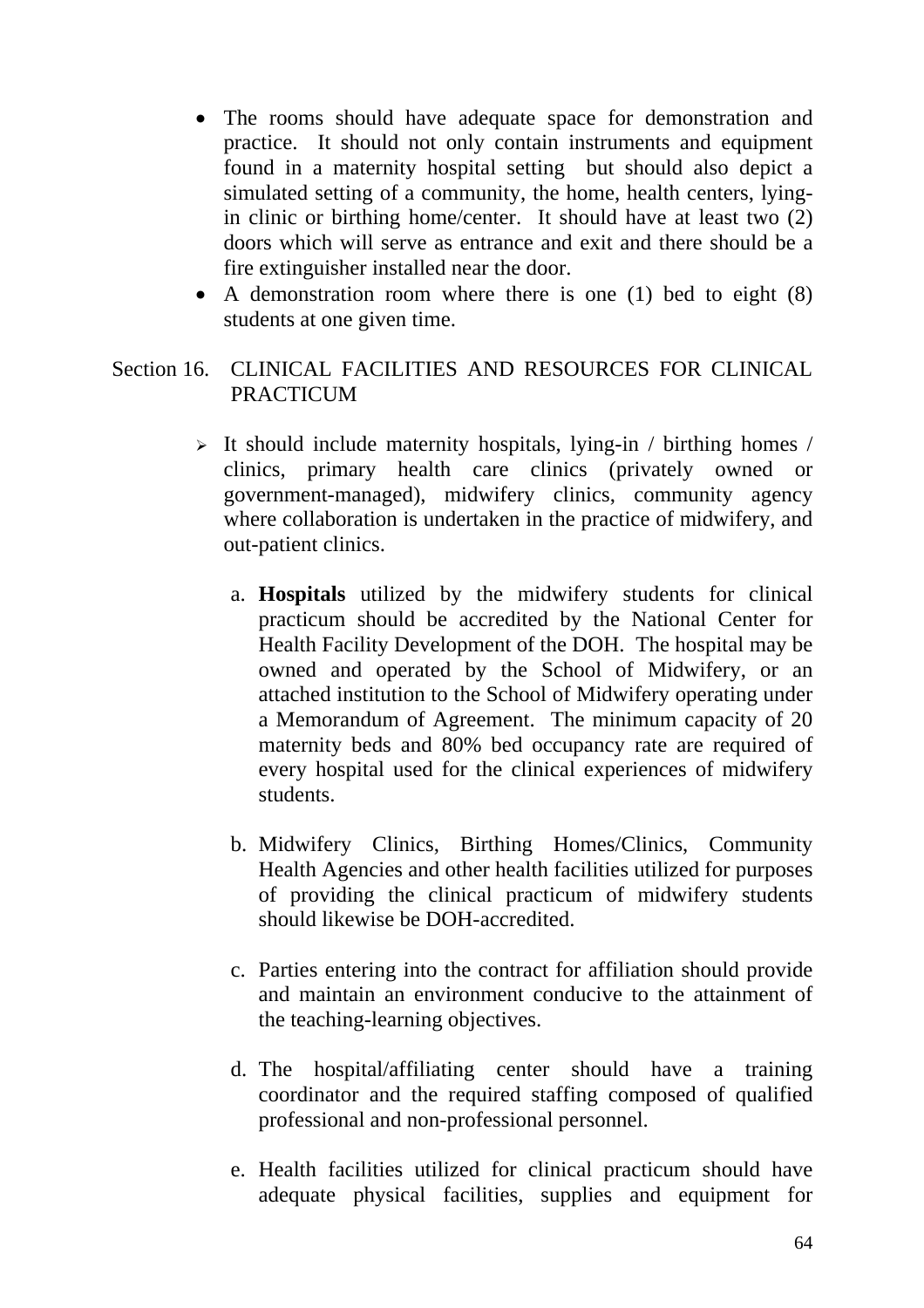- The rooms should have adequate space for demonstration and practice. It should not only contain instruments and equipment found in a maternity hospital setting but should also depict a simulated setting of a community, the home, health centers, lying-in clinic or birthing home/center. It should have at least two (2) doors which will serve as entrance and exit and there should be a fire extinguisher installed near the door.
- A demonstration room where there is one (1) bed to eight (8) students at one given time.

Section 16. CLINICAL FACILITIES AND RESOURCES FOR CLINICAL PRACTICUM

- It should include maternity hospitals, lying-in / birthing homes / clinics, primary health care clinics (privately owned or government-managed), midwifery clinics, community agency where collaboration is undertaken in the practice of midwifery, and out-patient clinics.

  a. **Hospitals** utilized by the midwifery students for clinical practicum should be accredited by the National Center for Health Facility Development of the DOH. The hospital may be owned and operated by the School of Midwifery, or an attached institution to the School of Midwifery operating under a Memorandum of Agreement. The minimum capacity of 20 maternity beds and 80% bed occupancy rate are required of every hospital used for the clinical experiences of midwifery students.

  b. Midwifery Clinics, Birthing Homes/Clinics, Community Health Agencies and other health facilities utilized for purposes of providing the clinical practicum of midwifery students should likewise be DOH-accredited.

  c. Parties entering into the contract for affiliation should provide and maintain an environment conducive to the attainment of the teaching-learning objectives.

  d. The hospital/affiliating center should have a training coordinator and the required staffing composed of qualified professional and non-professional personnel.

  e. Health facilities utilized for clinical practicum should have adequate physical facilities, supplies and equipment for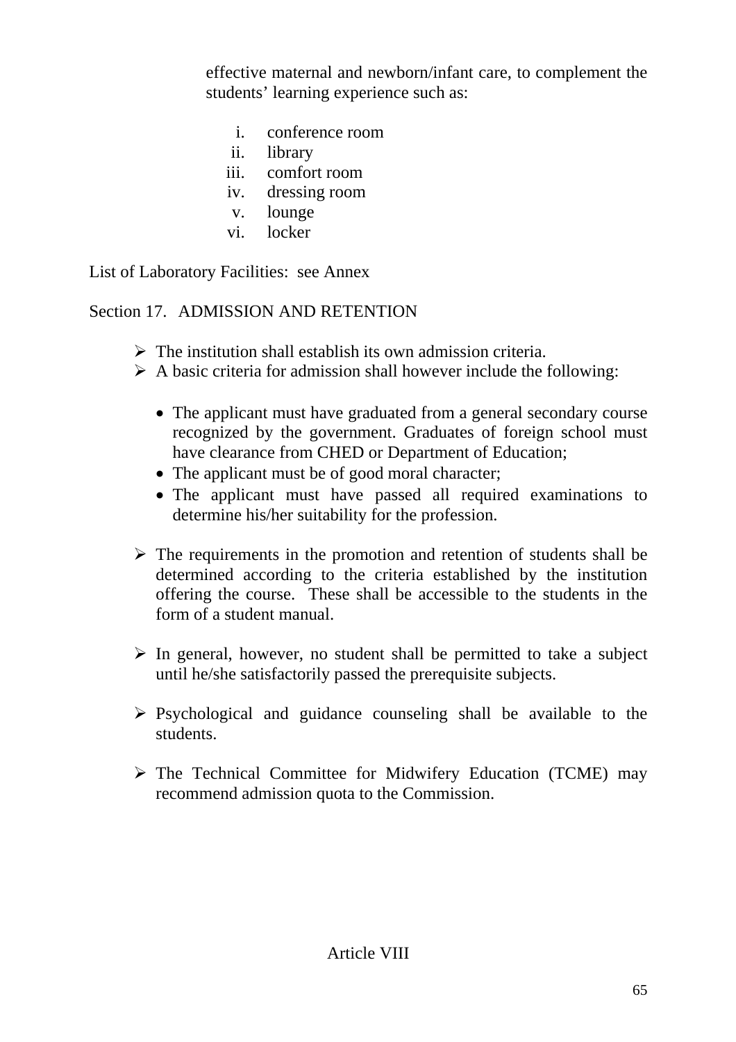effective maternal and newborn/infant care, to complement the students' learning experience such as:

i. conference room
ii. library
iii. comfort room
iv. dressing room
v. lounge
vi. locker

List of Laboratory Facilities: see Annex

Section 17. ADMISSION AND RETENTION

- The institution shall establish its own admission criteria.
- A basic criteria for admission shall however include the following:

  - The applicant must have graduated from a general secondary course recognized by the government. Graduates of foreign school must have clearance from CHED or Department of Education;
  - The applicant must be of good moral character;
  - The applicant must have passed all required examinations to determine his/her suitability for the profession.

- The requirements in the promotion and retention of students shall be determined according to the criteria established by the institution offering the course. These shall be accessible to the students in the form of a student manual.

- In general, however, no student shall be permitted to take a subject until he/she satisfactorily passed the prerequisite subjects.

- Psychological and guidance counseling shall be available to the students.

- The Technical Committee for Midwifery Education (TCME) may recommend admission quota to the Commission.

Article VIII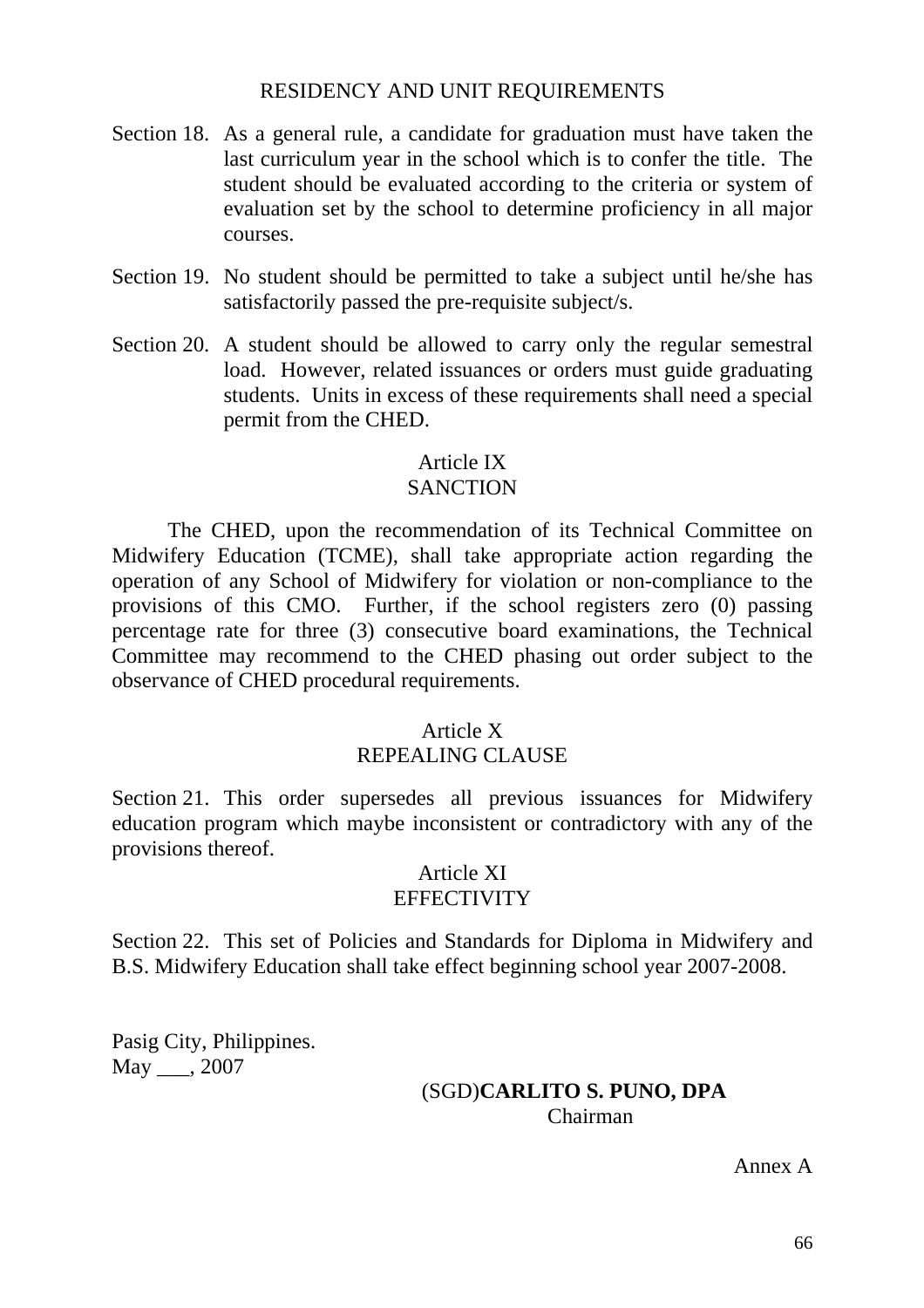## RESIDENCY AND UNIT REQUIREMENTS

Section 18. As a general rule, a candidate for graduation must have taken the last curriculum year in the school which is to confer the title. The student should be evaluated according to the criteria or system of evaluation set by the school to determine proficiency in all major courses.

Section 19. No student should be permitted to take a subject until he/she has satisfactorily passed the pre-requisite subject/s.

Section 20. A student should be allowed to carry only the regular semestral load. However, related issuances or orders must guide graduating students. Units in excess of these requirements shall need a special permit from the CHED.

## Article IX
## SANCTION

The CHED, upon the recommendation of its Technical Committee on Midwifery Education (TCME), shall take appropriate action regarding the operation of any School of Midwifery for violation or non-compliance to the provisions of this CMO. Further, if the school registers zero (0) passing percentage rate for three (3) consecutive board examinations, the Technical Committee may recommend to the CHED phasing out order subject to the observance of CHED procedural requirements.

## Article X
## REPEALING CLAUSE

Section 21. This order supersedes all previous issuances for Midwifery education program which maybe inconsistent or contradictory with any of the provisions thereof.

## Article XI
## EFFECTIVITY

Section 22. This set of Policies and Standards for Diploma in Midwifery and B.S. Midwifery Education shall take effect beginning school year 2007-2008.

Pasig City, Philippines.
May ___, 2007

(SGD)**CARLITO S. PUNO, DPA**
Chairman

Annex A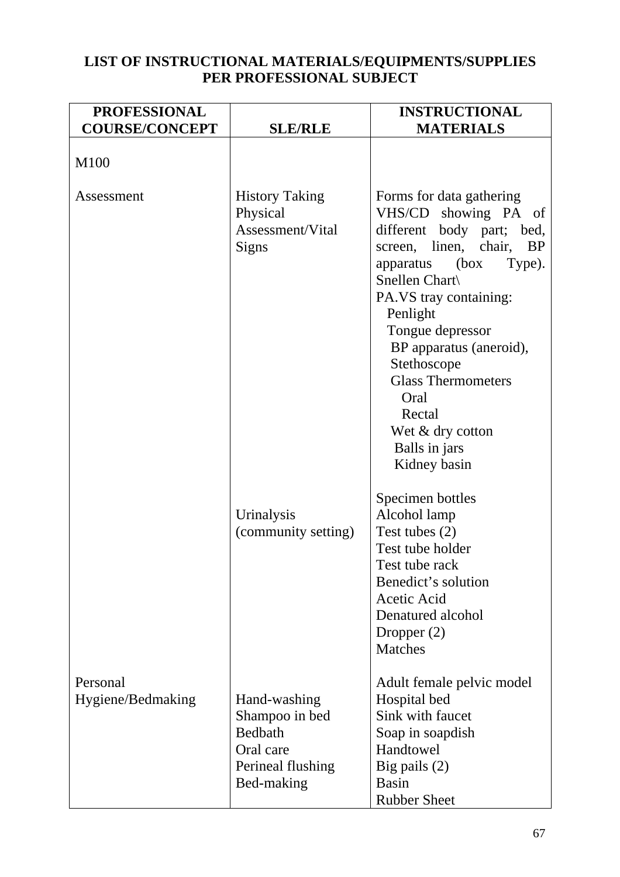# LIST OF INSTRUCTIONAL MATERIALS/EQUIPMENTS/SUPPLIES PER PROFESSIONAL SUBJECT

| PROFESSIONAL COURSE/CONCEPT | SLE/RLE | INSTRUCTIONAL MATERIALS |
|---|---|---|
| M100 | | |
| Assessment | History Taking<br>Physical Assessment/Vital Signs | Forms for data gathering<br>VHS/CD showing PA of different body part; bed, screen, linen, chair, BP apparatus (box Type).<br>Snellen Chart\<br>PA.VS tray containing:<br>Penlight<br>Tongue depressor<br>BP apparatus (aneroid),<br>Stethoscope<br>Glass Thermometers<br>Oral<br>Rectal<br>Wet & dry cotton<br>Balls in jars<br>Kidney basin |
| | Urinalysis (community setting) | Specimen bottles<br>Alcohol lamp<br>Test tubes (2)<br>Test tube holder<br>Test tube rack<br>Benedict's solution<br>Acetic Acid<br>Denatured alcohol<br>Dropper (2)<br>Matches |
| Personal Hygiene/Bedmaking | Hand-washing<br>Shampoo in bed<br>Bedbath<br>Oral care<br>Perineal flushing<br>Bed-making | Adult female pelvic model<br>Hospital bed<br>Sink with faucet<br>Soap in soapdish<br>Handtowel<br>Big pails (2)<br>Basin<br>Rubber Sheet |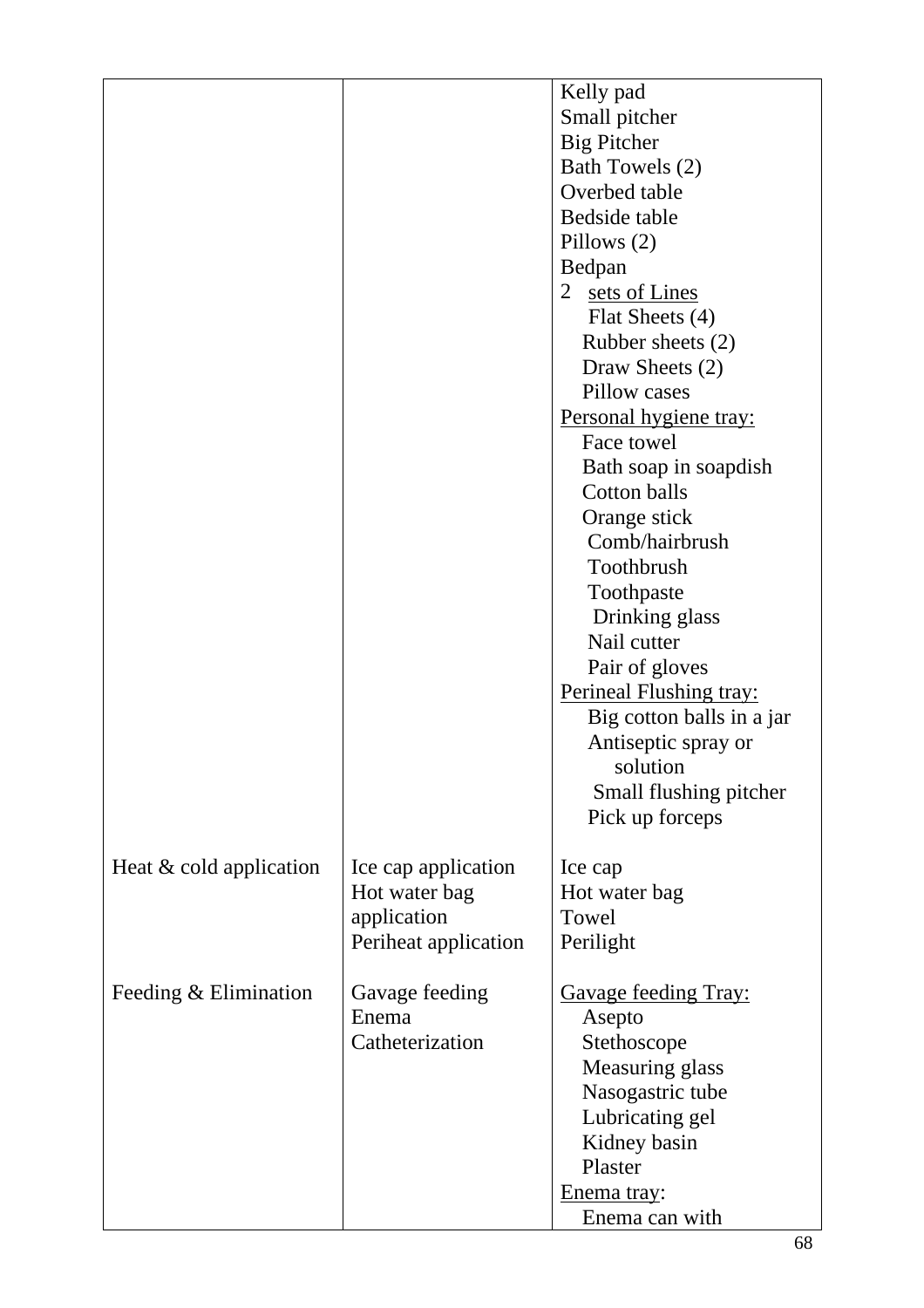| | | |
|---|---|---|
| | | Kelly pad<br>Small pitcher<br>Big Pitcher<br>Bath Towels (2)<br>Overbed table<br>Bedside table<br>Pillows (2)<br>Bedpan<br>2 sets of Lines<br>Flat Sheets (4)<br>Rubber sheets (2)<br>Draw Sheets (2)<br>Pillow cases<br>Personal hygiene tray:<br>Face towel<br>Bath soap in soapdish<br>Cotton balls<br>Orange stick<br>Comb/hairbrush<br>Toothbrush<br>Toothpaste<br>Drinking glass<br>Nail cutter<br>Pair of gloves<br>Perineal Flushing tray:<br>Big cotton balls in a jar<br>Antiseptic spray or solution<br>Small flushing pitcher<br>Pick up forceps |
| Heat & cold application | Ice cap application<br>Hot water bag application<br>Periheat application | Ice cap<br>Hot water bag<br>Towel<br>Perilight |
| Feeding & Elimination | Gavage feeding<br>Enema<br>Catheterization | Gavage feeding Tray:<br>Asepto<br>Stethoscope<br>Measuring glass<br>Nasogastric tube<br>Lubricating gel<br>Kidney basin<br>Plaster<br>Enema tray:<br>Enema can with |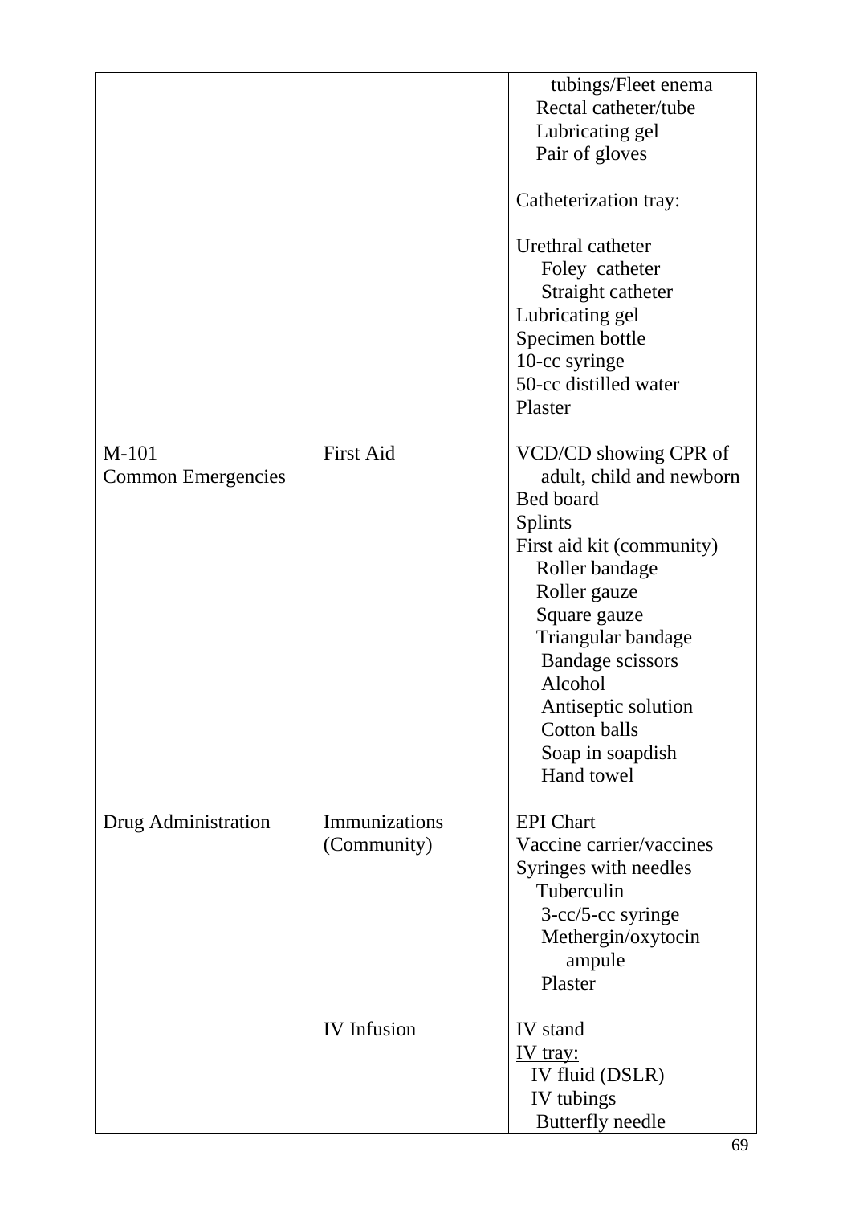| | | |
|---|---|---|
| | | tubings/Fleet enema<br>Rectal catheter/tube<br>Lubricating gel<br>Pair of gloves<br><br>Catheterization tray:<br><br>Urethral catheter<br>Foley catheter<br>Straight catheter<br>Lubricating gel<br>Specimen bottle<br>10-cc syringe<br>50-cc distilled water<br>Plaster |
| M-101<br>Common Emergencies | First Aid | VCD/CD showing CPR of adult, child and newborn<br>Bed board<br>Splints<br>First aid kit (community)<br>Roller bandage<br>Roller gauze<br>Square gauze<br>Triangular bandage<br>Bandage scissors<br>Alcohol<br>Antiseptic solution<br>Cotton balls<br>Soap in soapdish<br>Hand towel |
| Drug Administration | Immunizations (Community) | EPI Chart<br>Vaccine carrier/vaccines<br>Syringes with needles<br>Tuberculin<br>3-cc/5-cc syringe<br>Methergin/oxytocin ampule<br>Plaster |
| | IV Infusion | IV stand<br><u>IV tray:</u><br>IV fluid (DSLR)<br>IV tubings<br>Butterfly needle |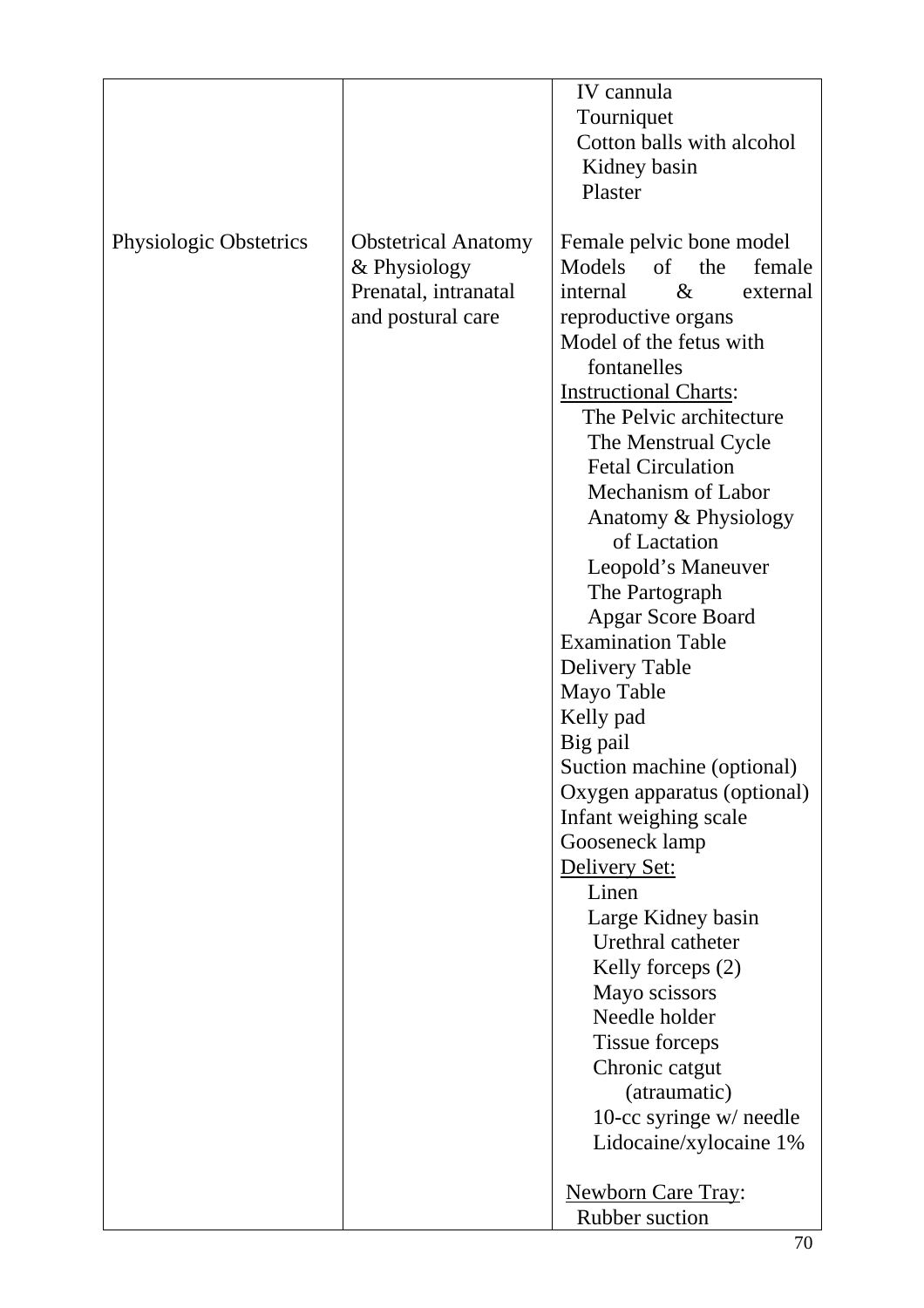| | | |
|---|---|---|
| | | IV cannula<br>Tourniquet<br>Cotton balls with alcohol<br>Kidney basin<br>Plaster |
| Physiologic Obstetrics | Obstetrical Anatomy & Physiology<br>Prenatal, intranatal and postural care | Female pelvic bone model<br>Models of the female internal & external reproductive organs<br>Model of the fetus with fontanelles<br><u>Instructional Charts</u>:<br>The Pelvic architecture<br>The Menstrual Cycle<br>Fetal Circulation<br>Mechanism of Labor<br>Anatomy & Physiology of Lactation<br>Leopold's Maneuver<br>The Partograph<br>Apgar Score Board<br>Examination Table<br>Delivery Table<br>Mayo Table<br>Kelly pad<br>Big pail<br>Suction machine (optional)<br>Oxygen apparatus (optional)<br>Infant weighing scale<br>Gooseneck lamp<br><u>Delivery Set:</u><br>Linen<br>Large Kidney basin<br>Urethral catheter<br>Kelly forceps (2)<br>Mayo scissors<br>Needle holder<br>Tissue forceps<br>Chronic catgut (atraumatic)<br>10-cc syringe w/ needle<br>Lidocaine/xylocaine 1%<br><br><u>Newborn Care Tray</u>:<br>Rubber suction |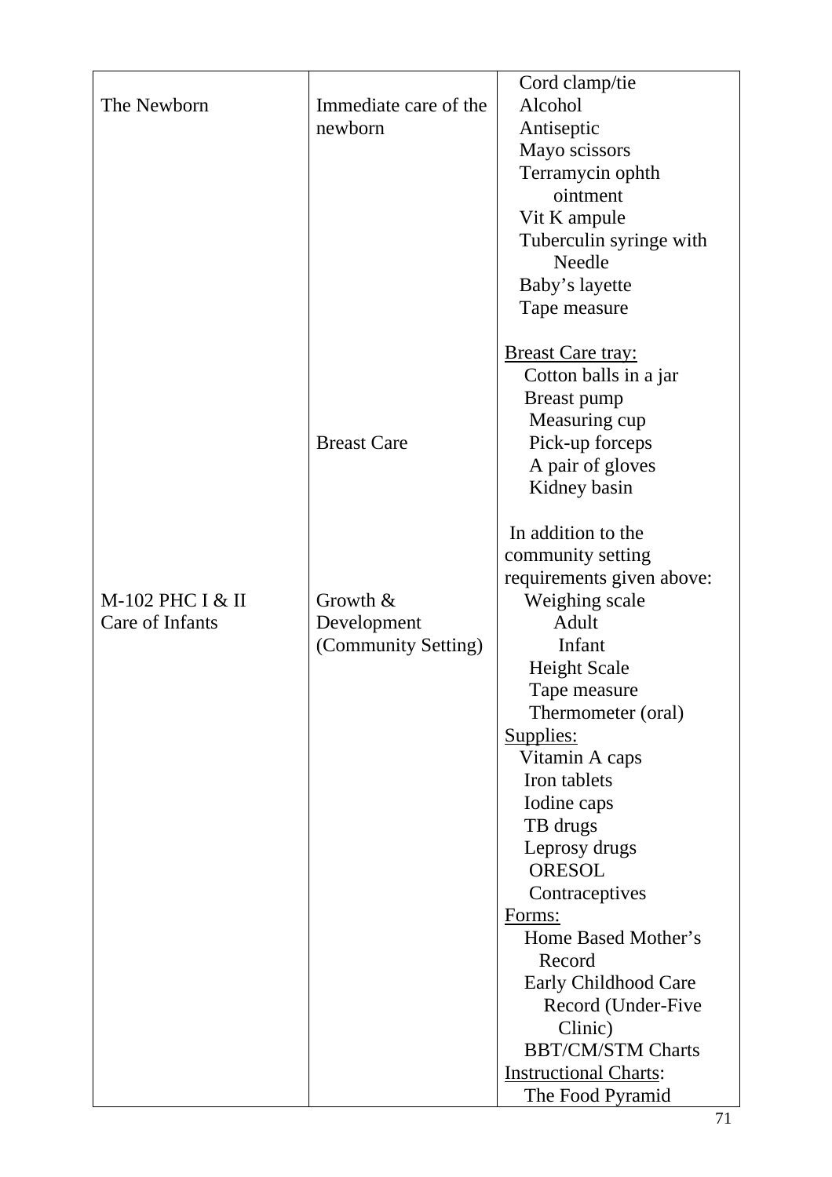| | | |
|---|---|---|
| The Newborn | Immediate care of the newborn | Cord clamp/tie<br>Alcohol<br>Antiseptic<br>Mayo scissors<br>Terramycin ophth ointment<br>Vit K ampule<br>Tuberculin syringe with Needle<br>Baby's layette<br>Tape measure |
| | Breast Care | <u>Breast Care tray:</u><br>Cotton balls in a jar<br>Breast pump<br>Measuring cup<br>Pick-up forceps<br>A pair of gloves<br>Kidney basin |
| M-102 PHC I & II<br>Care of Infants | Growth & Development (Community Setting) | In addition to the community setting requirements given above:<br>Weighing scale<br>Adult<br>Infant<br>Height Scale<br>Tape measure<br>Thermometer (oral)<br><u>Supplies:</u><br>Vitamin A caps<br>Iron tablets<br>Iodine caps<br>TB drugs<br>Leprosy drugs<br>ORESOL<br>Contraceptives<br><u>Forms:</u><br>Home Based Mother's Record<br>Early Childhood Care Record (Under-Five Clinic)<br>BBT/CM/STM Charts<br><u>Instructional Charts</u>:<br>The Food Pyramid |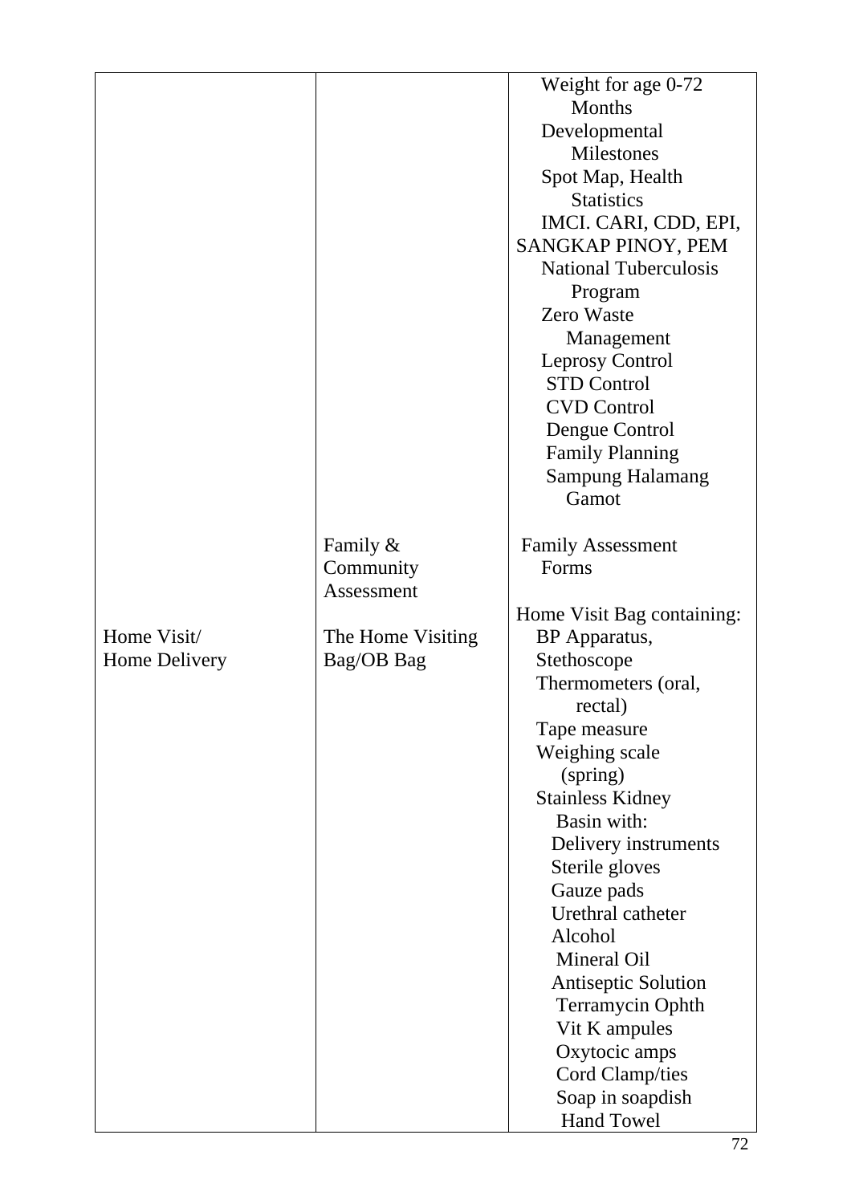| | | |
|---|---|---|
| | | Weight for age 0-72 Months<br>Developmental Milestones<br>Spot Map, Health Statistics<br>IMCI. CARI, CDD, EPI, SANGKAP PINOY, PEM<br>National Tuberculosis Program<br>Zero Waste Management<br>Leprosy Control<br>STD Control<br>CVD Control<br>Dengue Control<br>Family Planning<br>Sampung Halamang Gamot |
| | Family & Community Assessment | Family Assessment Forms |
| Home Visit/<br>Home Delivery | The Home Visiting Bag/OB Bag | Home Visit Bag containing:<br>BP Apparatus,<br>Stethoscope<br>Thermometers (oral, rectal)<br>Tape measure<br>Weighing scale (spring)<br>Stainless Kidney Basin with:<br>Delivery instruments<br>Sterile gloves<br>Gauze pads<br>Urethral catheter<br>Alcohol<br>Mineral Oil<br>Antiseptic Solution<br>Terramycin Ophth<br>Vit K ampules<br>Oxytocic amps<br>Cord Clamp/ties<br>Soap in soapdish<br>Hand Towel |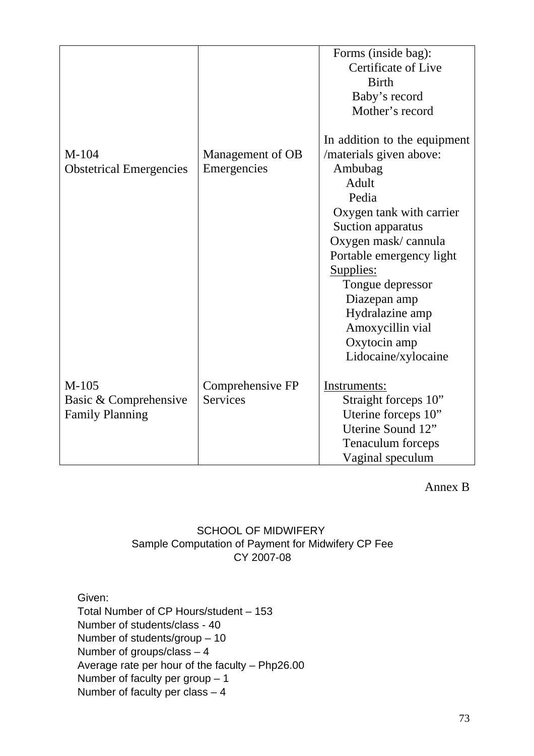| | | |
|---|---|---|
| | | Forms (inside bag):<br>Certificate of Live Birth<br>Baby's record<br>Mother's record |
| M-104<br>Obstetrical Emergencies | Management of OB Emergencies | In addition to the equipment /materials given above:<br>Ambubag<br>Adult<br>Pedia<br>Oxygen tank with carrier<br>Suction apparatus<br>Oxygen mask/ cannula<br>Portable emergency light<br><u>Supplies:</u><br>Tongue depressor<br>Diazepan amp<br>Hydralazine amp<br>Amoxycillin vial<br>Oxytocin amp<br>Lidocaine/xylocaine |
| M-105<br>Basic & Comprehensive Family Planning | Comprehensive FP Services | <u>Instruments:</u><br>Straight forceps 10"<br>Uterine forceps 10"<br>Uterine Sound 12"<br>Tenaculum forceps<br>Vaginal speculum |

Annex B

SCHOOL OF MIDWIFERY
Sample Computation of Payment for Midwifery CP Fee
CY 2007-08

Given:
Total Number of CP Hours/student – 153
Number of students/class - 40
Number of students/group – 10
Number of groups/class – 4
Average rate per hour of the faculty – Php26.00
Number of faculty per group – 1
Number of faculty per class – 4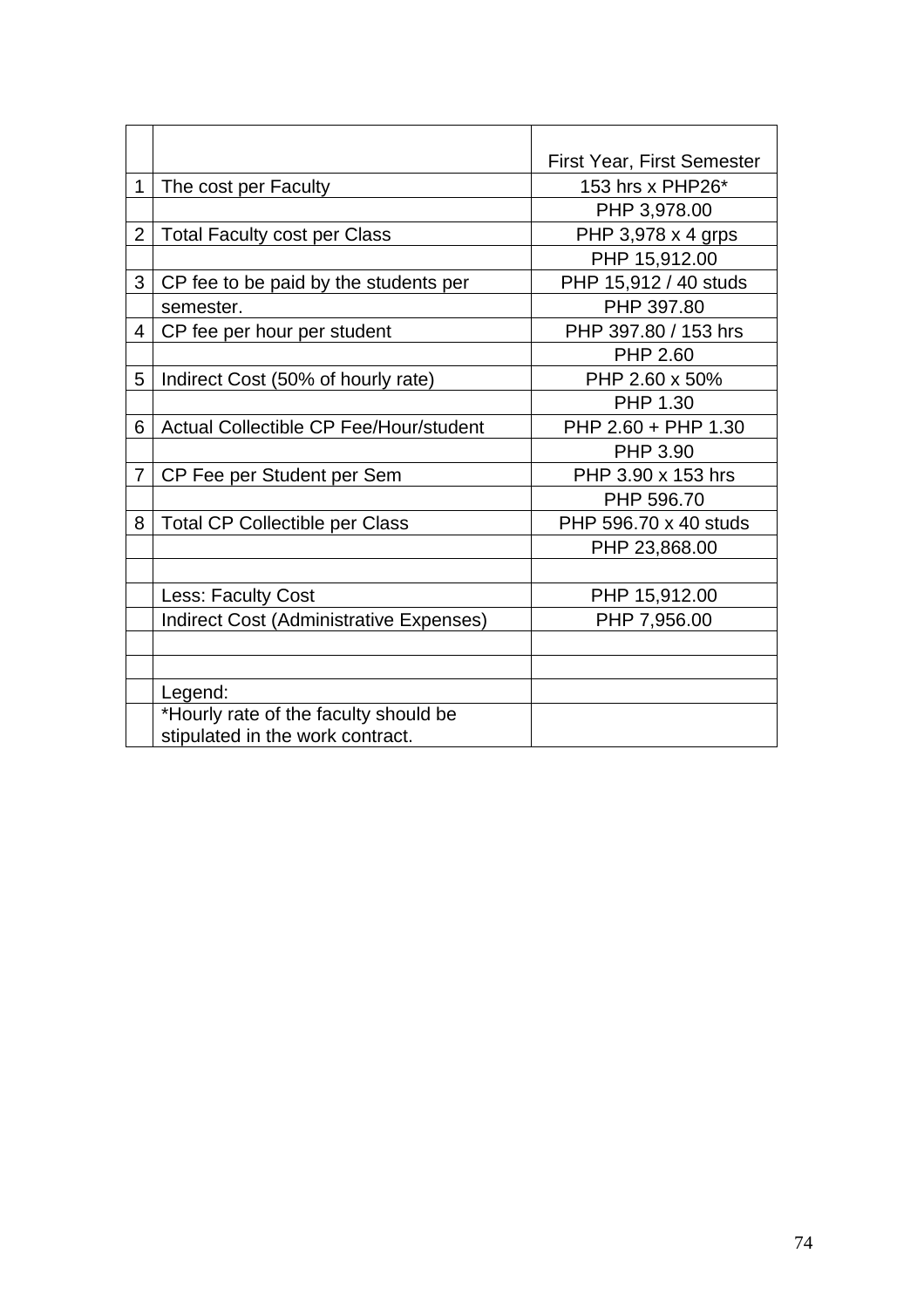| | | First Year, First Semester |
|---|---|---|
| 1 | The cost per Faculty | 153 hrs x PHP26* |
| | | PHP 3,978.00 |
| 2 | Total Faculty cost per Class | PHP 3,978 x 4 grps |
| | | PHP 15,912.00 |
| 3 | CP fee to be paid by the students per | PHP 15,912 / 40 studs |
| | semester. | PHP 397.80 |
| 4 | CP fee per hour per student | PHP 397.80 / 153 hrs |
| | | PHP 2.60 |
| 5 | Indirect Cost (50% of hourly rate) | PHP 2.60 x 50% |
| | | PHP 1.30 |
| 6 | Actual Collectible CP Fee/Hour/student | PHP 2.60 + PHP 1.30 |
| | | PHP 3.90 |
| 7 | CP Fee per Student per Sem | PHP 3.90 x 153 hrs |
| | | PHP 596.70 |
| 8 | Total CP Collectible per Class | PHP 596.70 x 40 studs |
| | | PHP 23,868.00 |
| | | |
| | Less: Faculty Cost | PHP 15,912.00 |
| | Indirect Cost (Administrative Expenses) | PHP 7,956.00 |
| | | |
| | | |
| | Legend: | |
| | *Hourly rate of the faculty should be stipulated in the work contract. | |